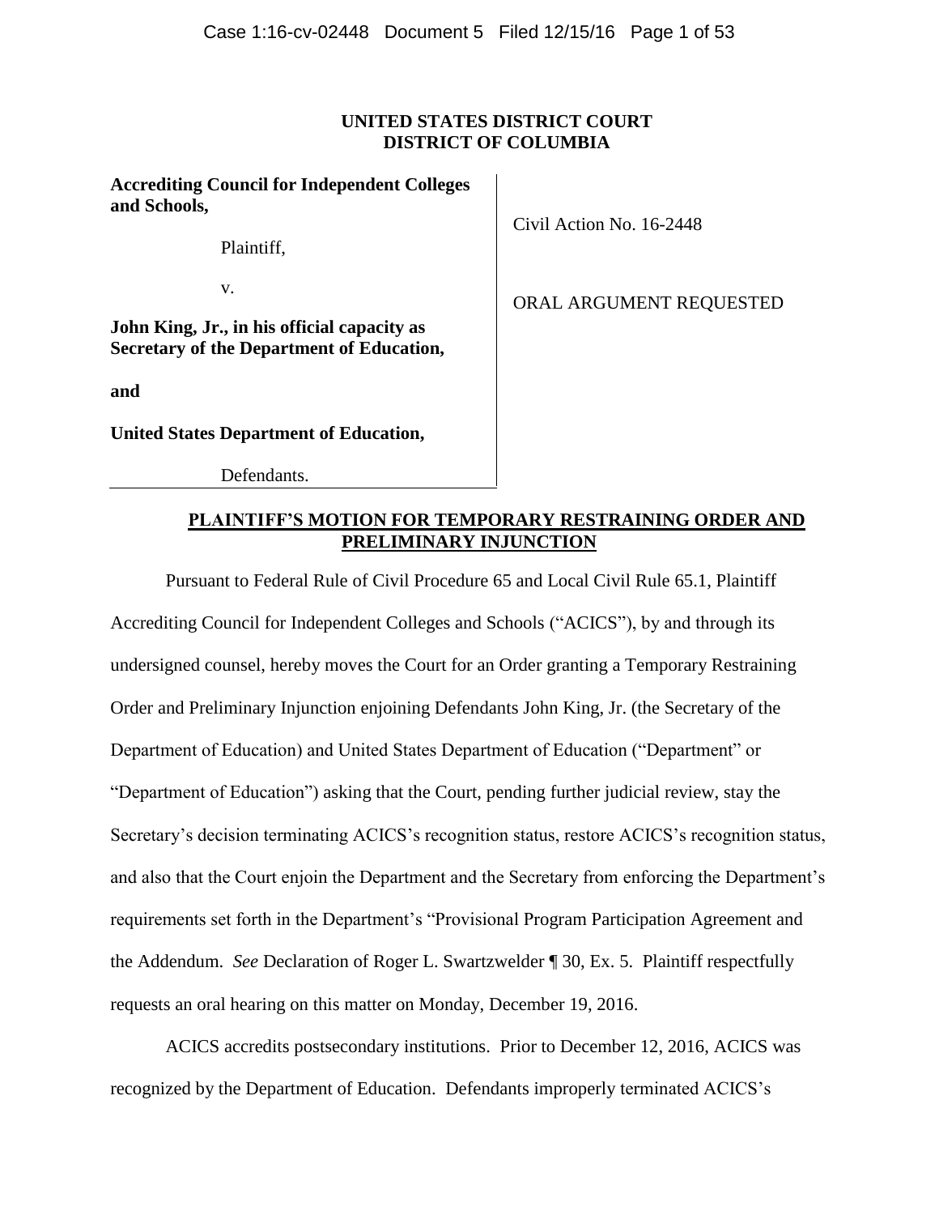**UNITED STATES DISTRICT COURT**
**DISTRICT OF COLUMBIA**

| | |
|---|---|
| **Accrediting Council for Independent Colleges and Schools,**<br><br>Plaintiff,<br><br>v.<br><br>**John King, Jr., in his official capacity as Secretary of the Department of Education,**<br><br>**and**<br><br>**United States Department of Education,**<br><br>Defendants. | Civil Action No. 16-2448<br><br>ORAL ARGUMENT REQUESTED |

## **PLAINTIFF'S MOTION FOR TEMPORARY RESTRAINING ORDER AND PRELIMINARY INJUNCTION**

Pursuant to Federal Rule of Civil Procedure 65 and Local Civil Rule 65.1, Plaintiff Accrediting Council for Independent Colleges and Schools ("ACICS"), by and through its undersigned counsel, hereby moves the Court for an Order granting a Temporary Restraining Order and Preliminary Injunction enjoining Defendants John King, Jr. (the Secretary of the Department of Education) and United States Department of Education ("Department" or "Department of Education") asking that the Court, pending further judicial review, stay the Secretary's decision terminating ACICS's recognition status, restore ACICS's recognition status, and also that the Court enjoin the Department and the Secretary from enforcing the Department's requirements set forth in the Department's "Provisional Program Participation Agreement and the Addendum. *See* Declaration of Roger L. Swartzwelder ¶ 30, Ex. 5. Plaintiff respectfully requests an oral hearing on this matter on Monday, December 19, 2016.

ACICS accredits postsecondary institutions. Prior to December 12, 2016, ACICS was recognized by the Department of Education. Defendants improperly terminated ACICS's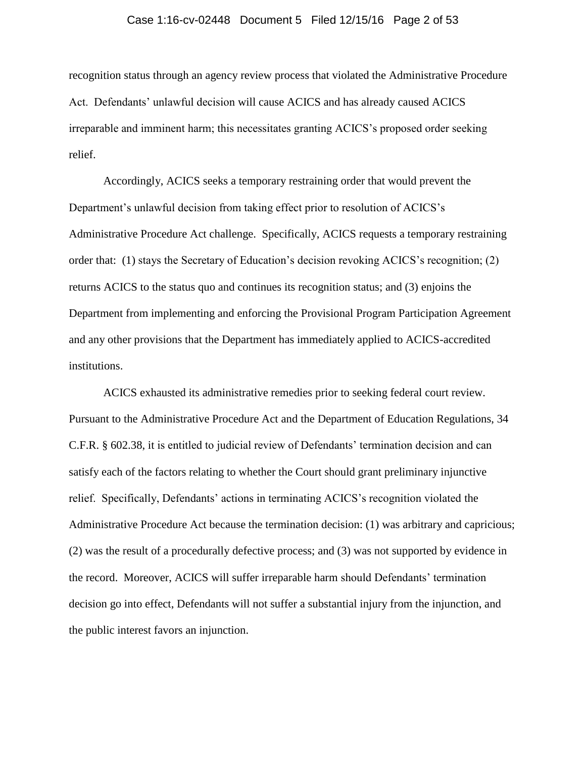recognition status through an agency review process that violated the Administrative Procedure Act. Defendants' unlawful decision will cause ACICS and has already caused ACICS irreparable and imminent harm; this necessitates granting ACICS's proposed order seeking relief.

Accordingly, ACICS seeks a temporary restraining order that would prevent the Department's unlawful decision from taking effect prior to resolution of ACICS's Administrative Procedure Act challenge. Specifically, ACICS requests a temporary restraining order that: (1) stays the Secretary of Education's decision revoking ACICS's recognition; (2) returns ACICS to the status quo and continues its recognition status; and (3) enjoins the Department from implementing and enforcing the Provisional Program Participation Agreement and any other provisions that the Department has immediately applied to ACICS-accredited institutions.

ACICS exhausted its administrative remedies prior to seeking federal court review. Pursuant to the Administrative Procedure Act and the Department of Education Regulations, 34 C.F.R. § 602.38, it is entitled to judicial review of Defendants' termination decision and can satisfy each of the factors relating to whether the Court should grant preliminary injunctive relief. Specifically, Defendants' actions in terminating ACICS's recognition violated the Administrative Procedure Act because the termination decision: (1) was arbitrary and capricious; (2) was the result of a procedurally defective process; and (3) was not supported by evidence in the record. Moreover, ACICS will suffer irreparable harm should Defendants' termination decision go into effect, Defendants will not suffer a substantial injury from the injunction, and the public interest favors an injunction.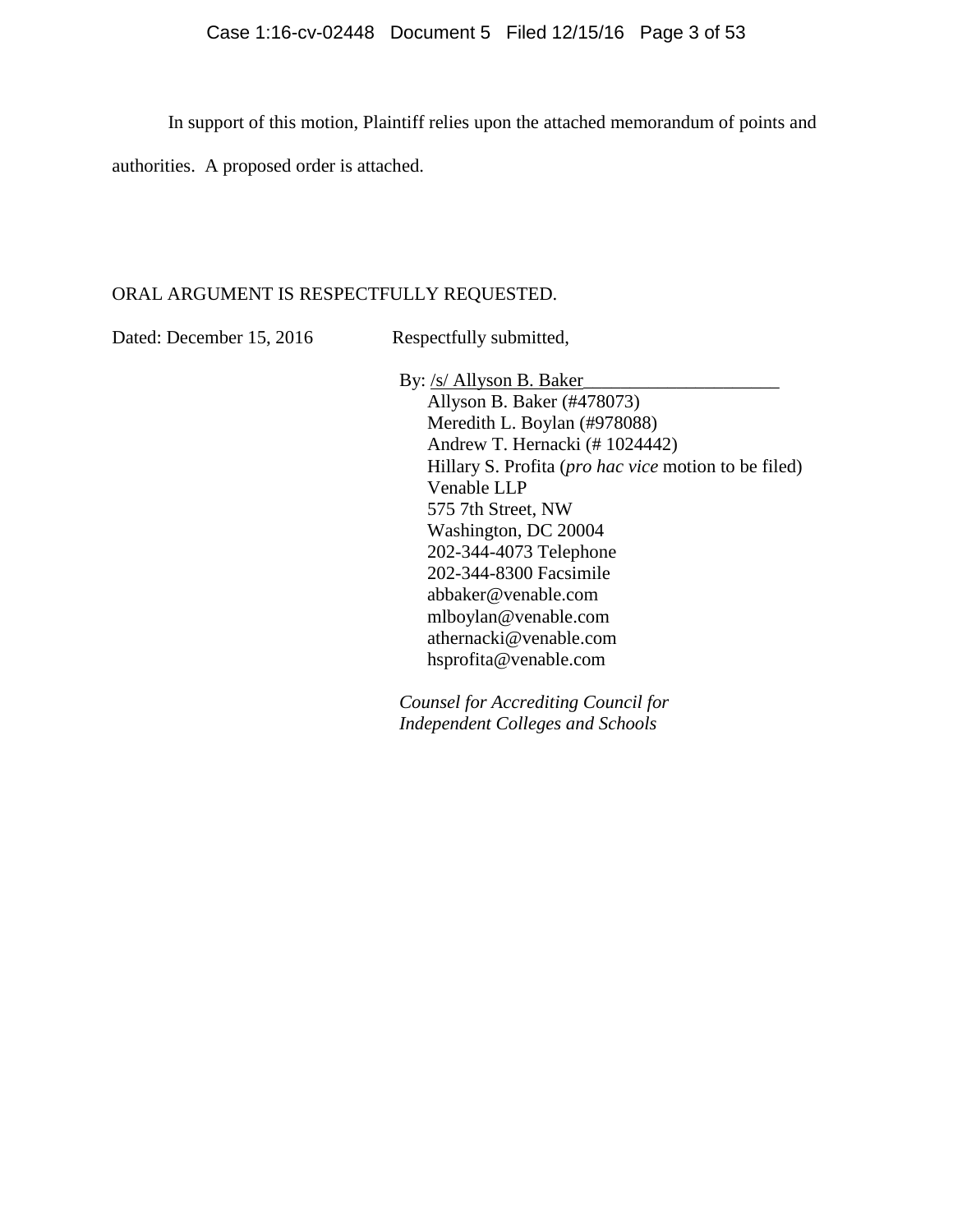In support of this motion, Plaintiff relies upon the attached memorandum of points and authorities. A proposed order is attached.

ORAL ARGUMENT IS RESPECTFULLY REQUESTED.

Dated: December 15, 2016

Respectfully submitted,

By: /s/ Allyson B. Baker

Allyson B. Baker (#478073)
Meredith L. Boylan (#978088)
Andrew T. Hernacki (# 1024442)
Hillary S. Profita (*pro hac vice* motion to be filed)
Venable LLP
575 7th Street, NW
Washington, DC 20004
202-344-4073 Telephone
202-344-8300 Facsimile
abbaker@venable.com
mlboylan@venable.com
athernacki@venable.com
hsprofita@venable.com

*Counsel for Accrediting Council for Independent Colleges and Schools*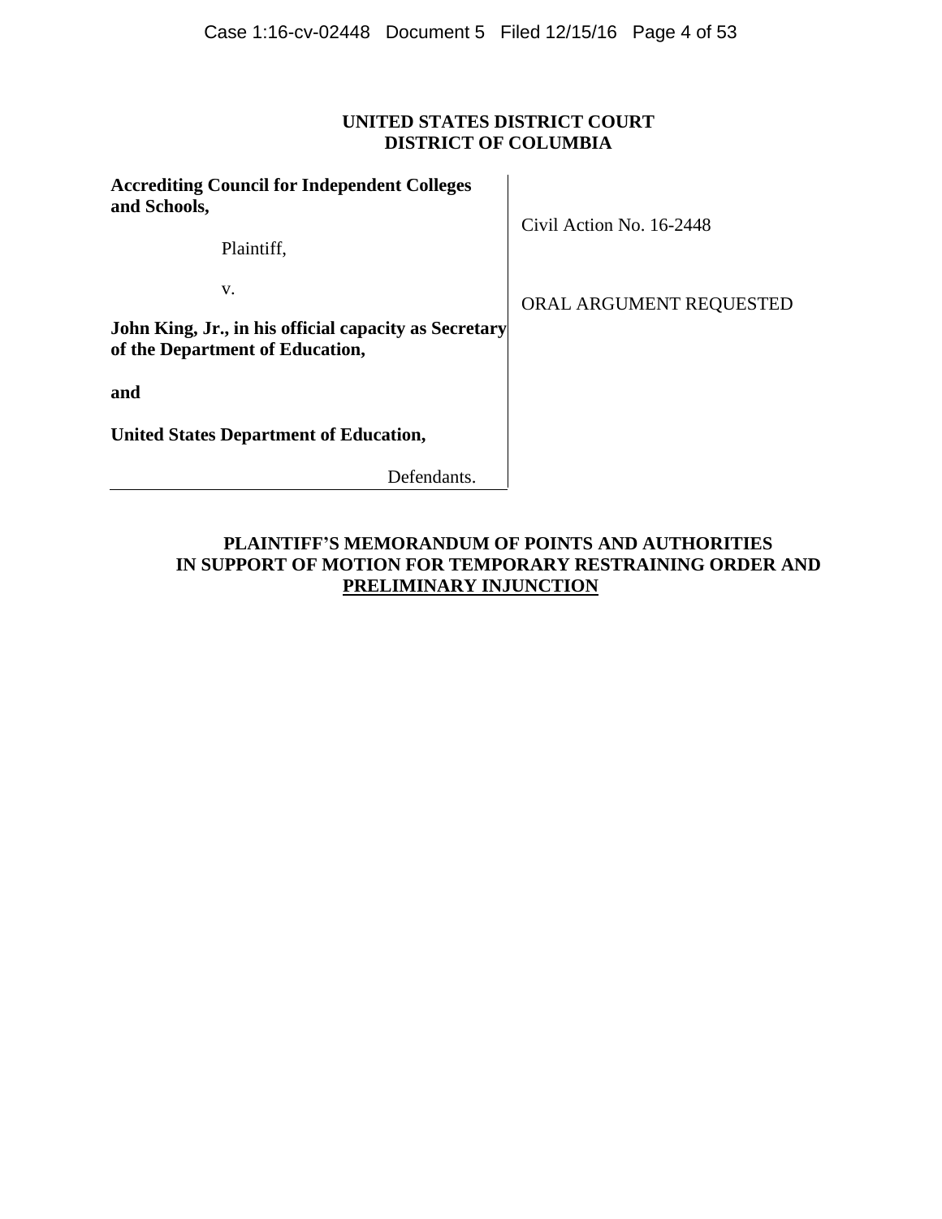**UNITED STATES DISTRICT COURT**
**DISTRICT OF COLUMBIA**

**Accrediting Council for Independent Colleges and Schools,**

Plaintiff,

v.

**John King, Jr., in his official capacity as Secretary of the Department of Education,**

**and**

**United States Department of Education,**

Defendants.

Civil Action No. 16-2448

ORAL ARGUMENT REQUESTED

**PLAINTIFF'S MEMORANDUM OF POINTS AND AUTHORITIES IN SUPPORT OF MOTION FOR TEMPORARY RESTRAINING ORDER AND PRELIMINARY INJUNCTION**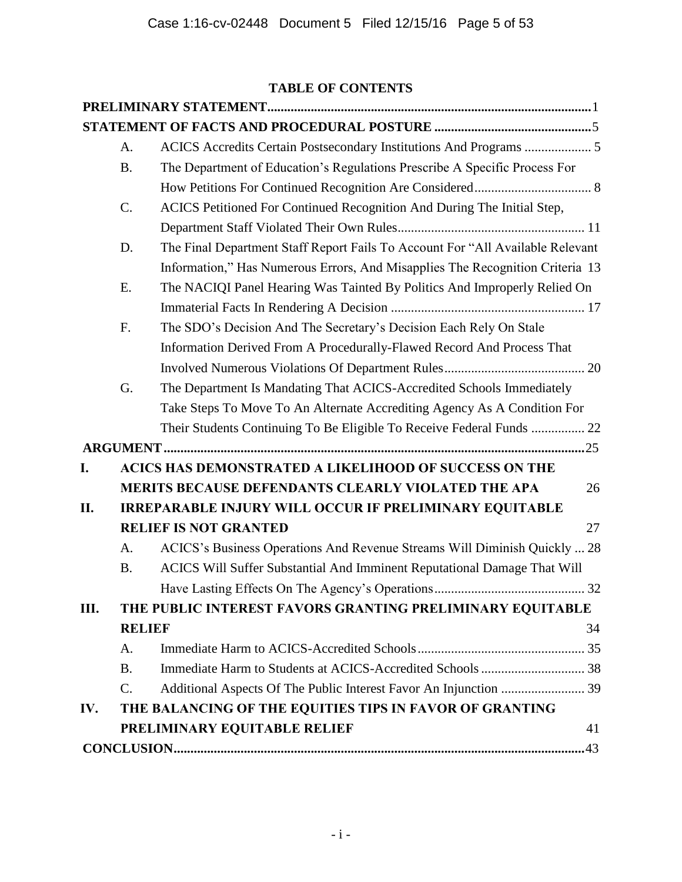**TABLE OF CONTENTS**

**PRELIMINARY STATEMENT** ............ 1

**STATEMENT OF FACTS AND PROCEDURAL POSTURE** ............ 5

- A. ACICS Accredits Certain Postsecondary Institutions And Programs ............ 5
- B. The Department of Education's Regulations Prescribe A Specific Process For How Petitions For Continued Recognition Are Considered ............ 8
- C. ACICS Petitioned For Continued Recognition And During The Initial Step, Department Staff Violated Their Own Rules ............ 11
- D. The Final Department Staff Report Fails To Account For "All Available Relevant Information," Has Numerous Errors, And Misapplies The Recognition Criteria 13
- E. The NACIQI Panel Hearing Was Tainted By Politics And Improperly Relied On Immaterial Facts In Rendering A Decision ............ 17
- F. The SDO's Decision And The Secretary's Decision Each Rely On Stale Information Derived From A Procedurally-Flawed Record And Process That Involved Numerous Violations Of Department Rules ............ 20
- G. The Department Is Mandating That ACICS-Accredited Schools Immediately Take Steps To Move To An Alternate Accrediting Agency As A Condition For Their Students Continuing To Be Eligible To Receive Federal Funds ............ 22

**ARGUMENT** ............ 25

**I. ACICS HAS DEMONSTRATED A LIKELIHOOD OF SUCCESS ON THE MERITS BECAUSE DEFENDANTS CLEARLY VIOLATED THE APA** 26

**II. IRREPARABLE INJURY WILL OCCUR IF PRELIMINARY EQUITABLE RELIEF IS NOT GRANTED** 27

- A. ACICS's Business Operations And Revenue Streams Will Diminish Quickly ... 28
- B. ACICS Will Suffer Substantial And Imminent Reputational Damage That Will Have Lasting Effects On The Agency's Operations ............ 32

**III. THE PUBLIC INTEREST FAVORS GRANTING PRELIMINARY EQUITABLE RELIEF** 34

- A. Immediate Harm to ACICS-Accredited Schools ............ 35
- B. Immediate Harm to Students at ACICS-Accredited Schools ............ 38
- C. Additional Aspects Of The Public Interest Favor An Injunction ............ 39

**IV. THE BALANCING OF THE EQUITIES TIPS IN FAVOR OF GRANTING PRELIMINARY EQUITABLE RELIEF** 41

**CONCLUSION** ............ 43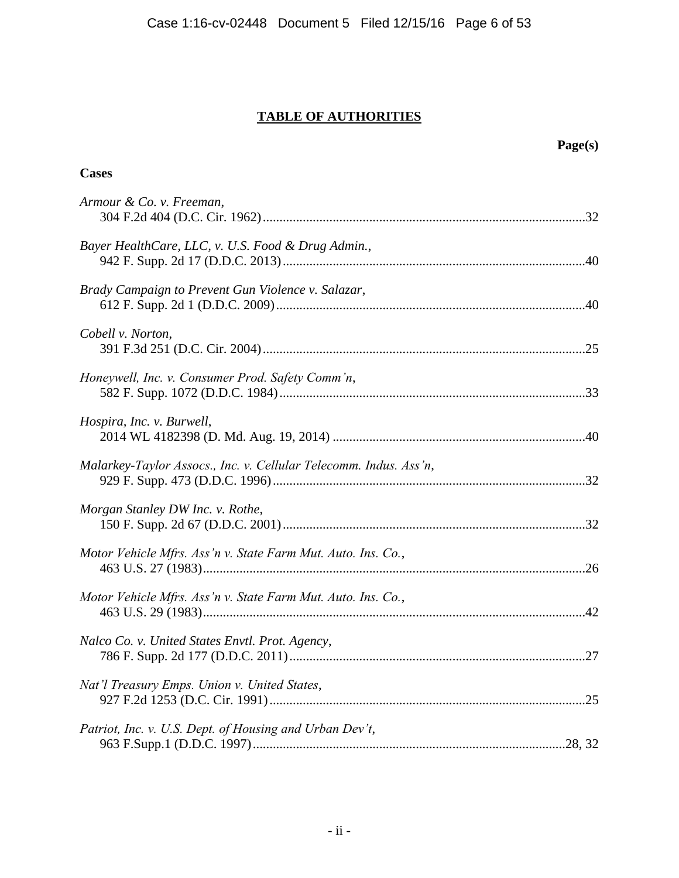# TABLE OF AUTHORITIES

**Page(s)**

**Cases**

*Armour & Co. v. Freeman*,
304 F.2d 404 (D.C. Cir. 1962)....................32

*Bayer HealthCare, LLC, v. U.S. Food & Drug Admin.*,
942 F. Supp. 2d 17 (D.D.C. 2013)....................40

*Brady Campaign to Prevent Gun Violence v. Salazar*,
612 F. Supp. 2d 1 (D.D.C. 2009)....................40

*Cobell v. Norton*,
391 F.3d 251 (D.C. Cir. 2004)....................25

*Honeywell, Inc. v. Consumer Prod. Safety Comm'n*,
582 F. Supp. 1072 (D.D.C. 1984)....................33

*Hospira, Inc. v. Burwell*,
2014 WL 4182398 (D. Md. Aug. 19, 2014)....................40

*Malarkey-Taylor Assocs., Inc. v. Cellular Telecomm. Indus. Ass'n*,
929 F. Supp. 473 (D.D.C. 1996)....................32

*Morgan Stanley DW Inc. v. Rothe*,
150 F. Supp. 2d 67 (D.D.C. 2001)....................32

*Motor Vehicle Mfrs. Ass'n v. State Farm Mut. Auto. Ins. Co.*,
463 U.S. 27 (1983)....................26

*Motor Vehicle Mfrs. Ass'n v. State Farm Mut. Auto. Ins. Co.*,
463 U.S. 29 (1983)....................42

*Nalco Co. v. United States Envtl. Prot. Agency*,
786 F. Supp. 2d 177 (D.D.C. 2011)....................27

*Nat'l Treasury Emps. Union v. United States*,
927 F.2d 1253 (D.C. Cir. 1991)....................25

*Patriot, Inc. v. U.S. Dept. of Housing and Urban Dev't*,
963 F.Supp.1 (D.D.C. 1997)....................28, 32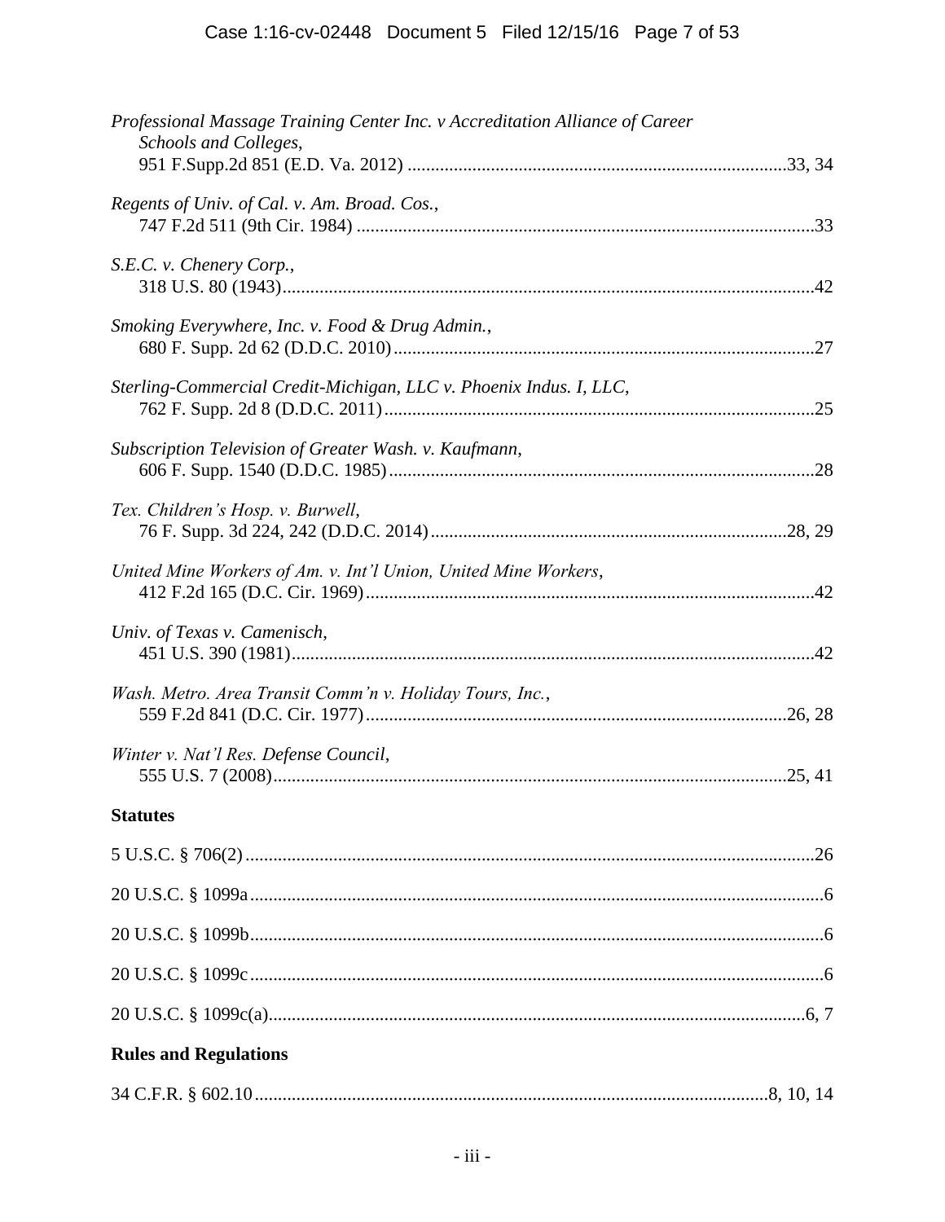*Professional Massage Training Center Inc. v Accreditation Alliance of Career Schools and Colleges*,
951 F.Supp.2d 851 (E.D. Va. 2012) ....................................................................................33, 34

*Regents of Univ. of Cal. v. Am. Broad. Cos.*,
747 F.2d 511 (9th Cir. 1984) ..................................................................................................33

*S.E.C. v. Chenery Corp.*,
318 U.S. 80 (1943)..................................................................................................................42

*Smoking Everywhere, Inc. v. Food & Drug Admin.*,
680 F. Supp. 2d 62 (D.D.C. 2010)..........................................................................................27

*Sterling-Commercial Credit-Michigan, LLC v. Phoenix Indus. I, LLC*,
762 F. Supp. 2d 8 (D.D.C. 2011)............................................................................................25

*Subscription Television of Greater Wash. v. Kaufmann*,
606 F. Supp. 1540 (D.D.C. 1985)...........................................................................................28

*Tex. Children's Hosp. v. Burwell*,
76 F. Supp. 3d 224, 242 (D.D.C. 2014).............................................................................28, 29

*United Mine Workers of Am. v. Int'l Union, United Mine Workers*,
412 F.2d 165 (D.C. Cir. 1969)................................................................................................42

*Univ. of Texas v. Camenisch*,
451 U.S. 390 (1981)................................................................................................................42

*Wash. Metro. Area Transit Comm'n v. Holiday Tours, Inc.*,
559 F.2d 841 (D.C. Cir. 1977)...........................................................................................26, 28

*Winter v. Nat'l Res. Defense Council*,
555 U.S. 7 (2008)..............................................................................................................25, 41

**Statutes**

5 U.S.C. § 706(2)..........................................................................................................................26

20 U.S.C. § 1099a............................................................................................................................6

20 U.S.C. § 1099b............................................................................................................................6

20 U.S.C. § 1099c............................................................................................................................6

20 U.S.C. § 1099c(a)...................................................................................................................6, 7

**Rules and Regulations**

34 C.F.R. § 602.10.............................................................................................................8, 10, 14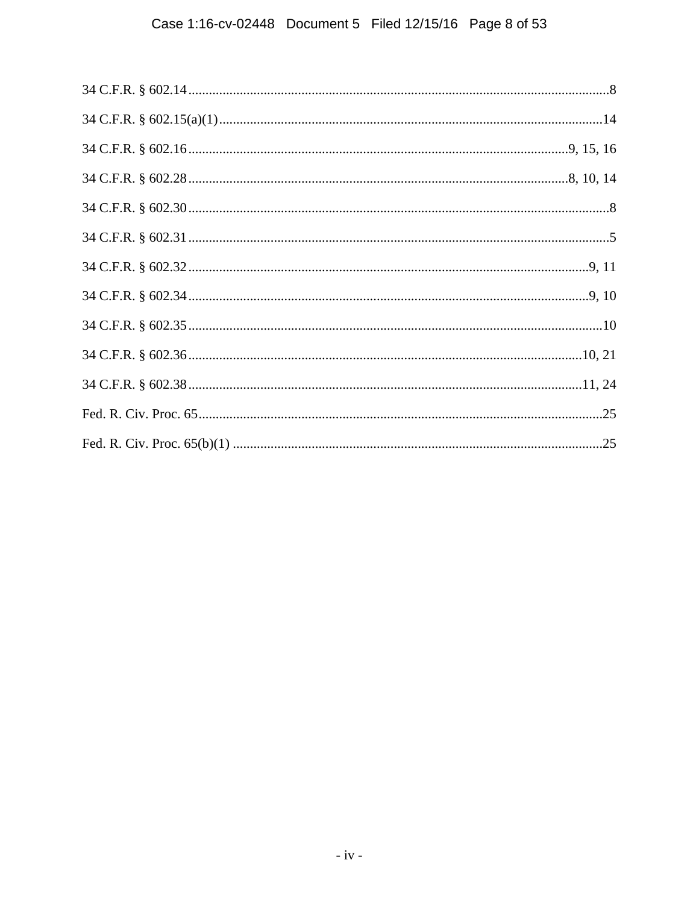34 C.F.R. § 602.14 ........................................................................................................................8

34 C.F.R. § 602.15(a)(1) ..............................................................................................................14

34 C.F.R. § 602.16 ...........................................................................................................9, 15, 16

34 C.F.R. § 602.28 ...........................................................................................................8, 10, 14

34 C.F.R. § 602.30 ........................................................................................................................8

34 C.F.R. § 602.31 ........................................................................................................................5

34 C.F.R. § 602.32 ...................................................................................................................9, 11

34 C.F.R. § 602.34 ...................................................................................................................9, 10

34 C.F.R. § 602.35 ......................................................................................................................10

34 C.F.R. § 602.36 .................................................................................................................10, 21

34 C.F.R. § 602.38 .................................................................................................................11, 24

Fed. R. Civ. Proc. 65 ...................................................................................................................25

Fed. R. Civ. Proc. 65(b)(1) ..........................................................................................................25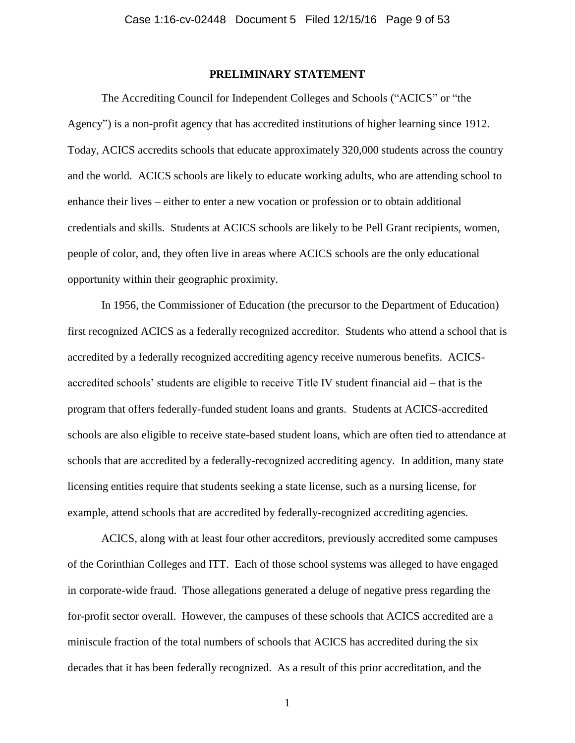**PRELIMINARY STATEMENT**

The Accrediting Council for Independent Colleges and Schools ("ACICS" or "the Agency") is a non-profit agency that has accredited institutions of higher learning since 1912. Today, ACICS accredits schools that educate approximately 320,000 students across the country and the world. ACICS schools are likely to educate working adults, who are attending school to enhance their lives – either to enter a new vocation or profession or to obtain additional credentials and skills. Students at ACICS schools are likely to be Pell Grant recipients, women, people of color, and, they often live in areas where ACICS schools are the only educational opportunity within their geographic proximity.

In 1956, the Commissioner of Education (the precursor to the Department of Education) first recognized ACICS as a federally recognized accreditor. Students who attend a school that is accredited by a federally recognized accrediting agency receive numerous benefits. ACICS-accredited schools' students are eligible to receive Title IV student financial aid – that is the program that offers federally-funded student loans and grants. Students at ACICS-accredited schools are also eligible to receive state-based student loans, which are often tied to attendance at schools that are accredited by a federally-recognized accrediting agency. In addition, many state licensing entities require that students seeking a state license, such as a nursing license, for example, attend schools that are accredited by federally-recognized accrediting agencies.

ACICS, along with at least four other accreditors, previously accredited some campuses of the Corinthian Colleges and ITT. Each of those school systems was alleged to have engaged in corporate-wide fraud. Those allegations generated a deluge of negative press regarding the for-profit sector overall. However, the campuses of these schools that ACICS accredited are a miniscule fraction of the total numbers of schools that ACICS has accredited during the six decades that it has been federally recognized. As a result of this prior accreditation, and the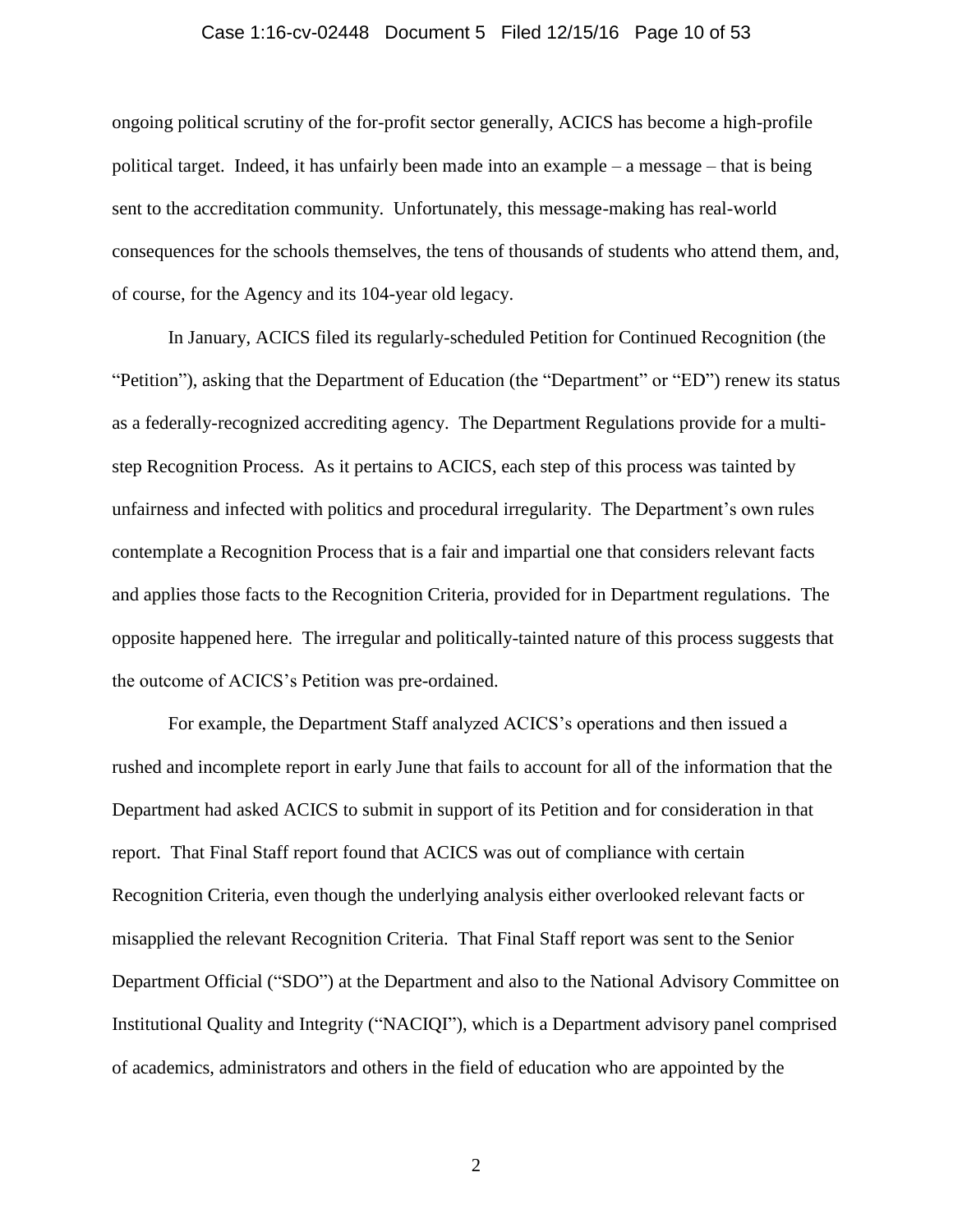ongoing political scrutiny of the for-profit sector generally, ACICS has become a high-profile political target. Indeed, it has unfairly been made into an example – a message – that is being sent to the accreditation community. Unfortunately, this message-making has real-world consequences for the schools themselves, the tens of thousands of students who attend them, and, of course, for the Agency and its 104-year old legacy.

In January, ACICS filed its regularly-scheduled Petition for Continued Recognition (the "Petition"), asking that the Department of Education (the "Department" or "ED") renew its status as a federally-recognized accrediting agency. The Department Regulations provide for a multi-step Recognition Process. As it pertains to ACICS, each step of this process was tainted by unfairness and infected with politics and procedural irregularity. The Department's own rules contemplate a Recognition Process that is a fair and impartial one that considers relevant facts and applies those facts to the Recognition Criteria, provided for in Department regulations. The opposite happened here. The irregular and politically-tainted nature of this process suggests that the outcome of ACICS's Petition was pre-ordained.

For example, the Department Staff analyzed ACICS's operations and then issued a rushed and incomplete report in early June that fails to account for all of the information that the Department had asked ACICS to submit in support of its Petition and for consideration in that report. That Final Staff report found that ACICS was out of compliance with certain Recognition Criteria, even though the underlying analysis either overlooked relevant facts or misapplied the relevant Recognition Criteria. That Final Staff report was sent to the Senior Department Official ("SDO") at the Department and also to the National Advisory Committee on Institutional Quality and Integrity ("NACIQI"), which is a Department advisory panel comprised of academics, administrators and others in the field of education who are appointed by the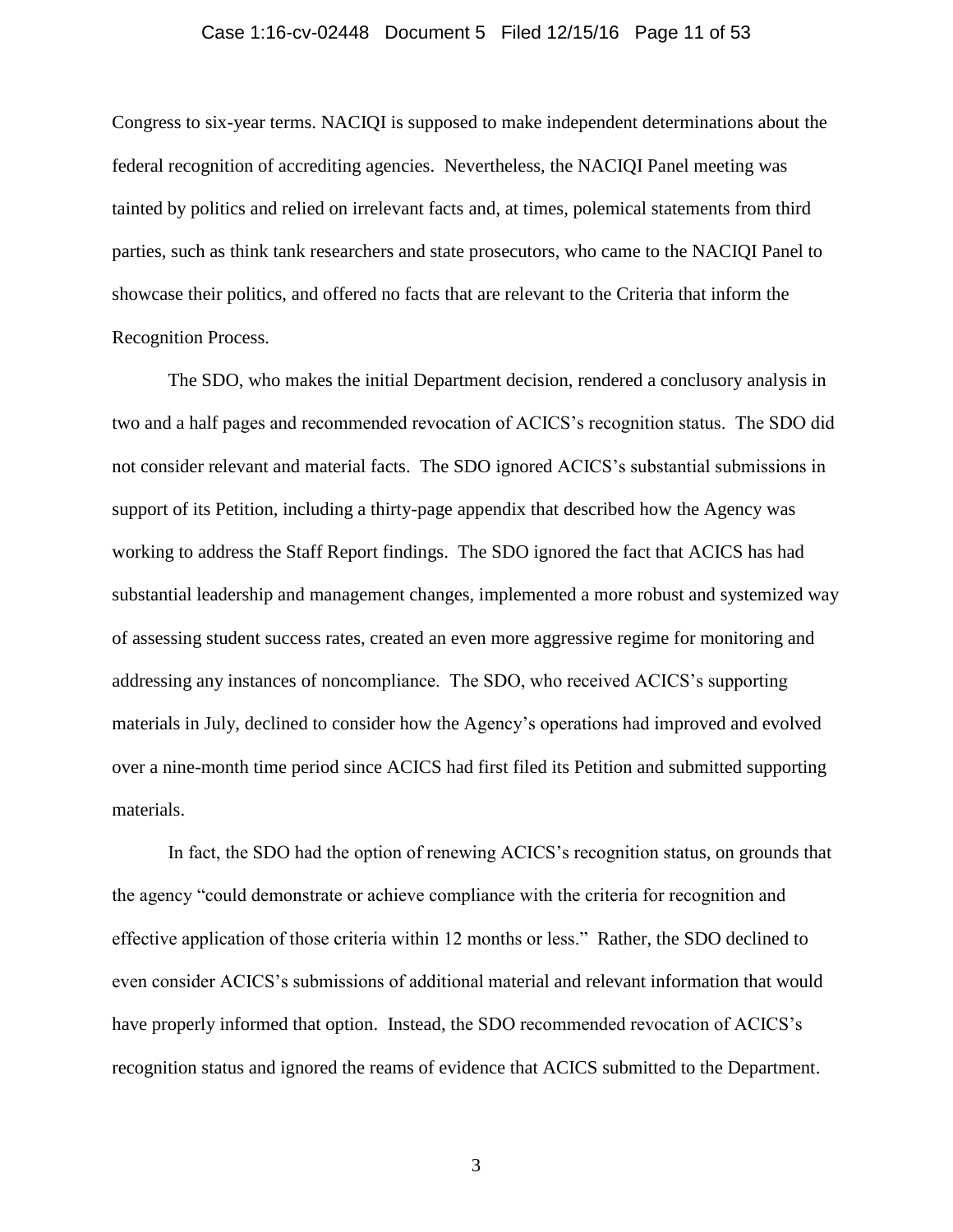Congress to six-year terms. NACIQI is supposed to make independent determinations about the federal recognition of accrediting agencies. Nevertheless, the NACIQI Panel meeting was tainted by politics and relied on irrelevant facts and, at times, polemical statements from third parties, such as think tank researchers and state prosecutors, who came to the NACIQI Panel to showcase their politics, and offered no facts that are relevant to the Criteria that inform the Recognition Process.

The SDO, who makes the initial Department decision, rendered a conclusory analysis in two and a half pages and recommended revocation of ACICS's recognition status. The SDO did not consider relevant and material facts. The SDO ignored ACICS's substantial submissions in support of its Petition, including a thirty-page appendix that described how the Agency was working to address the Staff Report findings. The SDO ignored the fact that ACICS has had substantial leadership and management changes, implemented a more robust and systemized way of assessing student success rates, created an even more aggressive regime for monitoring and addressing any instances of noncompliance. The SDO, who received ACICS's supporting materials in July, declined to consider how the Agency's operations had improved and evolved over a nine-month time period since ACICS had first filed its Petition and submitted supporting materials.

In fact, the SDO had the option of renewing ACICS's recognition status, on grounds that the agency "could demonstrate or achieve compliance with the criteria for recognition and effective application of those criteria within 12 months or less." Rather, the SDO declined to even consider ACICS's submissions of additional material and relevant information that would have properly informed that option. Instead, the SDO recommended revocation of ACICS's recognition status and ignored the reams of evidence that ACICS submitted to the Department.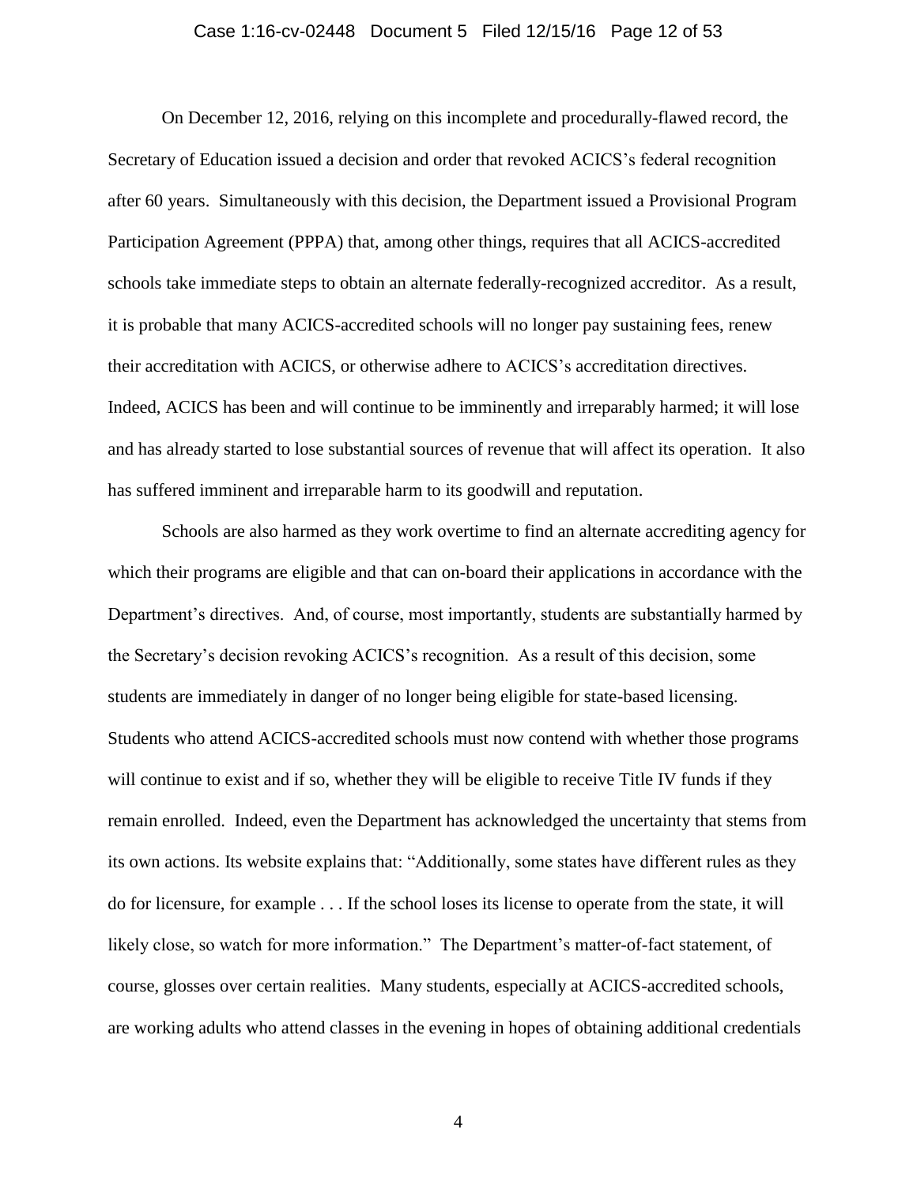On December 12, 2016, relying on this incomplete and procedurally-flawed record, the Secretary of Education issued a decision and order that revoked ACICS's federal recognition after 60 years. Simultaneously with this decision, the Department issued a Provisional Program Participation Agreement (PPPA) that, among other things, requires that all ACICS-accredited schools take immediate steps to obtain an alternate federally-recognized accreditor. As a result, it is probable that many ACICS-accredited schools will no longer pay sustaining fees, renew their accreditation with ACICS, or otherwise adhere to ACICS's accreditation directives. Indeed, ACICS has been and will continue to be imminently and irreparably harmed; it will lose and has already started to lose substantial sources of revenue that will affect its operation. It also has suffered imminent and irreparable harm to its goodwill and reputation.

Schools are also harmed as they work overtime to find an alternate accrediting agency for which their programs are eligible and that can on-board their applications in accordance with the Department's directives. And, of course, most importantly, students are substantially harmed by the Secretary's decision revoking ACICS's recognition. As a result of this decision, some students are immediately in danger of no longer being eligible for state-based licensing. Students who attend ACICS-accredited schools must now contend with whether those programs will continue to exist and if so, whether they will be eligible to receive Title IV funds if they remain enrolled. Indeed, even the Department has acknowledged the uncertainty that stems from its own actions. Its website explains that: "Additionally, some states have different rules as they do for licensure, for example . . . If the school loses its license to operate from the state, it will likely close, so watch for more information." The Department's matter-of-fact statement, of course, glosses over certain realities. Many students, especially at ACICS-accredited schools, are working adults who attend classes in the evening in hopes of obtaining additional credentials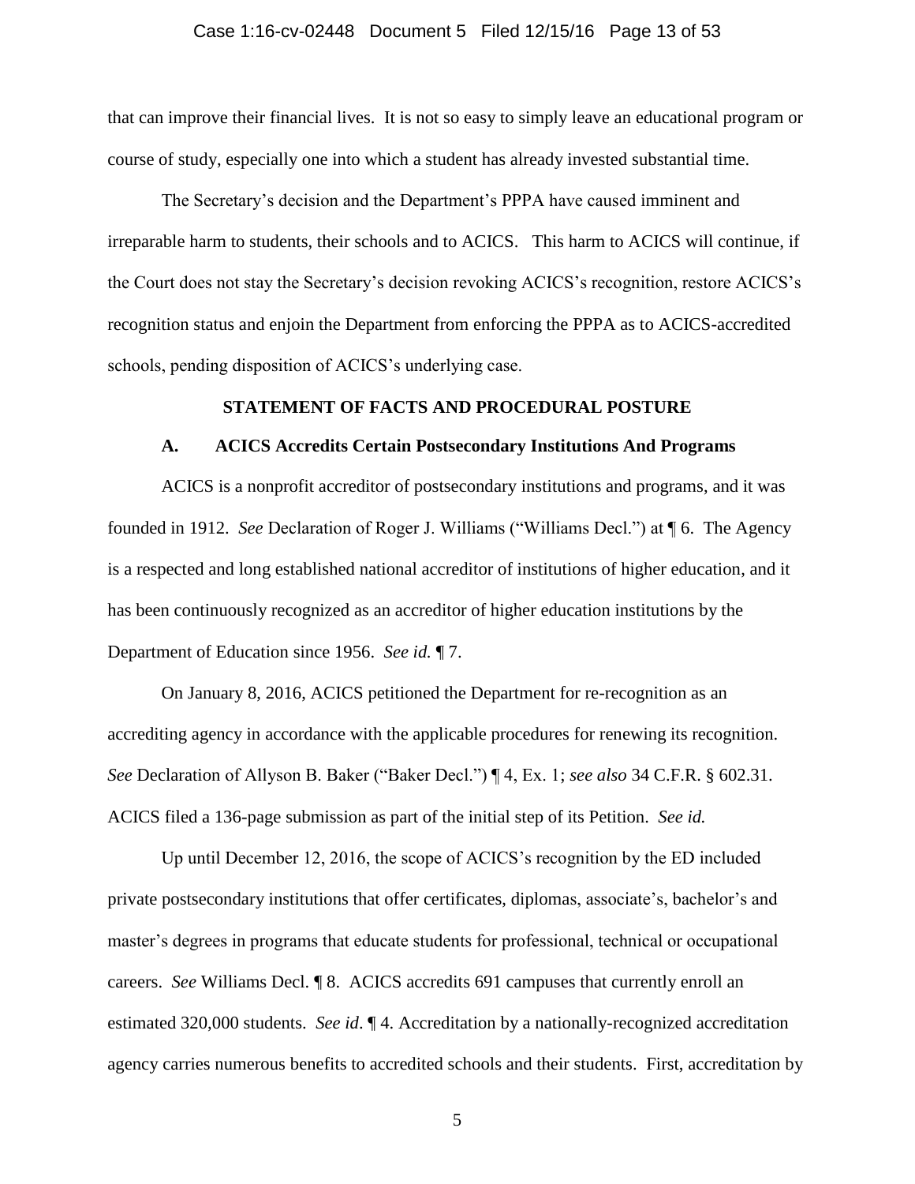that can improve their financial lives. It is not so easy to simply leave an educational program or course of study, especially one into which a student has already invested substantial time.

The Secretary's decision and the Department's PPPA have caused imminent and irreparable harm to students, their schools and to ACICS. This harm to ACICS will continue, if the Court does not stay the Secretary's decision revoking ACICS's recognition, restore ACICS's recognition status and enjoin the Department from enforcing the PPPA as to ACICS-accredited schools, pending disposition of ACICS's underlying case.

## STATEMENT OF FACTS AND PROCEDURAL POSTURE

### A. ACICS Accredits Certain Postsecondary Institutions And Programs

ACICS is a nonprofit accreditor of postsecondary institutions and programs, and it was founded in 1912. *See* Declaration of Roger J. Williams ("Williams Decl.") at ¶ 6. The Agency is a respected and long established national accreditor of institutions of higher education, and it has been continuously recognized as an accreditor of higher education institutions by the Department of Education since 1956. *See id.* ¶ 7.

On January 8, 2016, ACICS petitioned the Department for re-recognition as an accrediting agency in accordance with the applicable procedures for renewing its recognition. *See* Declaration of Allyson B. Baker ("Baker Decl.") ¶ 4, Ex. 1; *see also* 34 C.F.R. § 602.31. ACICS filed a 136-page submission as part of the initial step of its Petition. *See id.*

Up until December 12, 2016, the scope of ACICS's recognition by the ED included private postsecondary institutions that offer certificates, diplomas, associate's, bachelor's and master's degrees in programs that educate students for professional, technical or occupational careers. *See* Williams Decl. ¶ 8. ACICS accredits 691 campuses that currently enroll an estimated 320,000 students. *See id*. ¶ 4. Accreditation by a nationally-recognized accreditation agency carries numerous benefits to accredited schools and their students. First, accreditation by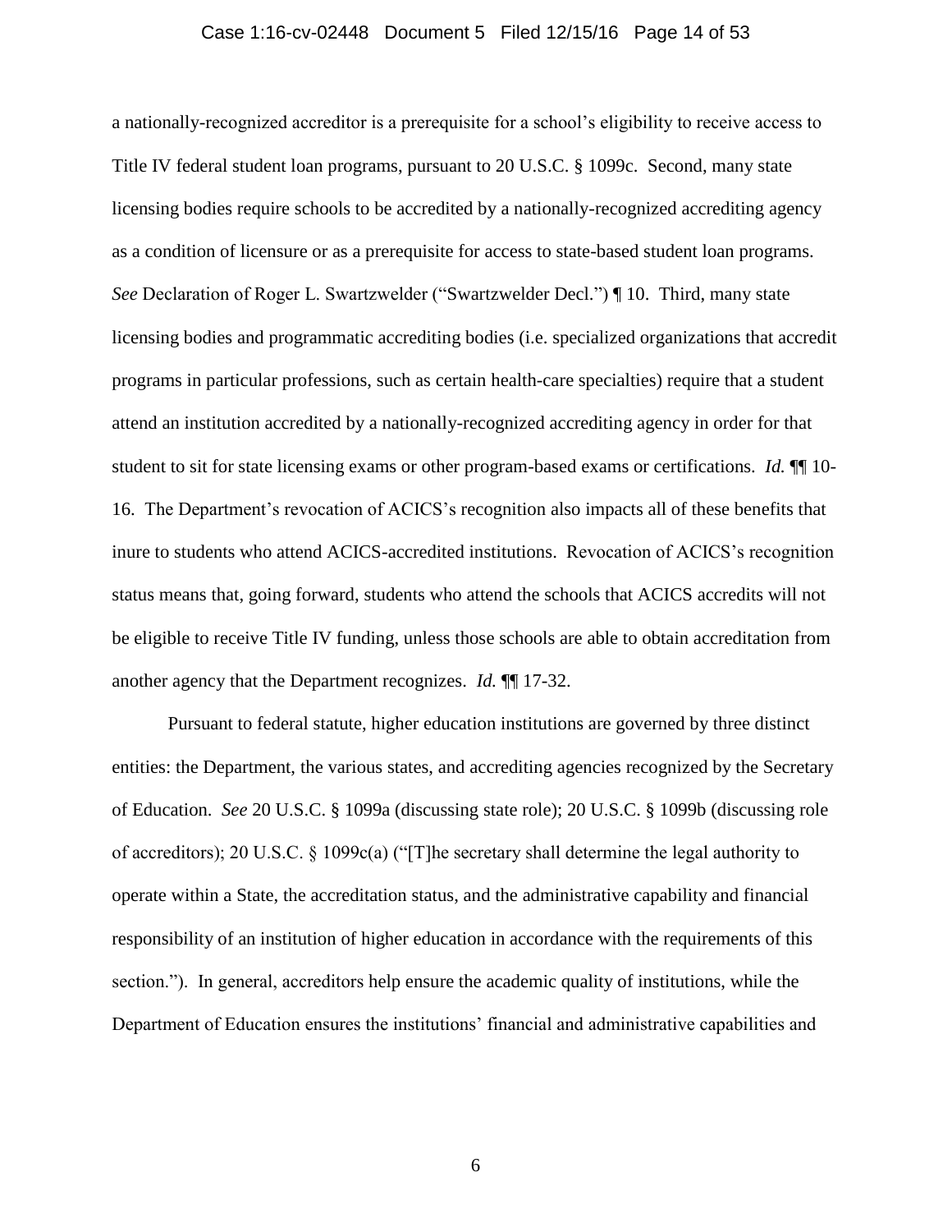a nationally-recognized accreditor is a prerequisite for a school's eligibility to receive access to Title IV federal student loan programs, pursuant to 20 U.S.C. § 1099c. Second, many state licensing bodies require schools to be accredited by a nationally-recognized accrediting agency as a condition of licensure or as a prerequisite for access to state-based student loan programs. *See* Declaration of Roger L. Swartzwelder ("Swartzwelder Decl.") ¶ 10. Third, many state licensing bodies and programmatic accrediting bodies (i.e. specialized organizations that accredit programs in particular professions, such as certain health-care specialties) require that a student attend an institution accredited by a nationally-recognized accrediting agency in order for that student to sit for state licensing exams or other program-based exams or certifications. *Id.* ¶¶ 10-16. The Department's revocation of ACICS's recognition also impacts all of these benefits that inure to students who attend ACICS-accredited institutions. Revocation of ACICS's recognition status means that, going forward, students who attend the schools that ACICS accredits will not be eligible to receive Title IV funding, unless those schools are able to obtain accreditation from another agency that the Department recognizes. *Id.* ¶¶ 17-32.

Pursuant to federal statute, higher education institutions are governed by three distinct entities: the Department, the various states, and accrediting agencies recognized by the Secretary of Education. *See* 20 U.S.C. § 1099a (discussing state role); 20 U.S.C. § 1099b (discussing role of accreditors); 20 U.S.C. § 1099c(a) ("[T]he secretary shall determine the legal authority to operate within a State, the accreditation status, and the administrative capability and financial responsibility of an institution of higher education in accordance with the requirements of this section."). In general, accreditors help ensure the academic quality of institutions, while the Department of Education ensures the institutions' financial and administrative capabilities and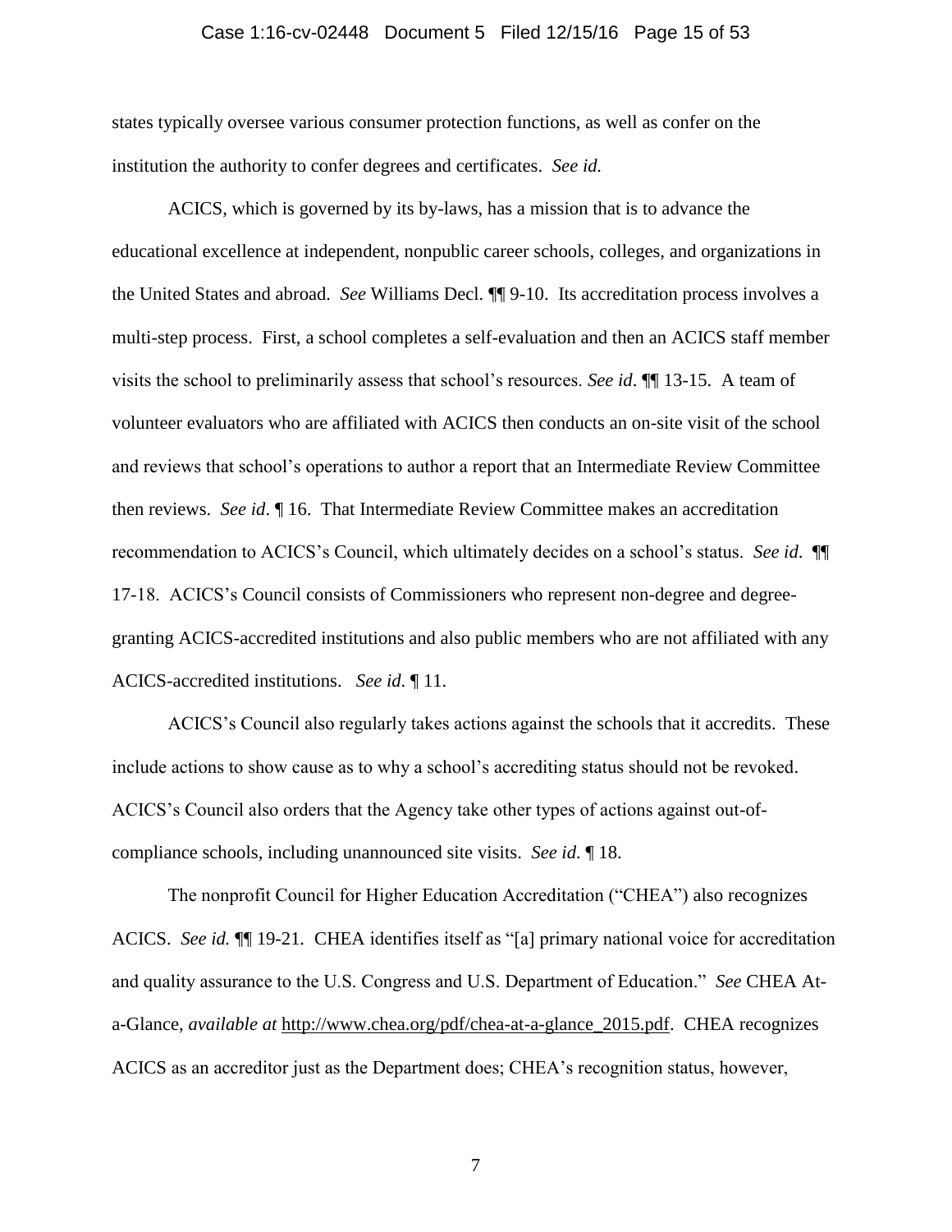states typically oversee various consumer protection functions, as well as confer on the institution the authority to confer degrees and certificates. *See id.*

ACICS, which is governed by its by-laws, has a mission that is to advance the educational excellence at independent, nonpublic career schools, colleges, and organizations in the United States and abroad. *See* Williams Decl. ¶¶ 9-10. Its accreditation process involves a multi-step process. First, a school completes a self-evaluation and then an ACICS staff member visits the school to preliminarily assess that school's resources. *See id*. ¶¶ 13-15. A team of volunteer evaluators who are affiliated with ACICS then conducts an on-site visit of the school and reviews that school's operations to author a report that an Intermediate Review Committee then reviews. *See id*. ¶ 16. That Intermediate Review Committee makes an accreditation recommendation to ACICS's Council, which ultimately decides on a school's status. *See id*. ¶¶ 17-18. ACICS's Council consists of Commissioners who represent non-degree and degree-granting ACICS-accredited institutions and also public members who are not affiliated with any ACICS-accredited institutions. *See id*. ¶ 11.

ACICS's Council also regularly takes actions against the schools that it accredits. These include actions to show cause as to why a school's accrediting status should not be revoked. ACICS's Council also orders that the Agency take other types of actions against out-of-compliance schools, including unannounced site visits. *See id*. ¶ 18.

The nonprofit Council for Higher Education Accreditation ("CHEA") also recognizes ACICS. *See id.* ¶¶ 19-21. CHEA identifies itself as "[a] primary national voice for accreditation and quality assurance to the U.S. Congress and U.S. Department of Education." *See* CHEA At-a-Glance, *available at* http://www.chea.org/pdf/chea-at-a-glance_2015.pdf. CHEA recognizes ACICS as an accreditor just as the Department does; CHEA's recognition status, however,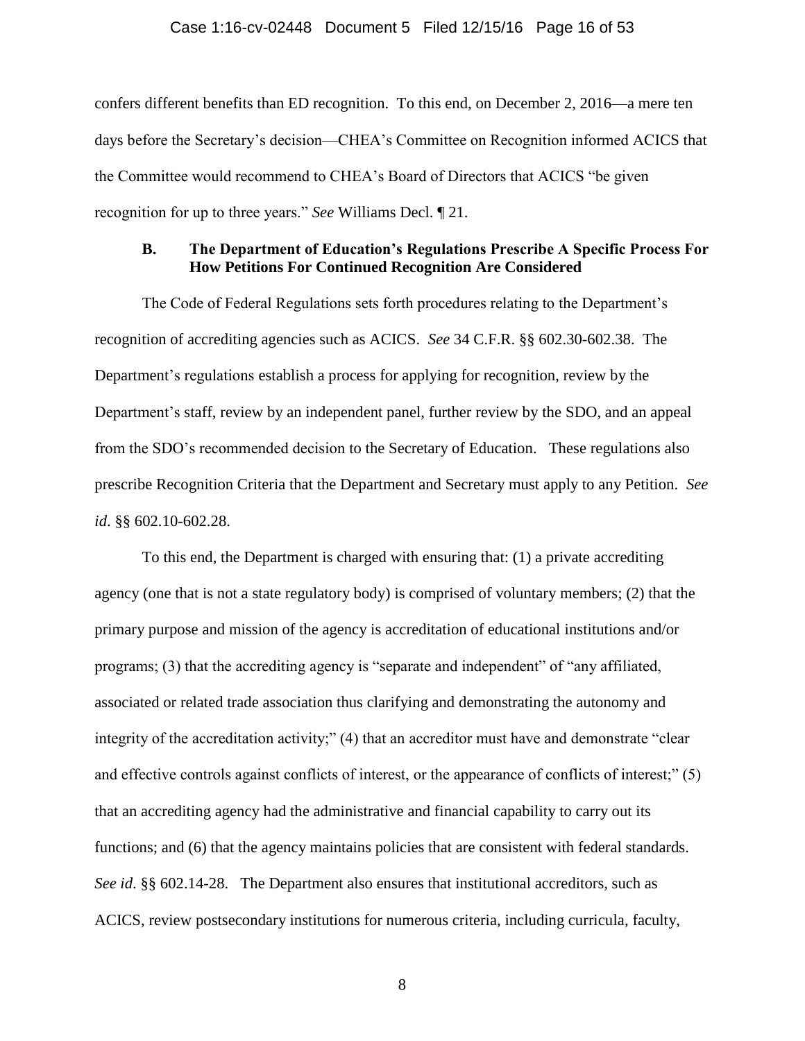confers different benefits than ED recognition. To this end, on December 2, 2016—a mere ten days before the Secretary's decision—CHEA's Committee on Recognition informed ACICS that the Committee would recommend to CHEA's Board of Directors that ACICS "be given recognition for up to three years." *See* Williams Decl. ¶ 21.

### B. The Department of Education's Regulations Prescribe A Specific Process For How Petitions For Continued Recognition Are Considered

The Code of Federal Regulations sets forth procedures relating to the Department's recognition of accrediting agencies such as ACICS. *See* 34 C.F.R. §§ 602.30-602.38. The Department's regulations establish a process for applying for recognition, review by the Department's staff, review by an independent panel, further review by the SDO, and an appeal from the SDO's recommended decision to the Secretary of Education. These regulations also prescribe Recognition Criteria that the Department and Secretary must apply to any Petition. *See id*. §§ 602.10-602.28.

To this end, the Department is charged with ensuring that: (1) a private accrediting agency (one that is not a state regulatory body) is comprised of voluntary members; (2) that the primary purpose and mission of the agency is accreditation of educational institutions and/or programs; (3) that the accrediting agency is "separate and independent" of "any affiliated, associated or related trade association thus clarifying and demonstrating the autonomy and integrity of the accreditation activity;" (4) that an accreditor must have and demonstrate "clear and effective controls against conflicts of interest, or the appearance of conflicts of interest;" (5) that an accrediting agency had the administrative and financial capability to carry out its functions; and (6) that the agency maintains policies that are consistent with federal standards. *See id*. §§ 602.14-28. The Department also ensures that institutional accreditors, such as ACICS, review postsecondary institutions for numerous criteria, including curricula, faculty,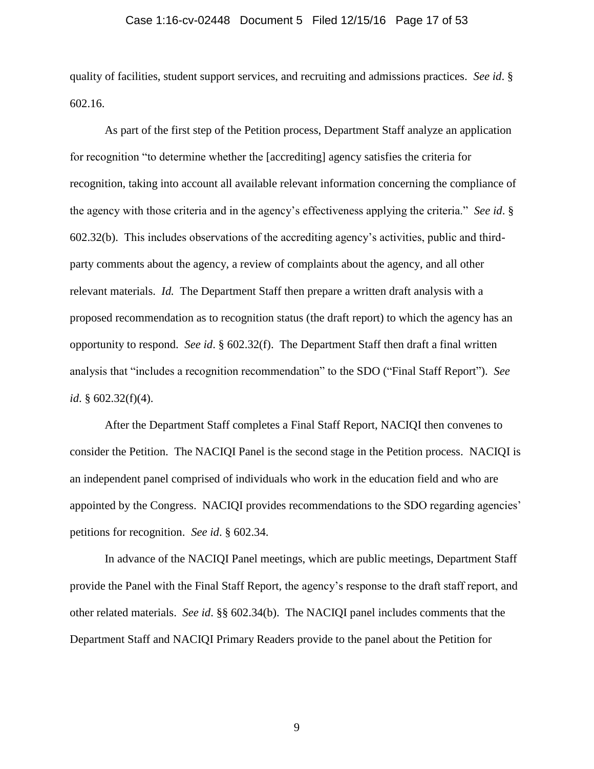quality of facilities, student support services, and recruiting and admissions practices. *See id*. § 602.16.

As part of the first step of the Petition process, Department Staff analyze an application for recognition "to determine whether the [accrediting] agency satisfies the criteria for recognition, taking into account all available relevant information concerning the compliance of the agency with those criteria and in the agency's effectiveness applying the criteria." *See id*. § 602.32(b). This includes observations of the accrediting agency's activities, public and third-party comments about the agency, a review of complaints about the agency, and all other relevant materials. *Id.* The Department Staff then prepare a written draft analysis with a proposed recommendation as to recognition status (the draft report) to which the agency has an opportunity to respond. *See id*. § 602.32(f). The Department Staff then draft a final written analysis that "includes a recognition recommendation" to the SDO ("Final Staff Report"). *See id*. § 602.32(f)(4).

After the Department Staff completes a Final Staff Report, NACIQI then convenes to consider the Petition. The NACIQI Panel is the second stage in the Petition process. NACIQI is an independent panel comprised of individuals who work in the education field and who are appointed by the Congress. NACIQI provides recommendations to the SDO regarding agencies' petitions for recognition. *See id*. § 602.34.

In advance of the NACIQI Panel meetings, which are public meetings, Department Staff provide the Panel with the Final Staff Report, the agency's response to the draft staff report, and other related materials. *See id*. §§ 602.34(b). The NACIQI panel includes comments that the Department Staff and NACIQI Primary Readers provide to the panel about the Petition for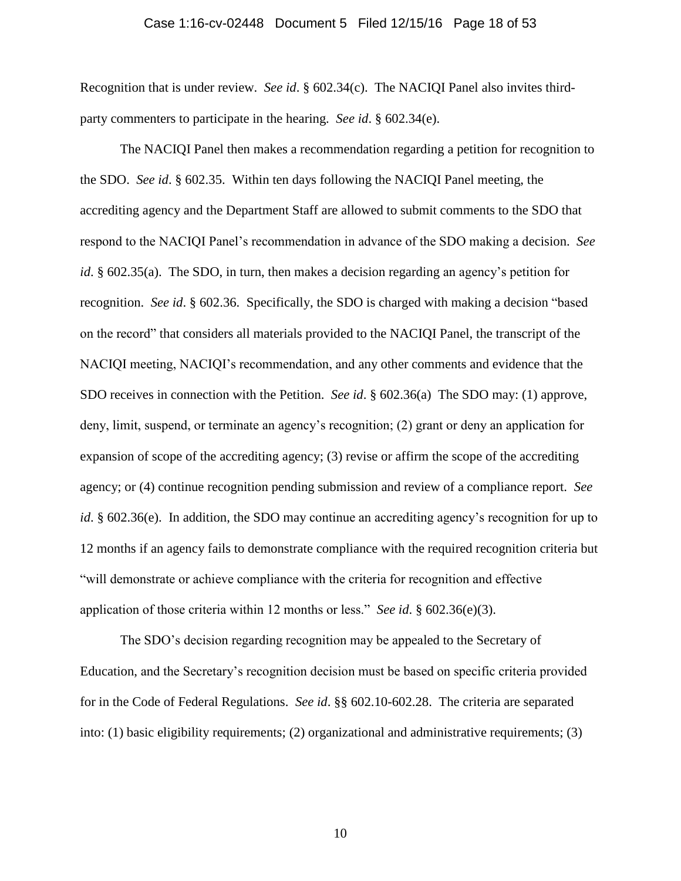Recognition that is under review. *See id*. § 602.34(c). The NACIQI Panel also invites third-party commenters to participate in the hearing. *See id*. § 602.34(e).

The NACIQI Panel then makes a recommendation regarding a petition for recognition to the SDO. *See id*. § 602.35. Within ten days following the NACIQI Panel meeting, the accrediting agency and the Department Staff are allowed to submit comments to the SDO that respond to the NACIQI Panel's recommendation in advance of the SDO making a decision. *See id*. § 602.35(a). The SDO, in turn, then makes a decision regarding an agency's petition for recognition. *See id*. § 602.36. Specifically, the SDO is charged with making a decision "based on the record" that considers all materials provided to the NACIQI Panel, the transcript of the NACIQI meeting, NACIQI's recommendation, and any other comments and evidence that the SDO receives in connection with the Petition. *See id*. § 602.36(a) The SDO may: (1) approve, deny, limit, suspend, or terminate an agency's recognition; (2) grant or deny an application for expansion of scope of the accrediting agency; (3) revise or affirm the scope of the accrediting agency; or (4) continue recognition pending submission and review of a compliance report. *See id*. § 602.36(e). In addition, the SDO may continue an accrediting agency's recognition for up to 12 months if an agency fails to demonstrate compliance with the required recognition criteria but "will demonstrate or achieve compliance with the criteria for recognition and effective application of those criteria within 12 months or less." *See id*. § 602.36(e)(3).

The SDO's decision regarding recognition may be appealed to the Secretary of Education, and the Secretary's recognition decision must be based on specific criteria provided for in the Code of Federal Regulations. *See id*. §§ 602.10-602.28. The criteria are separated into: (1) basic eligibility requirements; (2) organizational and administrative requirements; (3)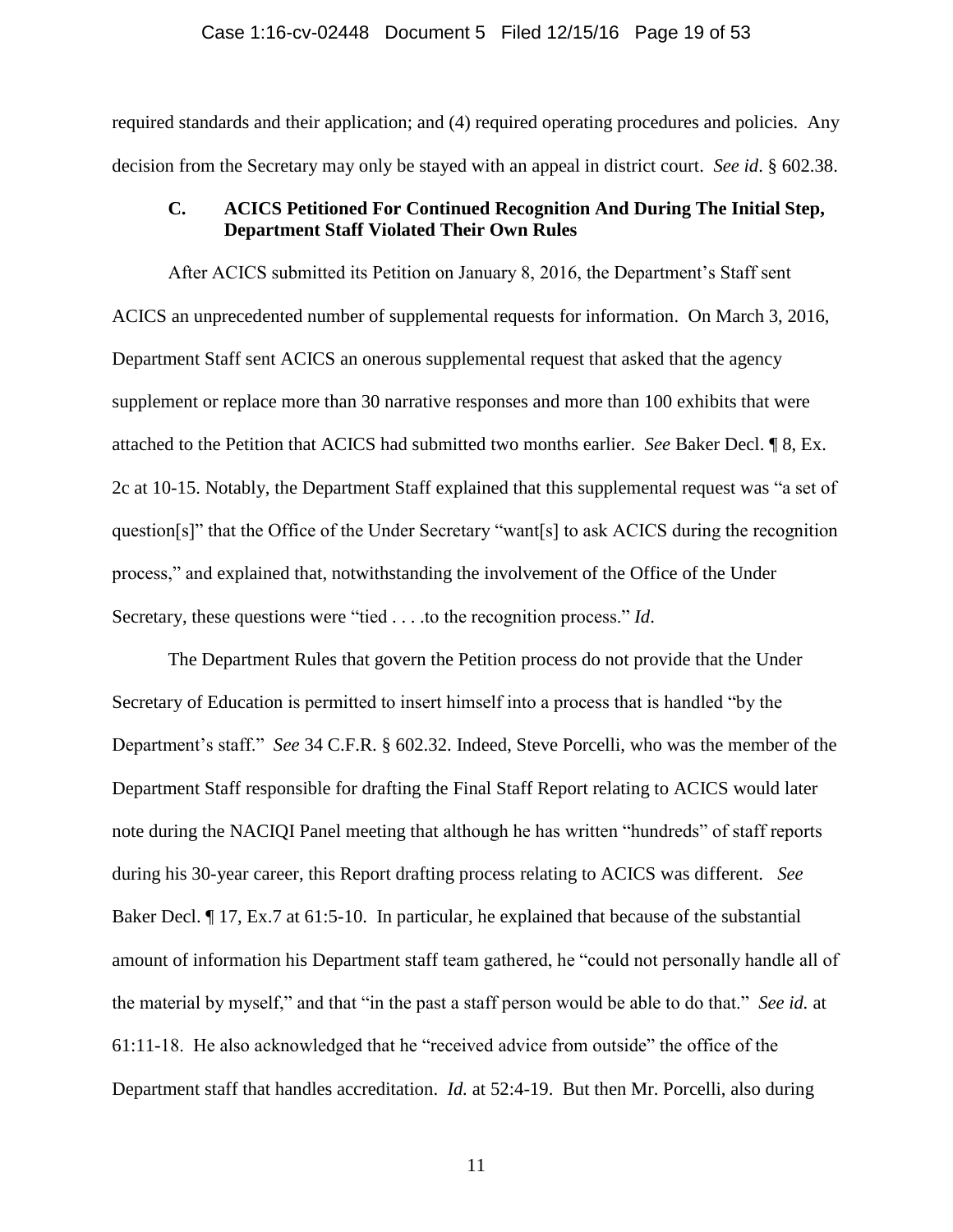required standards and their application; and (4) required operating procedures and policies. Any decision from the Secretary may only be stayed with an appeal in district court. *See id*. § 602.38.

### C. ACICS Petitioned For Continued Recognition And During The Initial Step, Department Staff Violated Their Own Rules

After ACICS submitted its Petition on January 8, 2016, the Department's Staff sent ACICS an unprecedented number of supplemental requests for information. On March 3, 2016, Department Staff sent ACICS an onerous supplemental request that asked that the agency supplement or replace more than 30 narrative responses and more than 100 exhibits that were attached to the Petition that ACICS had submitted two months earlier. *See* Baker Decl. ¶ 8, Ex. 2c at 10-15. Notably, the Department Staff explained that this supplemental request was "a set of question[s]" that the Office of the Under Secretary "want[s] to ask ACICS during the recognition process," and explained that, notwithstanding the involvement of the Office of the Under Secretary, these questions were "tied . . . .to the recognition process." *Id*.

The Department Rules that govern the Petition process do not provide that the Under Secretary of Education is permitted to insert himself into a process that is handled "by the Department's staff." *See* 34 C.F.R. § 602.32. Indeed, Steve Porcelli, who was the member of the Department Staff responsible for drafting the Final Staff Report relating to ACICS would later note during the NACIQI Panel meeting that although he has written "hundreds" of staff reports during his 30-year career, this Report drafting process relating to ACICS was different. *See* Baker Decl. ¶ 17, Ex.7 at 61:5-10. In particular, he explained that because of the substantial amount of information his Department staff team gathered, he "could not personally handle all of the material by myself," and that "in the past a staff person would be able to do that." *See id.* at 61:11-18. He also acknowledged that he "received advice from outside" the office of the Department staff that handles accreditation. *Id.* at 52:4-19. But then Mr. Porcelli, also during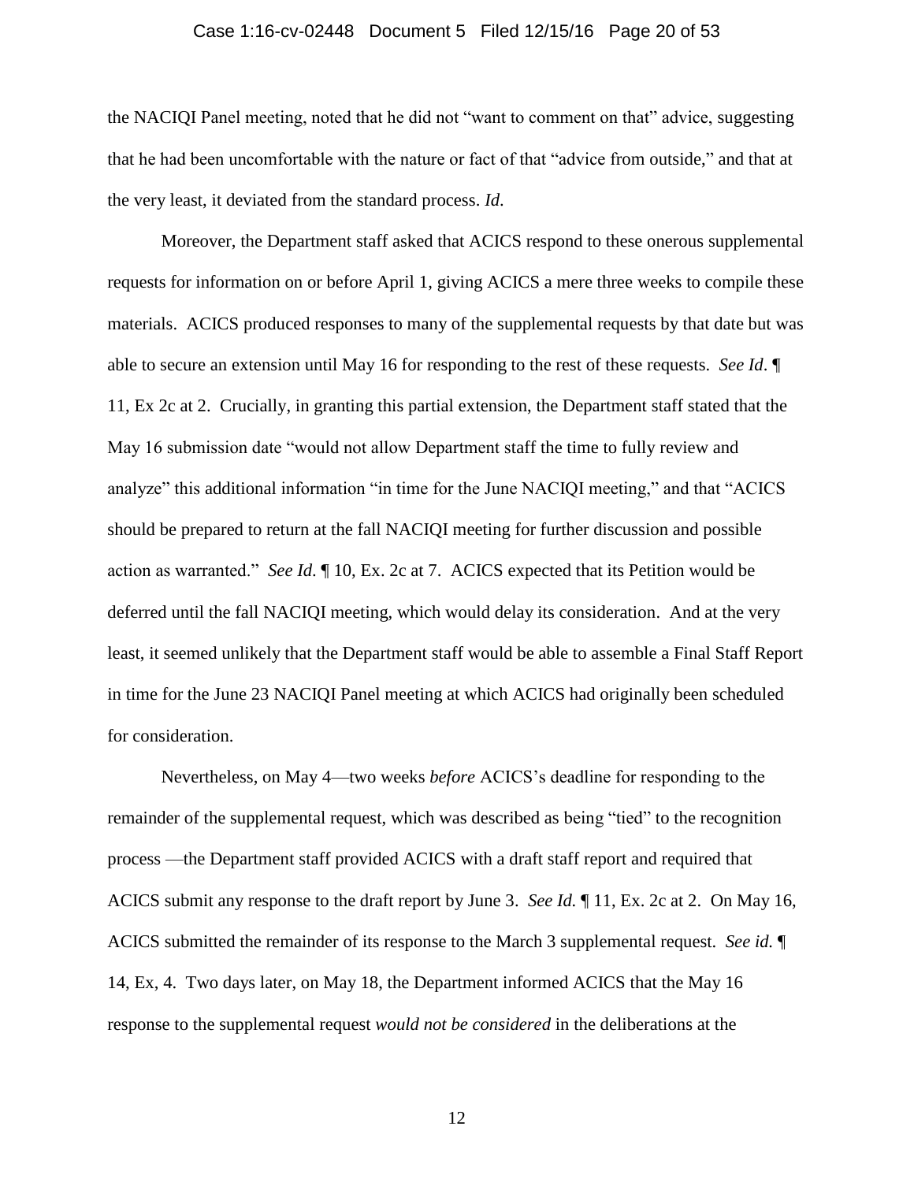the NACIQI Panel meeting, noted that he did not "want to comment on that" advice, suggesting that he had been uncomfortable with the nature or fact of that "advice from outside," and that at the very least, it deviated from the standard process. *Id*.

Moreover, the Department staff asked that ACICS respond to these onerous supplemental requests for information on or before April 1, giving ACICS a mere three weeks to compile these materials. ACICS produced responses to many of the supplemental requests by that date but was able to secure an extension until May 16 for responding to the rest of these requests. *See Id*. ¶ 11, Ex 2c at 2. Crucially, in granting this partial extension, the Department staff stated that the May 16 submission date "would not allow Department staff the time to fully review and analyze" this additional information "in time for the June NACIQI meeting," and that "ACICS should be prepared to return at the fall NACIQI meeting for further discussion and possible action as warranted." *See Id*. ¶ 10, Ex. 2c at 7. ACICS expected that its Petition would be deferred until the fall NACIQI meeting, which would delay its consideration. And at the very least, it seemed unlikely that the Department staff would be able to assemble a Final Staff Report in time for the June 23 NACIQI Panel meeting at which ACICS had originally been scheduled for consideration.

Nevertheless, on May 4—two weeks *before* ACICS's deadline for responding to the remainder of the supplemental request, which was described as being "tied" to the recognition process —the Department staff provided ACICS with a draft staff report and required that ACICS submit any response to the draft report by June 3. *See Id.* ¶ 11, Ex. 2c at 2. On May 16, ACICS submitted the remainder of its response to the March 3 supplemental request. *See id.* ¶ 14, Ex, 4. Two days later, on May 18, the Department informed ACICS that the May 16 response to the supplemental request *would not be considered* in the deliberations at the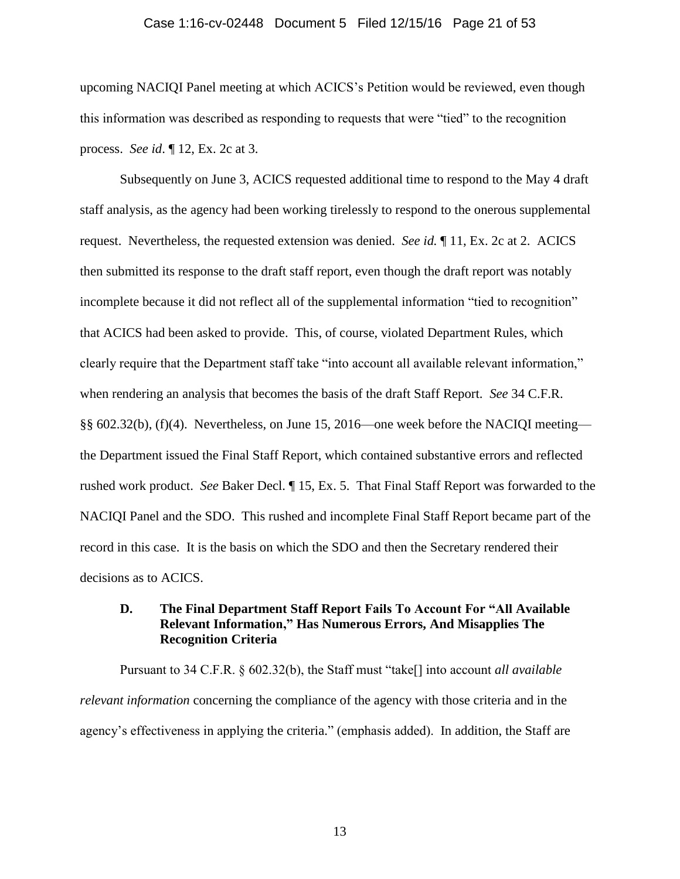upcoming NACIQI Panel meeting at which ACICS's Petition would be reviewed, even though this information was described as responding to requests that were "tied" to the recognition process. *See id*. ¶ 12, Ex. 2c at 3.

Subsequently on June 3, ACICS requested additional time to respond to the May 4 draft staff analysis, as the agency had been working tirelessly to respond to the onerous supplemental request. Nevertheless, the requested extension was denied. *See id.* ¶ 11, Ex. 2c at 2. ACICS then submitted its response to the draft staff report, even though the draft report was notably incomplete because it did not reflect all of the supplemental information "tied to recognition" that ACICS had been asked to provide. This, of course, violated Department Rules, which clearly require that the Department staff take "into account all available relevant information," when rendering an analysis that becomes the basis of the draft Staff Report. *See* 34 C.F.R. §§ 602.32(b), (f)(4). Nevertheless, on June 15, 2016—one week before the NACIQI meeting—the Department issued the Final Staff Report, which contained substantive errors and reflected rushed work product. *See* Baker Decl. ¶ 15, Ex. 5. That Final Staff Report was forwarded to the NACIQI Panel and the SDO. This rushed and incomplete Final Staff Report became part of the record in this case. It is the basis on which the SDO and then the Secretary rendered their decisions as to ACICS.

### D. The Final Department Staff Report Fails To Account For "All Available Relevant Information," Has Numerous Errors, And Misapplies The Recognition Criteria

Pursuant to 34 C.F.R. § 602.32(b), the Staff must "take[] into account *all available relevant information* concerning the compliance of the agency with those criteria and in the agency's effectiveness in applying the criteria." (emphasis added). In addition, the Staff are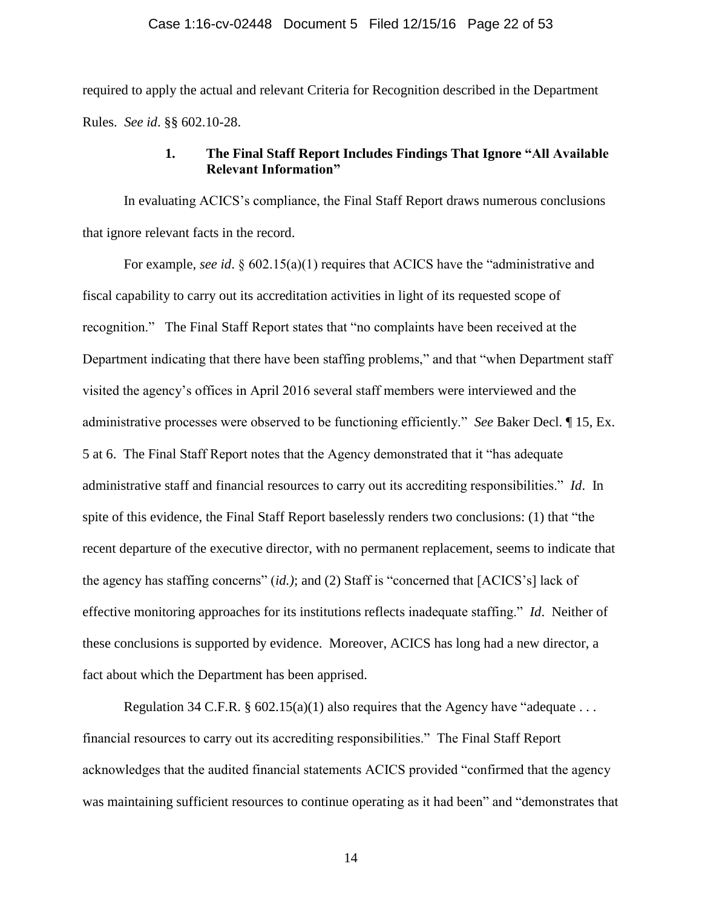required to apply the actual and relevant Criteria for Recognition described in the Department Rules. *See id*. §§ 602.10-28.

### 1. The Final Staff Report Includes Findings That Ignore "All Available Relevant Information"

In evaluating ACICS's compliance, the Final Staff Report draws numerous conclusions that ignore relevant facts in the record.

For example, *see id*. § 602.15(a)(1) requires that ACICS have the "administrative and fiscal capability to carry out its accreditation activities in light of its requested scope of recognition." The Final Staff Report states that "no complaints have been received at the Department indicating that there have been staffing problems," and that "when Department staff visited the agency's offices in April 2016 several staff members were interviewed and the administrative processes were observed to be functioning efficiently." *See* Baker Decl. ¶ 15, Ex. 5 at 6. The Final Staff Report notes that the Agency demonstrated that it "has adequate administrative staff and financial resources to carry out its accrediting responsibilities." *Id*. In spite of this evidence, the Final Staff Report baselessly renders two conclusions: (1) that "the recent departure of the executive director, with no permanent replacement, seems to indicate that the agency has staffing concerns" (*id.)*; and (2) Staff is "concerned that [ACICS's] lack of effective monitoring approaches for its institutions reflects inadequate staffing." *Id*. Neither of these conclusions is supported by evidence. Moreover, ACICS has long had a new director, a fact about which the Department has been apprised.

Regulation 34 C.F.R. § 602.15(a)(1) also requires that the Agency have "adequate . . . financial resources to carry out its accrediting responsibilities." The Final Staff Report acknowledges that the audited financial statements ACICS provided "confirmed that the agency was maintaining sufficient resources to continue operating as it had been" and "demonstrates that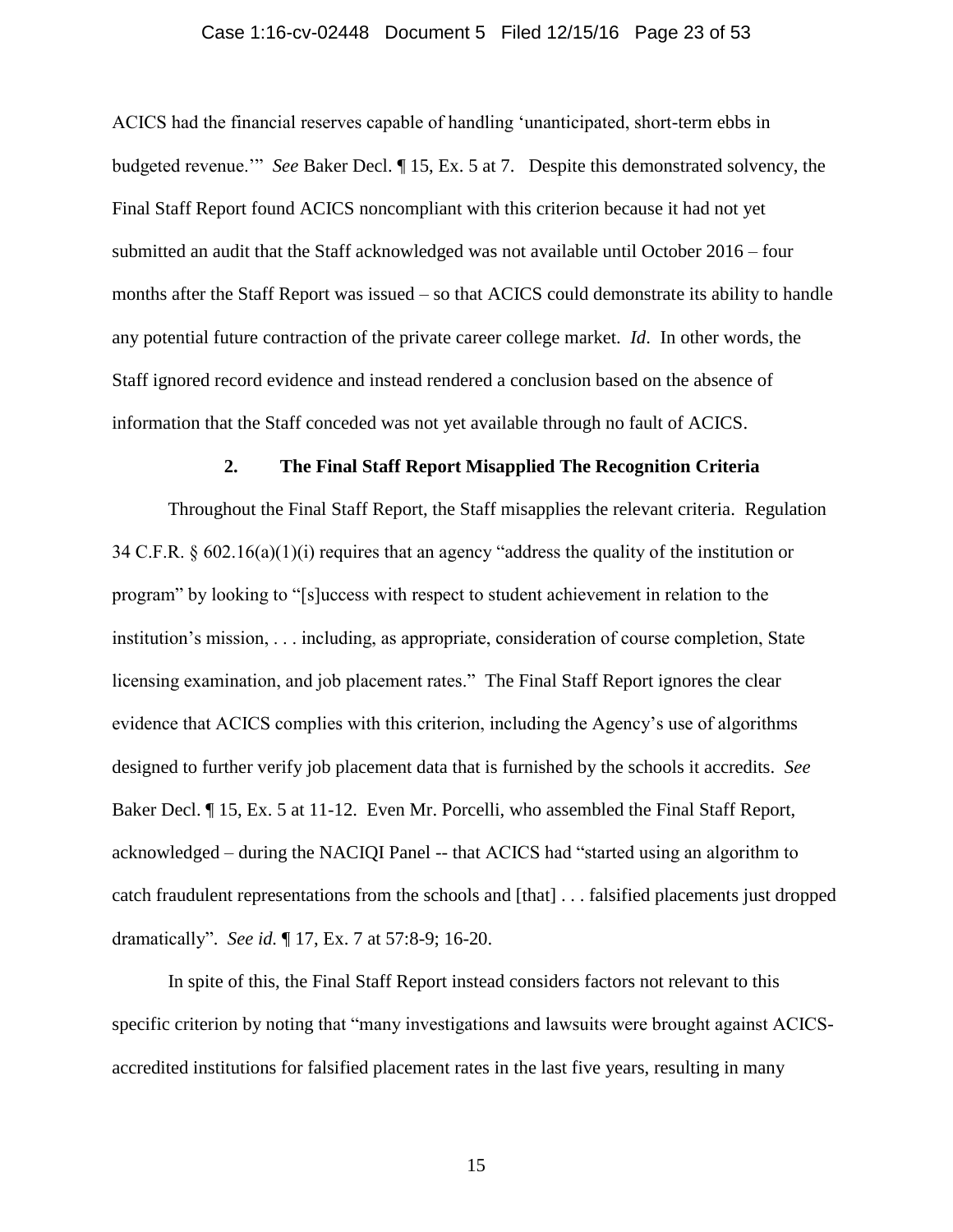ACICS had the financial reserves capable of handling 'unanticipated, short-term ebbs in budgeted revenue.'" *See* Baker Decl. ¶ 15, Ex. 5 at 7. Despite this demonstrated solvency, the Final Staff Report found ACICS noncompliant with this criterion because it had not yet submitted an audit that the Staff acknowledged was not available until October 2016 – four months after the Staff Report was issued – so that ACICS could demonstrate its ability to handle any potential future contraction of the private career college market. *Id*. In other words, the Staff ignored record evidence and instead rendered a conclusion based on the absence of information that the Staff conceded was not yet available through no fault of ACICS.

### 2. The Final Staff Report Misapplied The Recognition Criteria

Throughout the Final Staff Report, the Staff misapplies the relevant criteria. Regulation 34 C.F.R. § 602.16(a)(1)(i) requires that an agency "address the quality of the institution or program" by looking to "[s]uccess with respect to student achievement in relation to the institution's mission, . . . including, as appropriate, consideration of course completion, State licensing examination, and job placement rates." The Final Staff Report ignores the clear evidence that ACICS complies with this criterion, including the Agency's use of algorithms designed to further verify job placement data that is furnished by the schools it accredits. *See* Baker Decl. ¶ 15, Ex. 5 at 11-12. Even Mr. Porcelli, who assembled the Final Staff Report, acknowledged – during the NACIQI Panel -- that ACICS had "started using an algorithm to catch fraudulent representations from the schools and [that] . . . falsified placements just dropped dramatically". *See id.* ¶ 17, Ex. 7 at 57:8-9; 16-20.

In spite of this, the Final Staff Report instead considers factors not relevant to this specific criterion by noting that "many investigations and lawsuits were brought against ACICS-accredited institutions for falsified placement rates in the last five years, resulting in many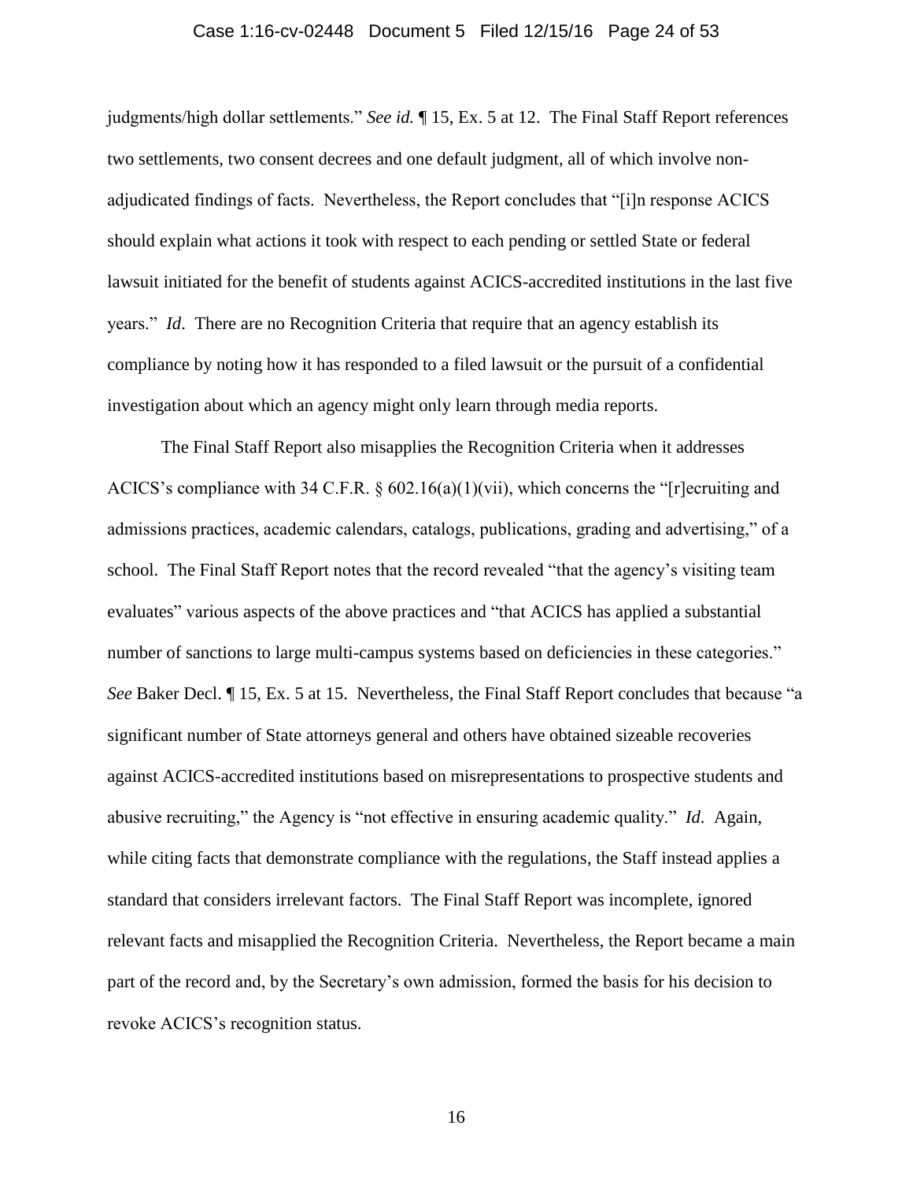judgments/high dollar settlements." *See id.* ¶ 15, Ex. 5 at 12. The Final Staff Report references two settlements, two consent decrees and one default judgment, all of which involve non-adjudicated findings of facts. Nevertheless, the Report concludes that "[i]n response ACICS should explain what actions it took with respect to each pending or settled State or federal lawsuit initiated for the benefit of students against ACICS-accredited institutions in the last five years." *Id*. There are no Recognition Criteria that require that an agency establish its compliance by noting how it has responded to a filed lawsuit or the pursuit of a confidential investigation about which an agency might only learn through media reports.

The Final Staff Report also misapplies the Recognition Criteria when it addresses ACICS's compliance with 34 C.F.R. § 602.16(a)(1)(vii), which concerns the "[r]ecruiting and admissions practices, academic calendars, catalogs, publications, grading and advertising," of a school. The Final Staff Report notes that the record revealed "that the agency's visiting team evaluates" various aspects of the above practices and "that ACICS has applied a substantial number of sanctions to large multi-campus systems based on deficiencies in these categories." *See* Baker Decl. ¶ 15, Ex. 5 at 15. Nevertheless, the Final Staff Report concludes that because "a significant number of State attorneys general and others have obtained sizeable recoveries against ACICS-accredited institutions based on misrepresentations to prospective students and abusive recruiting," the Agency is "not effective in ensuring academic quality." *Id*. Again, while citing facts that demonstrate compliance with the regulations, the Staff instead applies a standard that considers irrelevant factors. The Final Staff Report was incomplete, ignored relevant facts and misapplied the Recognition Criteria. Nevertheless, the Report became a main part of the record and, by the Secretary's own admission, formed the basis for his decision to revoke ACICS's recognition status.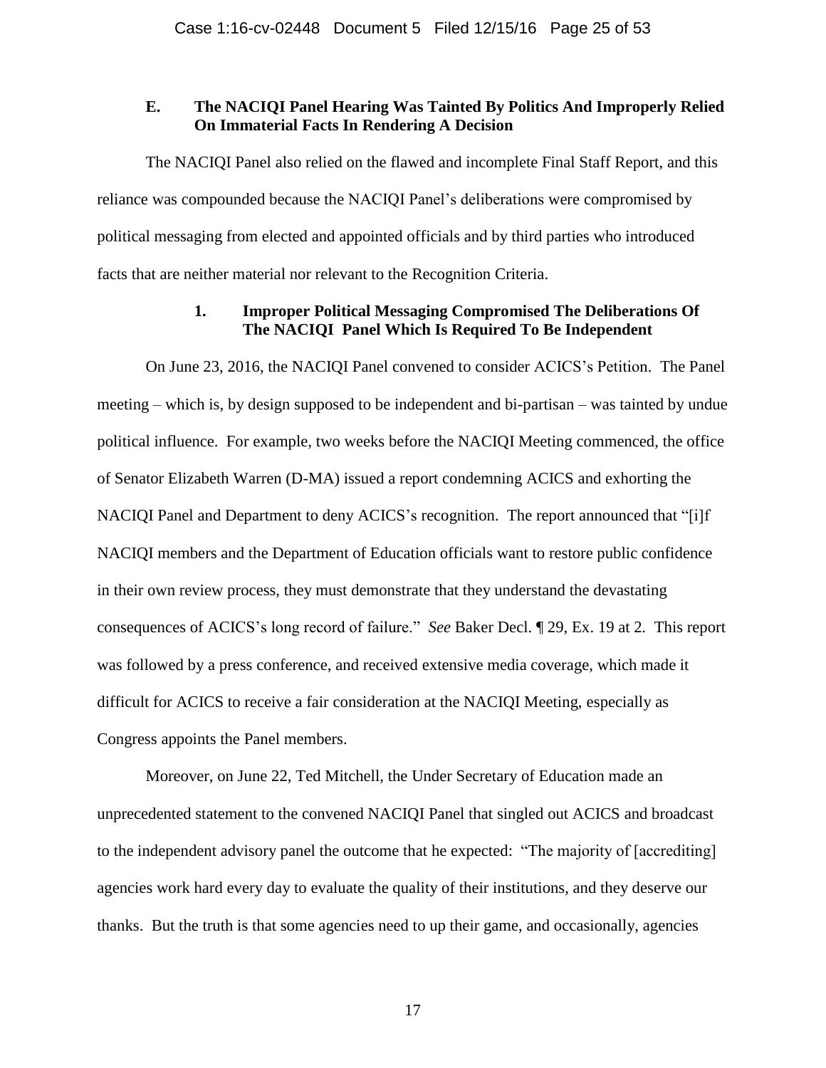### E. The NACIQI Panel Hearing Was Tainted By Politics And Improperly Relied On Immaterial Facts In Rendering A Decision

The NACIQI Panel also relied on the flawed and incomplete Final Staff Report, and this reliance was compounded because the NACIQI Panel's deliberations were compromised by political messaging from elected and appointed officials and by third parties who introduced facts that are neither material nor relevant to the Recognition Criteria.

#### 1. Improper Political Messaging Compromised The Deliberations Of The NACIQI Panel Which Is Required To Be Independent

On June 23, 2016, the NACIQI Panel convened to consider ACICS's Petition. The Panel meeting – which is, by design supposed to be independent and bi-partisan – was tainted by undue political influence. For example, two weeks before the NACIQI Meeting commenced, the office of Senator Elizabeth Warren (D-MA) issued a report condemning ACICS and exhorting the NACIQI Panel and Department to deny ACICS's recognition. The report announced that "[i]f NACIQI members and the Department of Education officials want to restore public confidence in their own review process, they must demonstrate that they understand the devastating consequences of ACICS's long record of failure." *See* Baker Decl. ¶ 29, Ex. 19 at 2. This report was followed by a press conference, and received extensive media coverage, which made it difficult for ACICS to receive a fair consideration at the NACIQI Meeting, especially as Congress appoints the Panel members.

Moreover, on June 22, Ted Mitchell, the Under Secretary of Education made an unprecedented statement to the convened NACIQI Panel that singled out ACICS and broadcast to the independent advisory panel the outcome that he expected: "The majority of [accrediting] agencies work hard every day to evaluate the quality of their institutions, and they deserve our thanks. But the truth is that some agencies need to up their game, and occasionally, agencies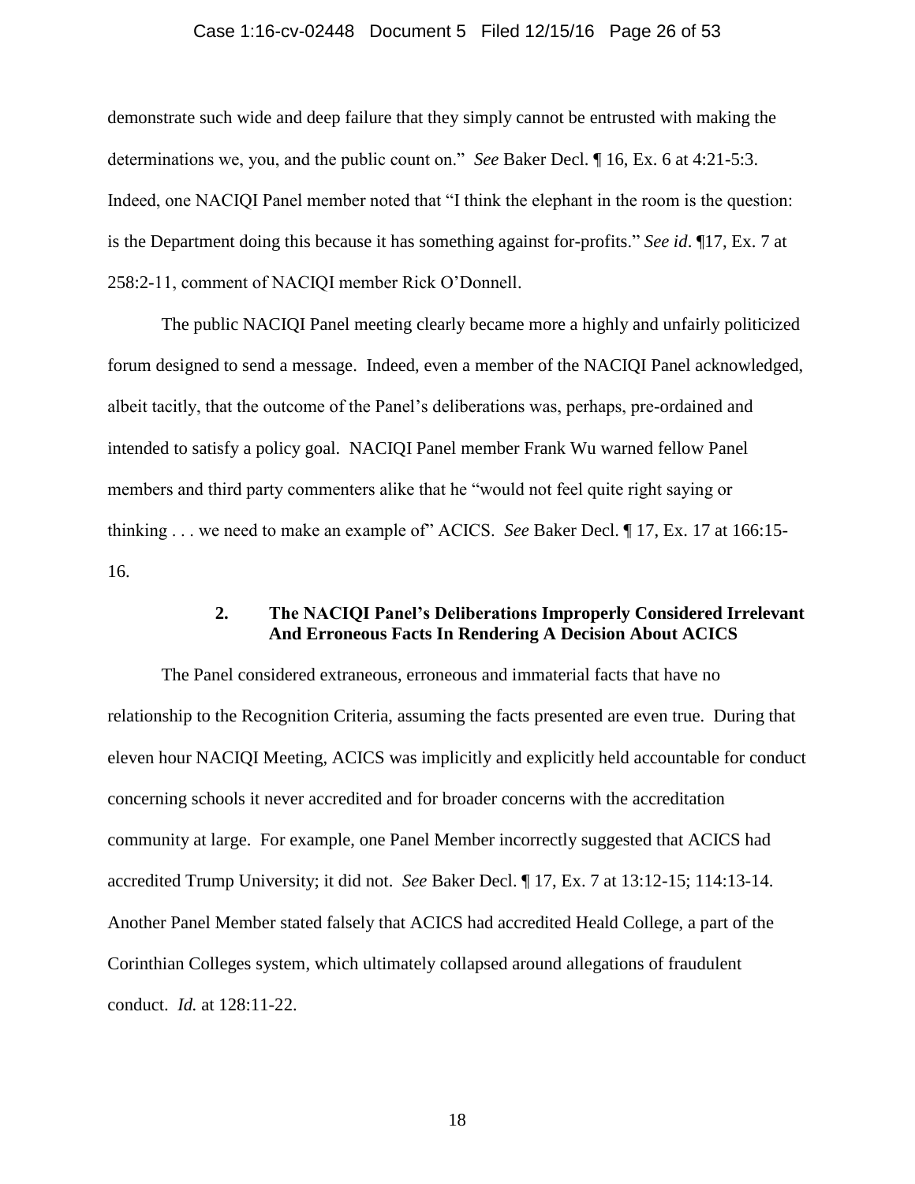demonstrate such wide and deep failure that they simply cannot be entrusted with making the determinations we, you, and the public count on." *See* Baker Decl. ¶ 16, Ex. 6 at 4:21-5:3. Indeed, one NACIQI Panel member noted that "I think the elephant in the room is the question: is the Department doing this because it has something against for-profits." *See id*. ¶17, Ex. 7 at 258:2-11, comment of NACIQI member Rick O'Donnell.

The public NACIQI Panel meeting clearly became more a highly and unfairly politicized forum designed to send a message. Indeed, even a member of the NACIQI Panel acknowledged, albeit tacitly, that the outcome of the Panel's deliberations was, perhaps, pre-ordained and intended to satisfy a policy goal. NACIQI Panel member Frank Wu warned fellow Panel members and third party commenters alike that he "would not feel quite right saying or thinking . . . we need to make an example of" ACICS. *See* Baker Decl. ¶ 17, Ex. 17 at 166:15-16.

### 2. The NACIQI Panel's Deliberations Improperly Considered Irrelevant And Erroneous Facts In Rendering A Decision About ACICS

The Panel considered extraneous, erroneous and immaterial facts that have no relationship to the Recognition Criteria, assuming the facts presented are even true. During that eleven hour NACIQI Meeting, ACICS was implicitly and explicitly held accountable for conduct concerning schools it never accredited and for broader concerns with the accreditation community at large. For example, one Panel Member incorrectly suggested that ACICS had accredited Trump University; it did not. *See* Baker Decl. ¶ 17, Ex. 7 at 13:12-15; 114:13-14. Another Panel Member stated falsely that ACICS had accredited Heald College, a part of the Corinthian Colleges system, which ultimately collapsed around allegations of fraudulent conduct. *Id.* at 128:11-22.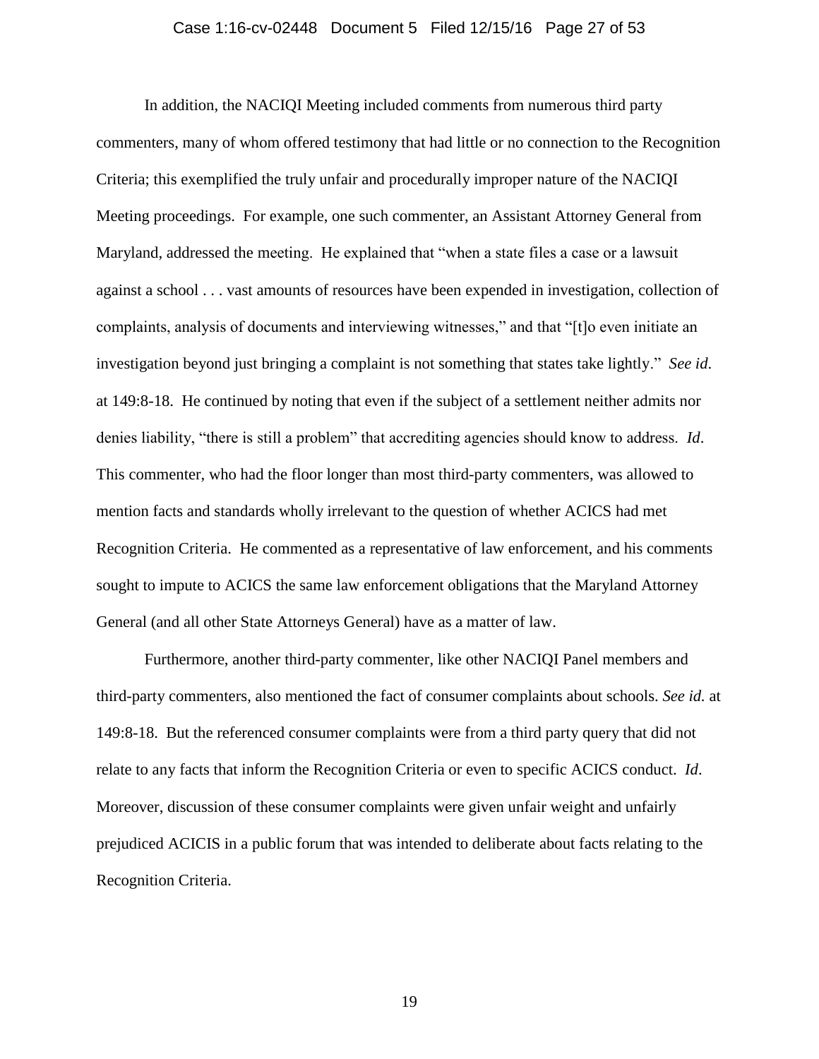In addition, the NACIQI Meeting included comments from numerous third party commenters, many of whom offered testimony that had little or no connection to the Recognition Criteria; this exemplified the truly unfair and procedurally improper nature of the NACIQI Meeting proceedings. For example, one such commenter, an Assistant Attorney General from Maryland, addressed the meeting. He explained that "when a state files a case or a lawsuit against a school . . . vast amounts of resources have been expended in investigation, collection of complaints, analysis of documents and interviewing witnesses," and that "[t]o even initiate an investigation beyond just bringing a complaint is not something that states take lightly." *See id*. at 149:8-18. He continued by noting that even if the subject of a settlement neither admits nor denies liability, "there is still a problem" that accrediting agencies should know to address. *Id*. This commenter, who had the floor longer than most third-party commenters, was allowed to mention facts and standards wholly irrelevant to the question of whether ACICS had met Recognition Criteria. He commented as a representative of law enforcement, and his comments sought to impute to ACICS the same law enforcement obligations that the Maryland Attorney General (and all other State Attorneys General) have as a matter of law.

Furthermore, another third-party commenter, like other NACIQI Panel members and third-party commenters, also mentioned the fact of consumer complaints about schools. *See id.* at 149:8-18. But the referenced consumer complaints were from a third party query that did not relate to any facts that inform the Recognition Criteria or even to specific ACICS conduct. *Id*. Moreover, discussion of these consumer complaints were given unfair weight and unfairly prejudiced ACICIS in a public forum that was intended to deliberate about facts relating to the Recognition Criteria.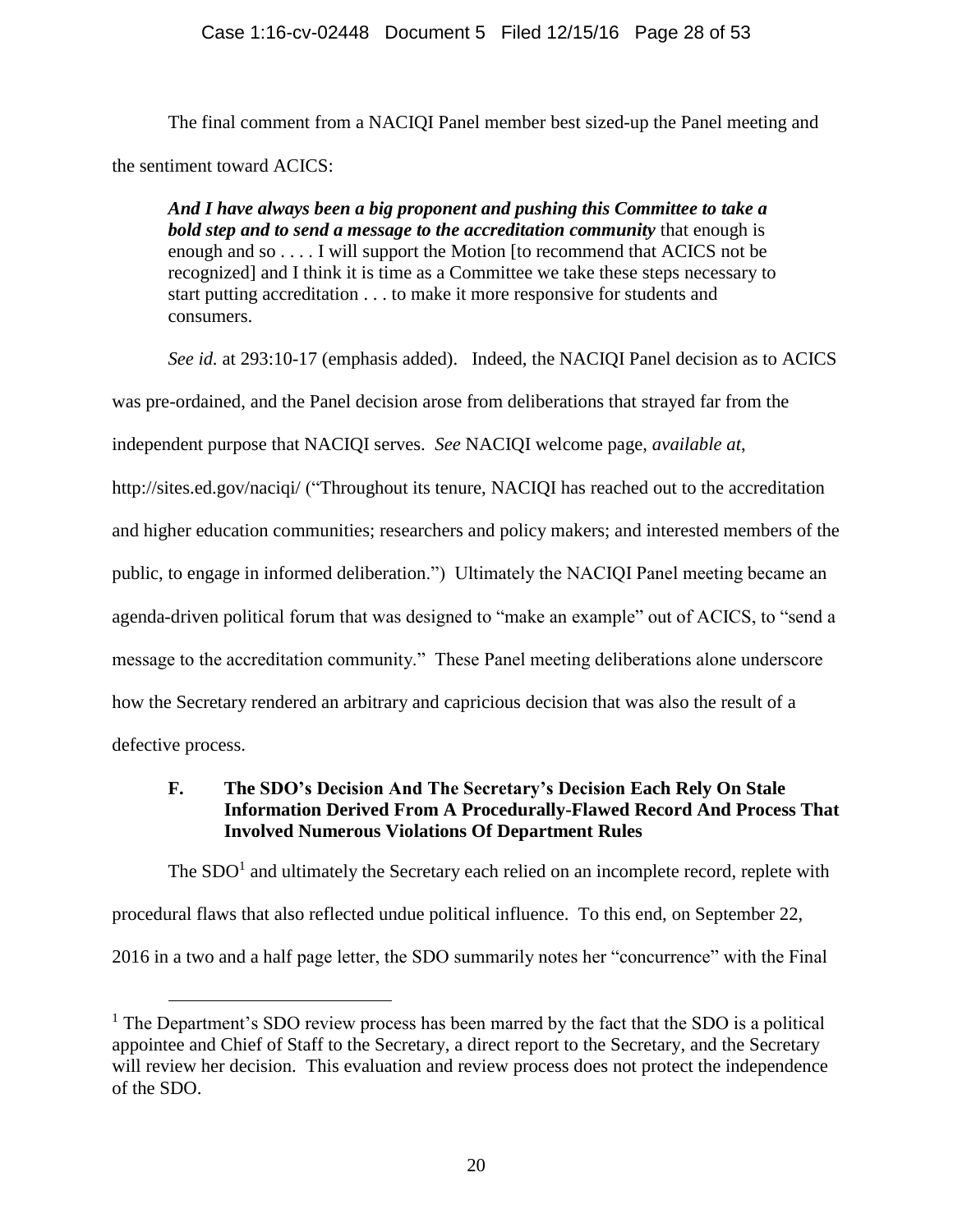The final comment from a NACIQI Panel member best sized-up the Panel meeting and the sentiment toward ACICS:

> ***And I have always been a big proponent and pushing this Committee to take a bold step and to send a message to the accreditation community*** that enough is enough and so . . . . I will support the Motion [to recommend that ACICS not be recognized] and I think it is time as a Committee we take these steps necessary to start putting accreditation . . . to make it more responsive for students and consumers.

*See id.* at 293:10-17 (emphasis added). Indeed, the NACIQI Panel decision as to ACICS was pre-ordained, and the Panel decision arose from deliberations that strayed far from the independent purpose that NACIQI serves. *See* NACIQI welcome page, *available at*, http://sites.ed.gov/naciqi/ ("Throughout its tenure, NACIQI has reached out to the accreditation and higher education communities; researchers and policy makers; and interested members of the public, to engage in informed deliberation.") Ultimately the NACIQI Panel meeting became an agenda-driven political forum that was designed to "make an example" out of ACICS, to "send a message to the accreditation community." These Panel meeting deliberations alone underscore how the Secretary rendered an arbitrary and capricious decision that was also the result of a defective process.

### F. The SDO's Decision And The Secretary's Decision Each Rely On Stale Information Derived From A Procedurally-Flawed Record And Process That Involved Numerous Violations Of Department Rules

The SDO[1] and ultimately the Secretary each relied on an incomplete record, replete with procedural flaws that also reflected undue political influence. To this end, on September 22, 2016 in a two and a half page letter, the SDO summarily notes her "concurrence" with the Final

[1] The Department's SDO review process has been marred by the fact that the SDO is a political appointee and Chief of Staff to the Secretary, a direct report to the Secretary, and the Secretary will review her decision. This evaluation and review process does not protect the independence of the SDO.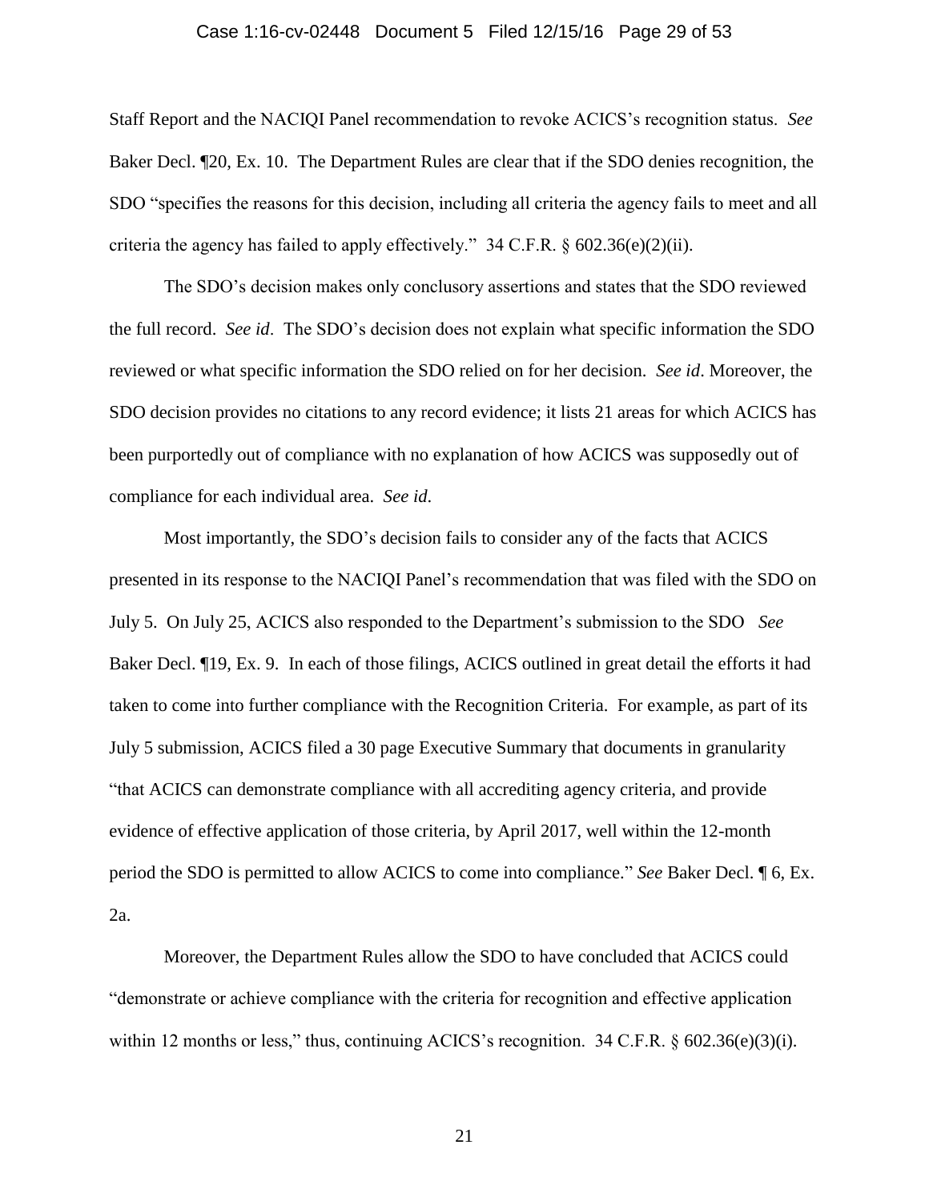Staff Report and the NACIQI Panel recommendation to revoke ACICS's recognition status. *See* Baker Decl. ¶20, Ex. 10. The Department Rules are clear that if the SDO denies recognition, the SDO "specifies the reasons for this decision, including all criteria the agency fails to meet and all criteria the agency has failed to apply effectively." 34 C.F.R. § 602.36(e)(2)(ii).

The SDO's decision makes only conclusory assertions and states that the SDO reviewed the full record. *See id*. The SDO's decision does not explain what specific information the SDO reviewed or what specific information the SDO relied on for her decision. *See id*. Moreover, the SDO decision provides no citations to any record evidence; it lists 21 areas for which ACICS has been purportedly out of compliance with no explanation of how ACICS was supposedly out of compliance for each individual area. *See id.*

Most importantly, the SDO's decision fails to consider any of the facts that ACICS presented in its response to the NACIQI Panel's recommendation that was filed with the SDO on July 5. On July 25, ACICS also responded to the Department's submission to the SDO *See* Baker Decl. ¶19, Ex. 9. In each of those filings, ACICS outlined in great detail the efforts it had taken to come into further compliance with the Recognition Criteria. For example, as part of its July 5 submission, ACICS filed a 30 page Executive Summary that documents in granularity "that ACICS can demonstrate compliance with all accrediting agency criteria, and provide evidence of effective application of those criteria, by April 2017, well within the 12-month period the SDO is permitted to allow ACICS to come into compliance." *See* Baker Decl. ¶ 6, Ex. 2a.

Moreover, the Department Rules allow the SDO to have concluded that ACICS could "demonstrate or achieve compliance with the criteria for recognition and effective application within 12 months or less," thus, continuing ACICS's recognition. 34 C.F.R. § 602.36(e)(3)(i).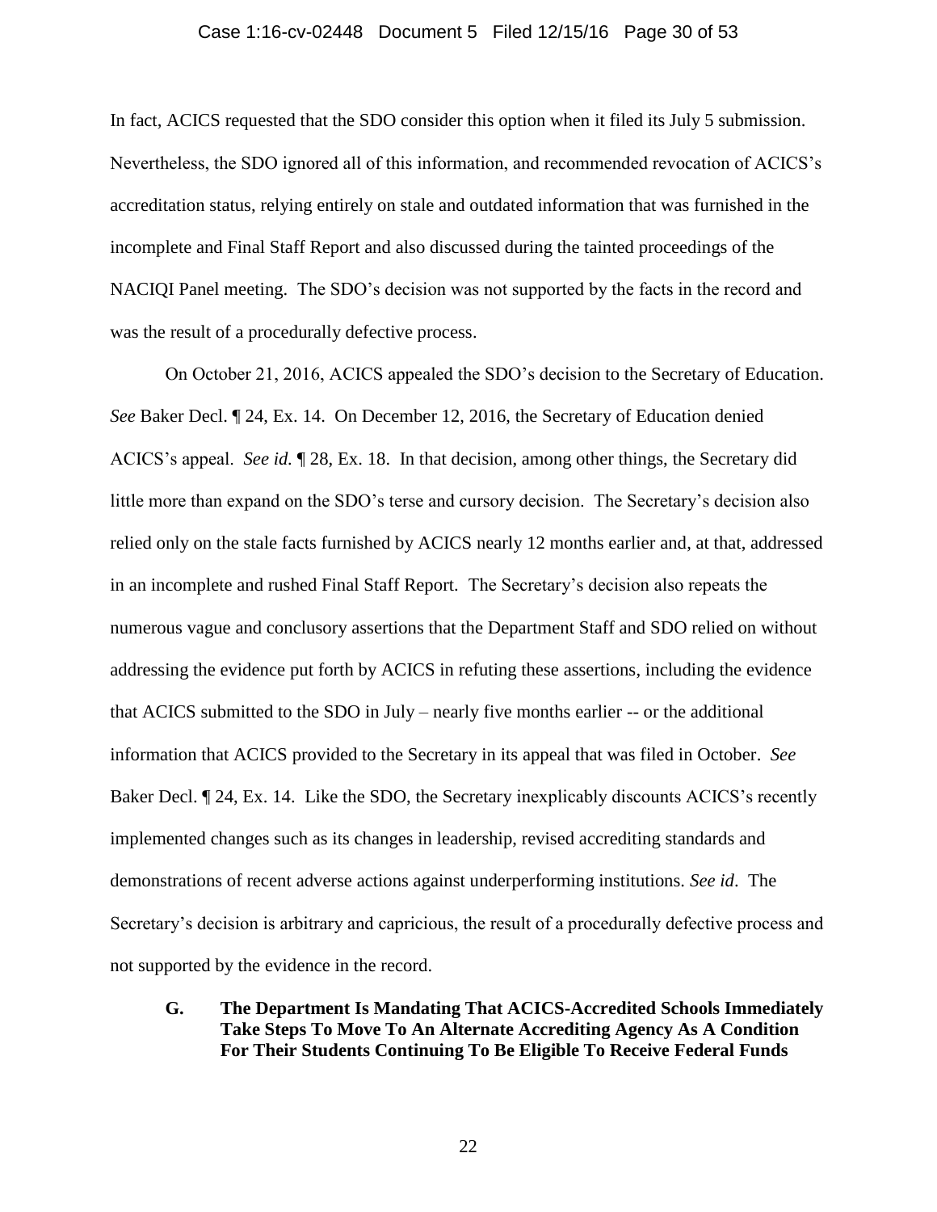In fact, ACICS requested that the SDO consider this option when it filed its July 5 submission. Nevertheless, the SDO ignored all of this information, and recommended revocation of ACICS's accreditation status, relying entirely on stale and outdated information that was furnished in the incomplete and Final Staff Report and also discussed during the tainted proceedings of the NACIQI Panel meeting. The SDO's decision was not supported by the facts in the record and was the result of a procedurally defective process.

On October 21, 2016, ACICS appealed the SDO's decision to the Secretary of Education. *See* Baker Decl. ¶ 24, Ex. 14. On December 12, 2016, the Secretary of Education denied ACICS's appeal. *See id.* ¶ 28, Ex. 18. In that decision, among other things, the Secretary did little more than expand on the SDO's terse and cursory decision. The Secretary's decision also relied only on the stale facts furnished by ACICS nearly 12 months earlier and, at that, addressed in an incomplete and rushed Final Staff Report. The Secretary's decision also repeats the numerous vague and conclusory assertions that the Department Staff and SDO relied on without addressing the evidence put forth by ACICS in refuting these assertions, including the evidence that ACICS submitted to the SDO in July – nearly five months earlier -- or the additional information that ACICS provided to the Secretary in its appeal that was filed in October. *See* Baker Decl. ¶ 24, Ex. 14. Like the SDO, the Secretary inexplicably discounts ACICS's recently implemented changes such as its changes in leadership, revised accrediting standards and demonstrations of recent adverse actions against underperforming institutions. *See id*. The Secretary's decision is arbitrary and capricious, the result of a procedurally defective process and not supported by the evidence in the record.

### G. The Department Is Mandating That ACICS-Accredited Schools Immediately Take Steps To Move To An Alternate Accrediting Agency As A Condition For Their Students Continuing To Be Eligible To Receive Federal Funds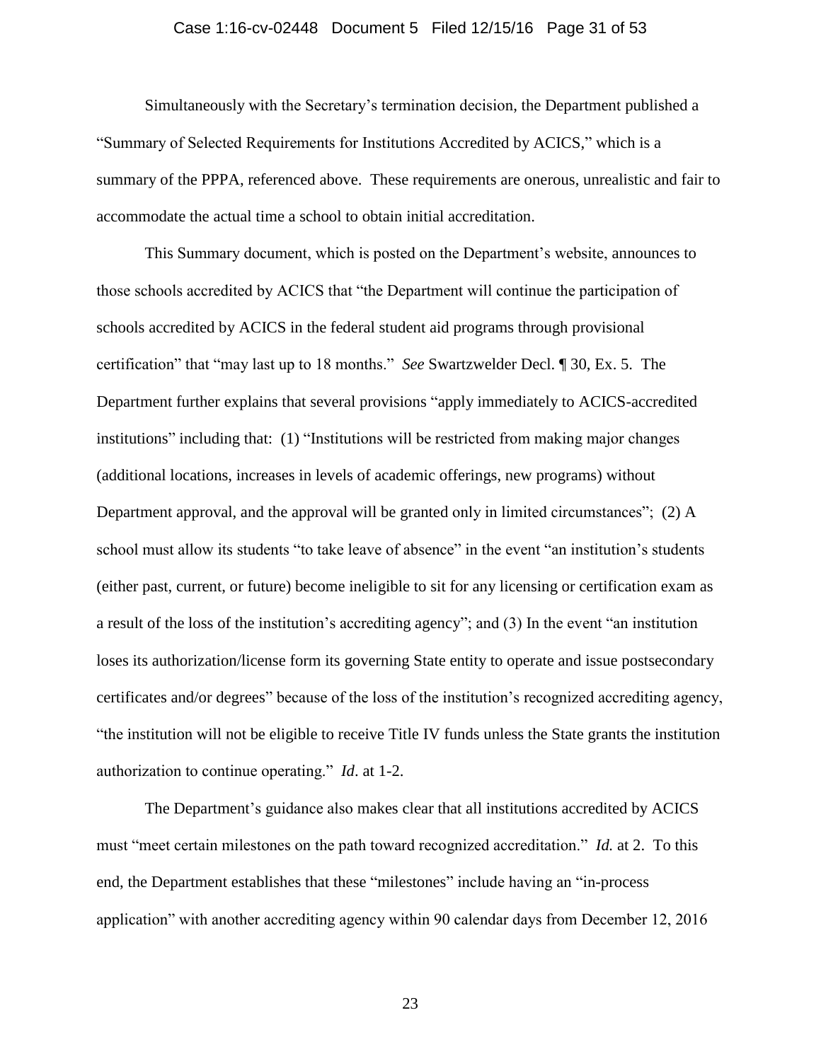Simultaneously with the Secretary's termination decision, the Department published a "Summary of Selected Requirements for Institutions Accredited by ACICS," which is a summary of the PPPA, referenced above. These requirements are onerous, unrealistic and fair to accommodate the actual time a school to obtain initial accreditation.

This Summary document, which is posted on the Department's website, announces to those schools accredited by ACICS that "the Department will continue the participation of schools accredited by ACICS in the federal student aid programs through provisional certification" that "may last up to 18 months." *See* Swartzwelder Decl. ¶ 30, Ex. 5. The Department further explains that several provisions "apply immediately to ACICS-accredited institutions" including that: (1) "Institutions will be restricted from making major changes (additional locations, increases in levels of academic offerings, new programs) without Department approval, and the approval will be granted only in limited circumstances"; (2) A school must allow its students "to take leave of absence" in the event "an institution's students (either past, current, or future) become ineligible to sit for any licensing or certification exam as a result of the loss of the institution's accrediting agency"; and (3) In the event "an institution loses its authorization/license form its governing State entity to operate and issue postsecondary certificates and/or degrees" because of the loss of the institution's recognized accrediting agency, "the institution will not be eligible to receive Title IV funds unless the State grants the institution authorization to continue operating." *Id*. at 1-2.

The Department's guidance also makes clear that all institutions accredited by ACICS must "meet certain milestones on the path toward recognized accreditation." *Id.* at 2. To this end, the Department establishes that these "milestones" include having an "in-process application" with another accrediting agency within 90 calendar days from December 12, 2016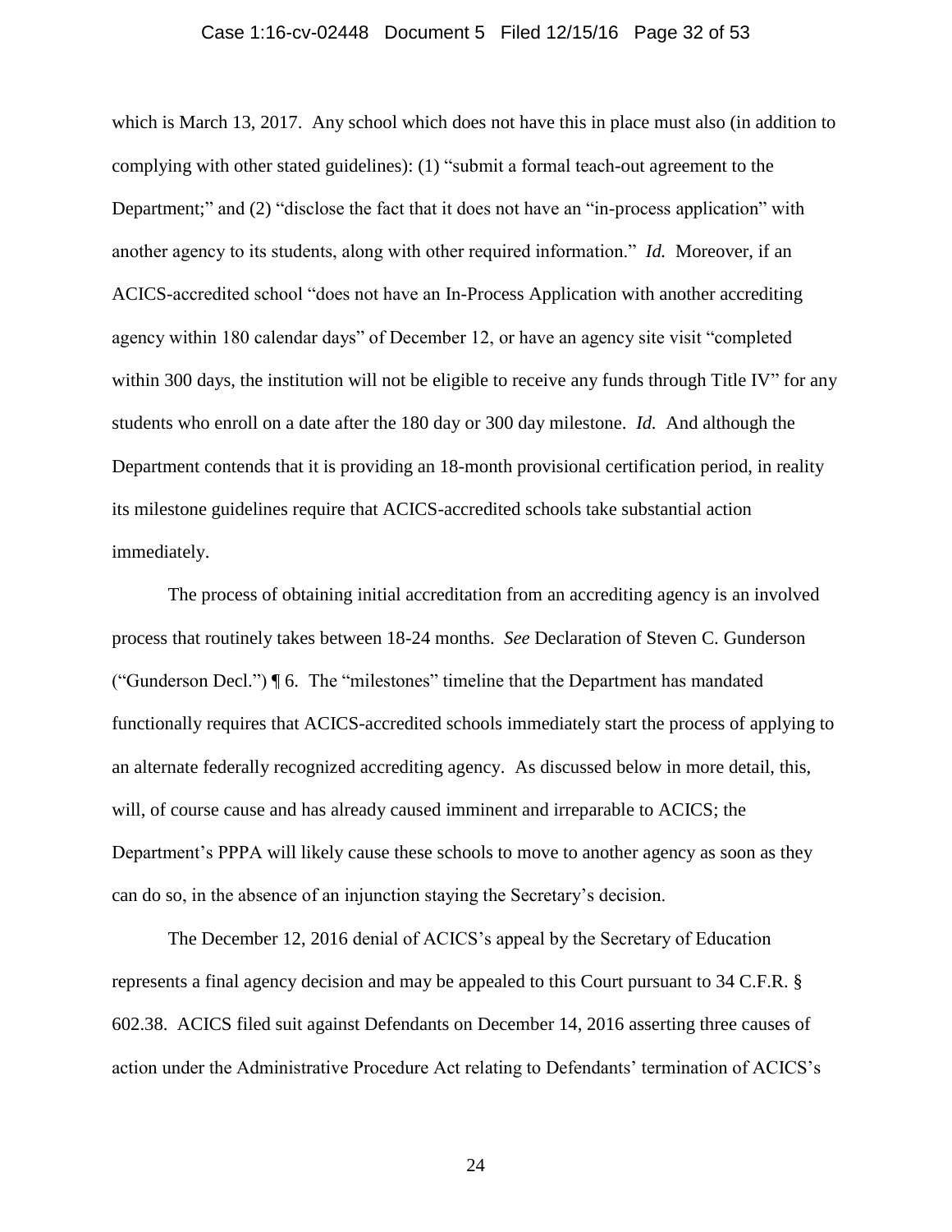which is March 13, 2017. Any school which does not have this in place must also (in addition to complying with other stated guidelines): (1) "submit a formal teach-out agreement to the Department;" and (2) "disclose the fact that it does not have an "in-process application" with another agency to its students, along with other required information." *Id.* Moreover, if an ACICS-accredited school "does not have an In-Process Application with another accrediting agency within 180 calendar days" of December 12, or have an agency site visit "completed within 300 days, the institution will not be eligible to receive any funds through Title IV" for any students who enroll on a date after the 180 day or 300 day milestone. *Id.* And although the Department contends that it is providing an 18-month provisional certification period, in reality its milestone guidelines require that ACICS-accredited schools take substantial action immediately.

The process of obtaining initial accreditation from an accrediting agency is an involved process that routinely takes between 18-24 months. *See* Declaration of Steven C. Gunderson ("Gunderson Decl.") ¶ 6. The "milestones" timeline that the Department has mandated functionally requires that ACICS-accredited schools immediately start the process of applying to an alternate federally recognized accrediting agency. As discussed below in more detail, this, will, of course cause and has already caused imminent and irreparable to ACICS; the Department's PPPA will likely cause these schools to move to another agency as soon as they can do so, in the absence of an injunction staying the Secretary's decision.

The December 12, 2016 denial of ACICS's appeal by the Secretary of Education represents a final agency decision and may be appealed to this Court pursuant to 34 C.F.R. § 602.38. ACICS filed suit against Defendants on December 14, 2016 asserting three causes of action under the Administrative Procedure Act relating to Defendants' termination of ACICS's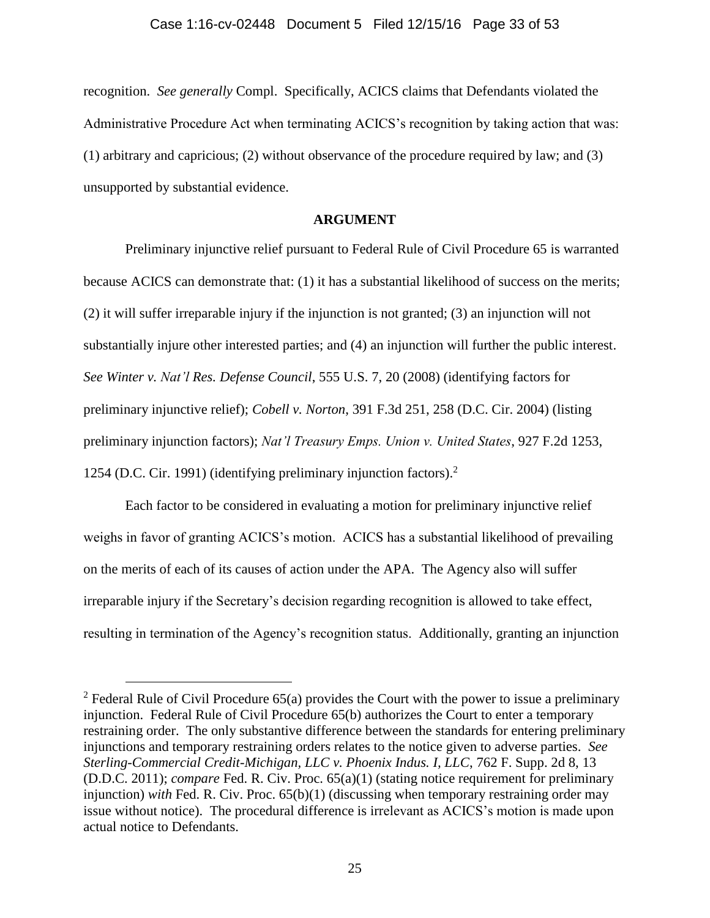recognition. *See generally* Compl. Specifically, ACICS claims that Defendants violated the Administrative Procedure Act when terminating ACICS's recognition by taking action that was: (1) arbitrary and capricious; (2) without observance of the procedure required by law; and (3) unsupported by substantial evidence.

## ARGUMENT

Preliminary injunctive relief pursuant to Federal Rule of Civil Procedure 65 is warranted because ACICS can demonstrate that: (1) it has a substantial likelihood of success on the merits; (2) it will suffer irreparable injury if the injunction is not granted; (3) an injunction will not substantially injure other interested parties; and (4) an injunction will further the public interest. *See Winter v. Nat'l Res. Defense Council*, 555 U.S. 7, 20 (2008) (identifying factors for preliminary injunctive relief); *Cobell v. Norton*, 391 F.3d 251, 258 (D.C. Cir. 2004) (listing preliminary injunction factors); *Nat'l Treasury Emps. Union v. United States*, 927 F.2d 1253, 1254 (D.C. Cir. 1991) (identifying preliminary injunction factors).[2]

Each factor to be considered in evaluating a motion for preliminary injunctive relief weighs in favor of granting ACICS's motion. ACICS has a substantial likelihood of prevailing on the merits of each of its causes of action under the APA. The Agency also will suffer irreparable injury if the Secretary's decision regarding recognition is allowed to take effect, resulting in termination of the Agency's recognition status. Additionally, granting an injunction

[2] Federal Rule of Civil Procedure 65(a) provides the Court with the power to issue a preliminary injunction. Federal Rule of Civil Procedure 65(b) authorizes the Court to enter a temporary restraining order. The only substantive difference between the standards for entering preliminary injunctions and temporary restraining orders relates to the notice given to adverse parties. *See Sterling-Commercial Credit-Michigan, LLC v. Phoenix Indus. I, LLC*, 762 F. Supp. 2d 8, 13 (D.D.C. 2011); *compare* Fed. R. Civ. Proc. 65(a)(1) (stating notice requirement for preliminary injunction) *with* Fed. R. Civ. Proc. 65(b)(1) (discussing when temporary restraining order may issue without notice). The procedural difference is irrelevant as ACICS's motion is made upon actual notice to Defendants.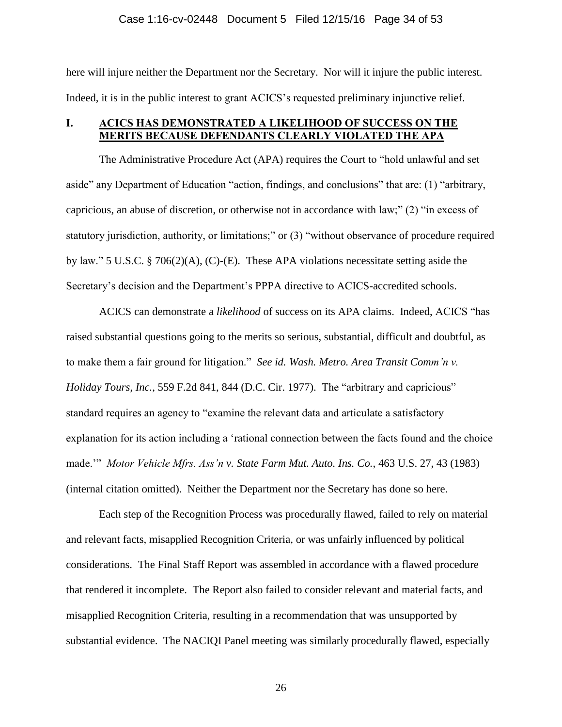here will injure neither the Department nor the Secretary. Nor will it injure the public interest. Indeed, it is in the public interest to grant ACICS's requested preliminary injunctive relief.

## I. ACICS HAS DEMONSTRATED A LIKELIHOOD OF SUCCESS ON THE MERITS BECAUSE DEFENDANTS CLEARLY VIOLATED THE APA

The Administrative Procedure Act (APA) requires the Court to "hold unlawful and set aside" any Department of Education "action, findings, and conclusions" that are: (1) "arbitrary, capricious, an abuse of discretion, or otherwise not in accordance with law;" (2) "in excess of statutory jurisdiction, authority, or limitations;" or (3) "without observance of procedure required by law." 5 U.S.C. § 706(2)(A), (C)-(E). These APA violations necessitate setting aside the Secretary's decision and the Department's PPPA directive to ACICS-accredited schools.

ACICS can demonstrate a *likelihood* of success on its APA claims. Indeed, ACICS "has raised substantial questions going to the merits so serious, substantial, difficult and doubtful, as to make them a fair ground for litigation." *See id. Wash. Metro. Area Transit Comm'n v. Holiday Tours, Inc.*, 559 F.2d 841, 844 (D.C. Cir. 1977). The "arbitrary and capricious" standard requires an agency to "examine the relevant data and articulate a satisfactory explanation for its action including a 'rational connection between the facts found and the choice made.'" *Motor Vehicle Mfrs. Ass'n v. State Farm Mut. Auto. Ins. Co.*, 463 U.S. 27, 43 (1983) (internal citation omitted). Neither the Department nor the Secretary has done so here.

Each step of the Recognition Process was procedurally flawed, failed to rely on material and relevant facts, misapplied Recognition Criteria, or was unfairly influenced by political considerations. The Final Staff Report was assembled in accordance with a flawed procedure that rendered it incomplete. The Report also failed to consider relevant and material facts, and misapplied Recognition Criteria, resulting in a recommendation that was unsupported by substantial evidence. The NACIQI Panel meeting was similarly procedurally flawed, especially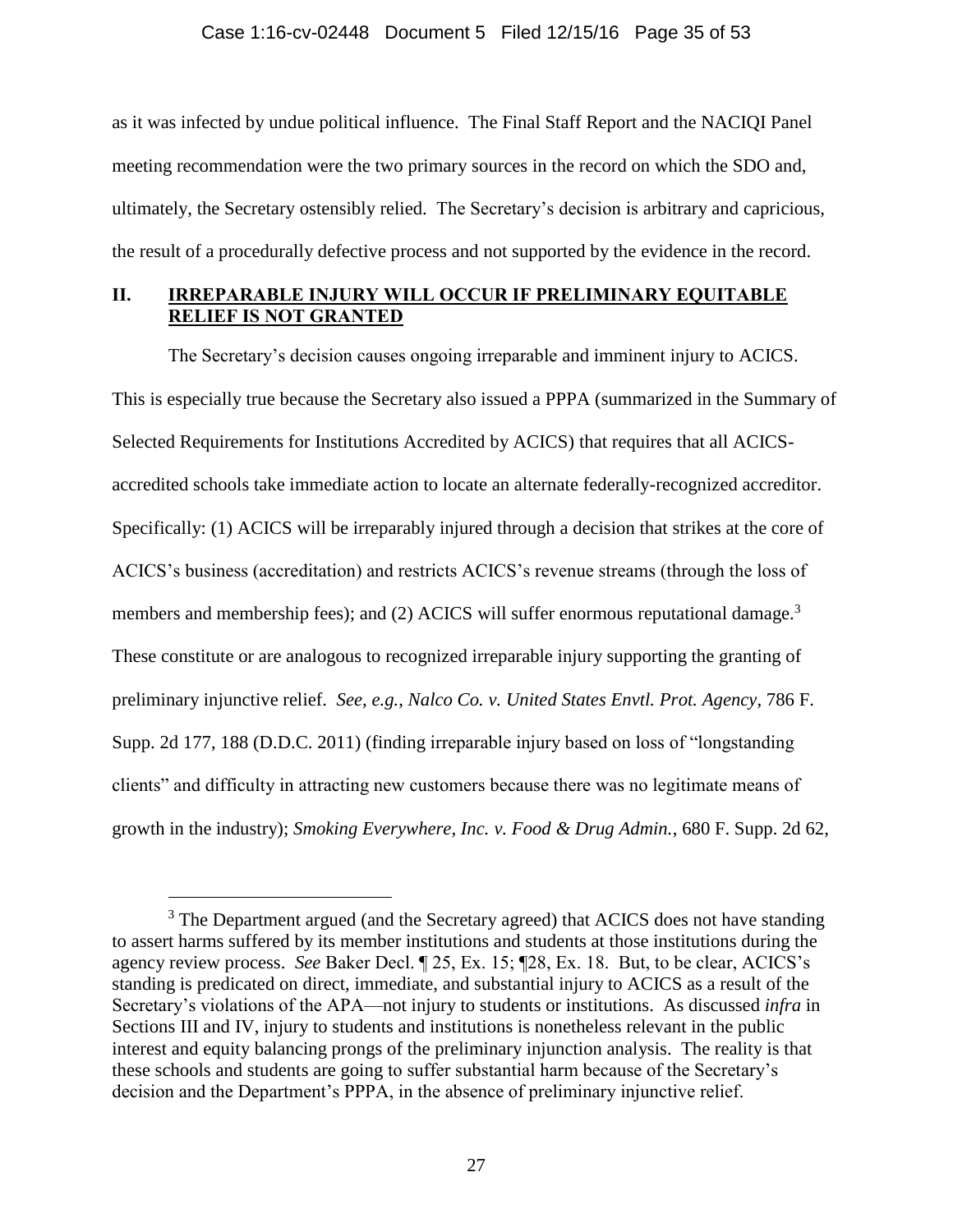as it was infected by undue political influence. The Final Staff Report and the NACIQI Panel meeting recommendation were the two primary sources in the record on which the SDO and, ultimately, the Secretary ostensibly relied. The Secretary's decision is arbitrary and capricious, the result of a procedurally defective process and not supported by the evidence in the record.

## II. IRREPARABLE INJURY WILL OCCUR IF PRELIMINARY EQUITABLE RELIEF IS NOT GRANTED

The Secretary's decision causes ongoing irreparable and imminent injury to ACICS. This is especially true because the Secretary also issued a PPPA (summarized in the Summary of Selected Requirements for Institutions Accredited by ACICS) that requires that all ACICS-accredited schools take immediate action to locate an alternate federally-recognized accreditor. Specifically: (1) ACICS will be irreparably injured through a decision that strikes at the core of ACICS's business (accreditation) and restricts ACICS's revenue streams (through the loss of members and membership fees); and (2) ACICS will suffer enormous reputational damage.[3] These constitute or are analogous to recognized irreparable injury supporting the granting of preliminary injunctive relief. *See, e.g.*, *Nalco Co. v. United States Envtl. Prot. Agency*, 786 F. Supp. 2d 177, 188 (D.D.C. 2011) (finding irreparable injury based on loss of "longstanding clients" and difficulty in attracting new customers because there was no legitimate means of growth in the industry); *Smoking Everywhere, Inc. v. Food & Drug Admin.*, 680 F. Supp. 2d 62,

---

[3] The Department argued (and the Secretary agreed) that ACICS does not have standing to assert harms suffered by its member institutions and students at those institutions during the agency review process. *See* Baker Decl. ¶ 25, Ex. 15; ¶28, Ex. 18. But, to be clear, ACICS's standing is predicated on direct, immediate, and substantial injury to ACICS as a result of the Secretary's violations of the APA—not injury to students or institutions. As discussed *infra* in Sections III and IV, injury to students and institutions is nonetheless relevant in the public interest and equity balancing prongs of the preliminary injunction analysis. The reality is that these schools and students are going to suffer substantial harm because of the Secretary's decision and the Department's PPPA, in the absence of preliminary injunctive relief.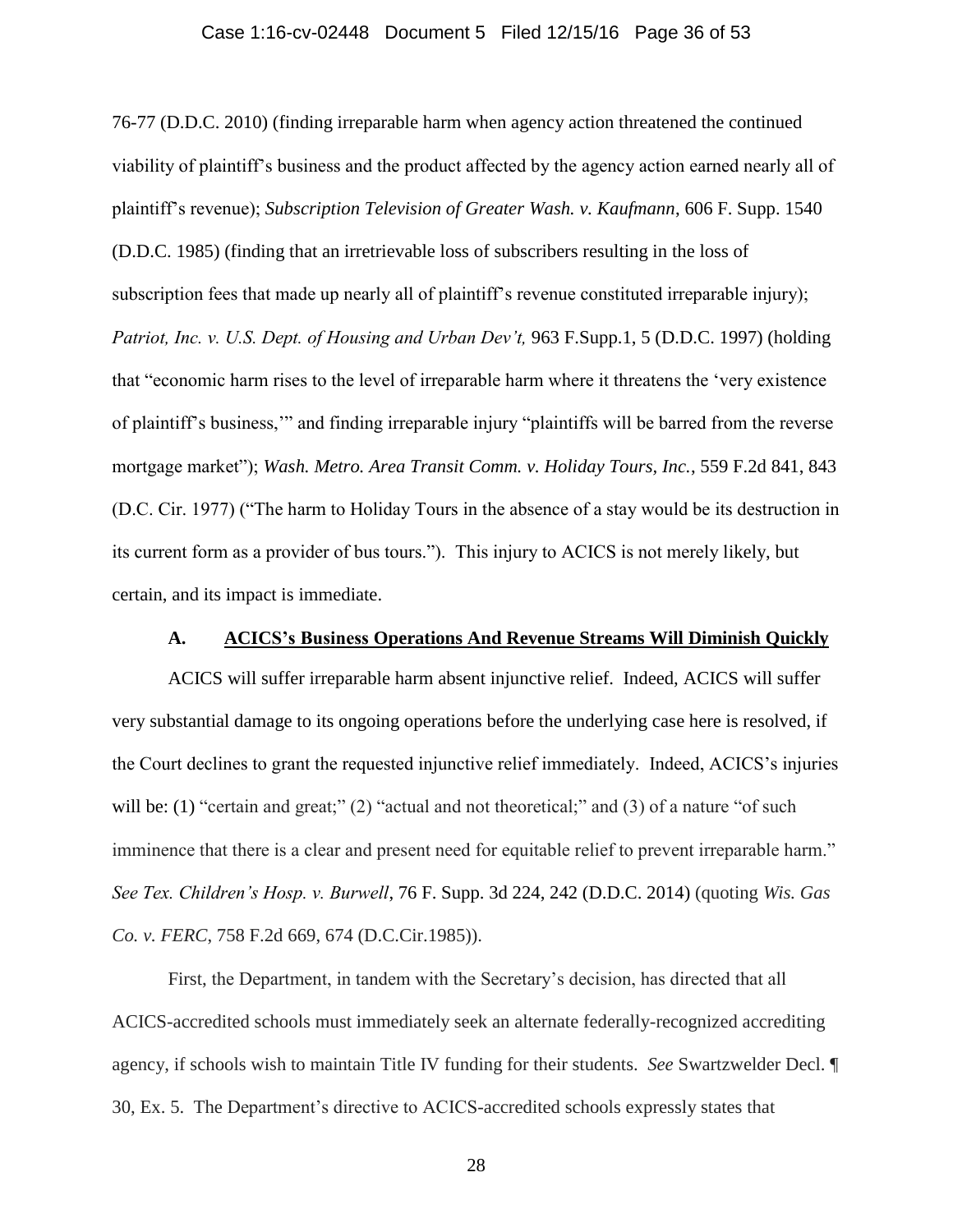76-77 (D.D.C. 2010) (finding irreparable harm when agency action threatened the continued viability of plaintiff's business and the product affected by the agency action earned nearly all of plaintiff's revenue); *Subscription Television of Greater Wash. v. Kaufmann*, 606 F. Supp. 1540 (D.D.C. 1985) (finding that an irretrievable loss of subscribers resulting in the loss of subscription fees that made up nearly all of plaintiff's revenue constituted irreparable injury); *Patriot, Inc. v. U.S. Dept. of Housing and Urban Dev't,* 963 F.Supp.1, 5 (D.D.C. 1997) (holding that "economic harm rises to the level of irreparable harm where it threatens the 'very existence of plaintiff's business,'" and finding irreparable injury "plaintiffs will be barred from the reverse mortgage market"); *Wash. Metro. Area Transit Comm. v. Holiday Tours, Inc.*, 559 F.2d 841, 843 (D.C. Cir. 1977) ("The harm to Holiday Tours in the absence of a stay would be its destruction in its current form as a provider of bus tours."). This injury to ACICS is not merely likely, but certain, and its impact is immediate.

### A. ACICS's Business Operations And Revenue Streams Will Diminish Quickly

ACICS will suffer irreparable harm absent injunctive relief. Indeed, ACICS will suffer very substantial damage to its ongoing operations before the underlying case here is resolved, if the Court declines to grant the requested injunctive relief immediately. Indeed, ACICS's injuries will be: (1) "certain and great;" (2) "actual and not theoretical;" and (3) of a nature "of such imminence that there is a clear and present need for equitable relief to prevent irreparable harm." *See Tex. Children's Hosp. v. Burwell*, 76 F. Supp. 3d 224, 242 (D.D.C. 2014) (quoting *Wis. Gas Co. v. FERC*, 758 F.2d 669, 674 (D.C.Cir.1985)).

First, the Department, in tandem with the Secretary's decision, has directed that all ACICS-accredited schools must immediately seek an alternate federally-recognized accrediting agency, if schools wish to maintain Title IV funding for their students. *See* Swartzwelder Decl. ¶ 30, Ex. 5. The Department's directive to ACICS-accredited schools expressly states that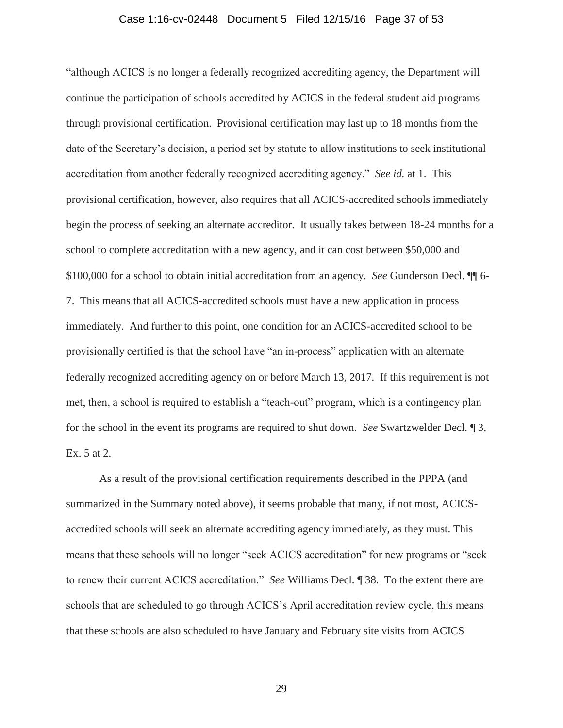"although ACICS is no longer a federally recognized accrediting agency, the Department will continue the participation of schools accredited by ACICS in the federal student aid programs through provisional certification. Provisional certification may last up to 18 months from the date of the Secretary's decision, a period set by statute to allow institutions to seek institutional accreditation from another federally recognized accrediting agency." *See id.* at 1. This provisional certification, however, also requires that all ACICS-accredited schools immediately begin the process of seeking an alternate accreditor. It usually takes between 18-24 months for a school to complete accreditation with a new agency, and it can cost between $50,000 and $100,000 for a school to obtain initial accreditation from an agency. *See* Gunderson Decl. ¶¶ 6-7. This means that all ACICS-accredited schools must have a new application in process immediately. And further to this point, one condition for an ACICS-accredited school to be provisionally certified is that the school have "an in-process" application with an alternate federally recognized accrediting agency on or before March 13, 2017. If this requirement is not met, then, a school is required to establish a "teach-out" program, which is a contingency plan for the school in the event its programs are required to shut down. *See* Swartzwelder Decl. ¶ 3, Ex. 5 at 2.

As a result of the provisional certification requirements described in the PPPA (and summarized in the Summary noted above), it seems probable that many, if not most, ACICS-accredited schools will seek an alternate accrediting agency immediately, as they must. This means that these schools will no longer "seek ACICS accreditation" for new programs or "seek to renew their current ACICS accreditation." *See* Williams Decl. ¶ 38. To the extent there are schools that are scheduled to go through ACICS's April accreditation review cycle, this means that these schools are also scheduled to have January and February site visits from ACICS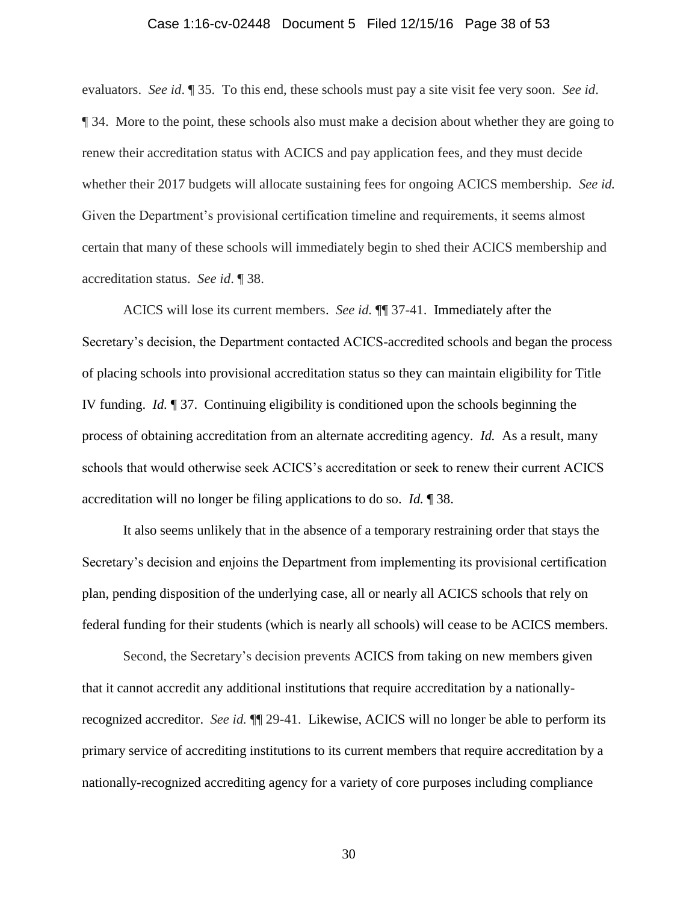evaluators. *See id*. ¶ 35. To this end, these schools must pay a site visit fee very soon. *See id*. ¶ 34. More to the point, these schools also must make a decision about whether they are going to renew their accreditation status with ACICS and pay application fees, and they must decide whether their 2017 budgets will allocate sustaining fees for ongoing ACICS membership. *See id.* Given the Department's provisional certification timeline and requirements, it seems almost certain that many of these schools will immediately begin to shed their ACICS membership and accreditation status. *See id*. ¶ 38.

ACICS will lose its current members. *See id.* ¶¶ 37-41. Immediately after the Secretary's decision, the Department contacted ACICS-accredited schools and began the process of placing schools into provisional accreditation status so they can maintain eligibility for Title IV funding. *Id.* ¶ 37. Continuing eligibility is conditioned upon the schools beginning the process of obtaining accreditation from an alternate accrediting agency. *Id.* As a result, many schools that would otherwise seek ACICS's accreditation or seek to renew their current ACICS accreditation will no longer be filing applications to do so. *Id.* ¶ 38.

It also seems unlikely that in the absence of a temporary restraining order that stays the Secretary's decision and enjoins the Department from implementing its provisional certification plan, pending disposition of the underlying case, all or nearly all ACICS schools that rely on federal funding for their students (which is nearly all schools) will cease to be ACICS members.

Second, the Secretary's decision prevents ACICS from taking on new members given that it cannot accredit any additional institutions that require accreditation by a nationally-recognized accreditor. *See id.* ¶¶ 29-41. Likewise, ACICS will no longer be able to perform its primary service of accrediting institutions to its current members that require accreditation by a nationally-recognized accrediting agency for a variety of core purposes including compliance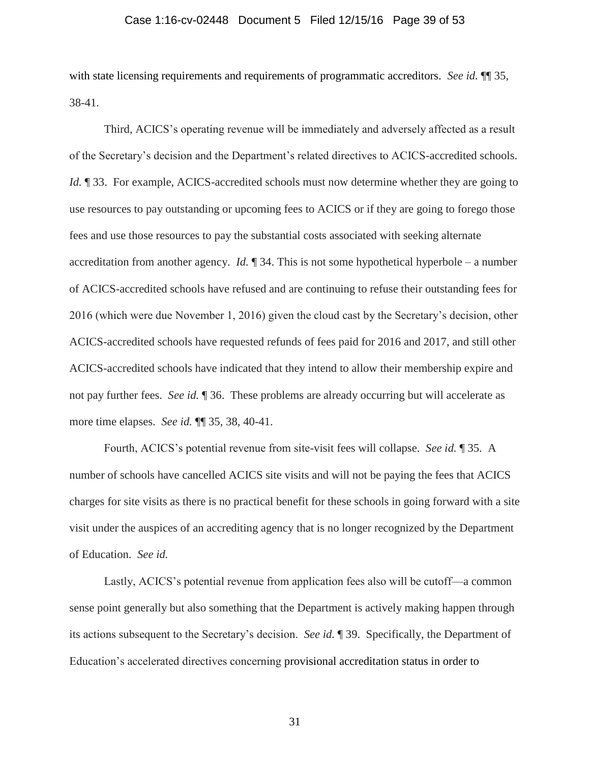with state licensing requirements and requirements of programmatic accreditors. *See id.* ¶¶ 35, 38-41.

Third, ACICS's operating revenue will be immediately and adversely affected as a result of the Secretary's decision and the Department's related directives to ACICS-accredited schools. *Id.* ¶ 33. For example, ACICS-accredited schools must now determine whether they are going to use resources to pay outstanding or upcoming fees to ACICS or if they are going to forego those fees and use those resources to pay the substantial costs associated with seeking alternate accreditation from another agency. *Id.* ¶ 34. This is not some hypothetical hyperbole – a number of ACICS-accredited schools have refused and are continuing to refuse their outstanding fees for 2016 (which were due November 1, 2016) given the cloud cast by the Secretary's decision, other ACICS-accredited schools have requested refunds of fees paid for 2016 and 2017, and still other ACICS-accredited schools have indicated that they intend to allow their membership expire and not pay further fees. *See id.* ¶ 36. These problems are already occurring but will accelerate as more time elapses. *See id.* ¶¶ 35, 38, 40-41.

Fourth, ACICS's potential revenue from site-visit fees will collapse. *See id.* ¶ 35. A number of schools have cancelled ACICS site visits and will not be paying the fees that ACICS charges for site visits as there is no practical benefit for these schools in going forward with a site visit under the auspices of an accrediting agency that is no longer recognized by the Department of Education. *See id.*

Lastly, ACICS's potential revenue from application fees also will be cutoff—a common sense point generally but also something that the Department is actively making happen through its actions subsequent to the Secretary's decision. *See id.* ¶ 39. Specifically, the Department of Education's accelerated directives concerning provisional accreditation status in order to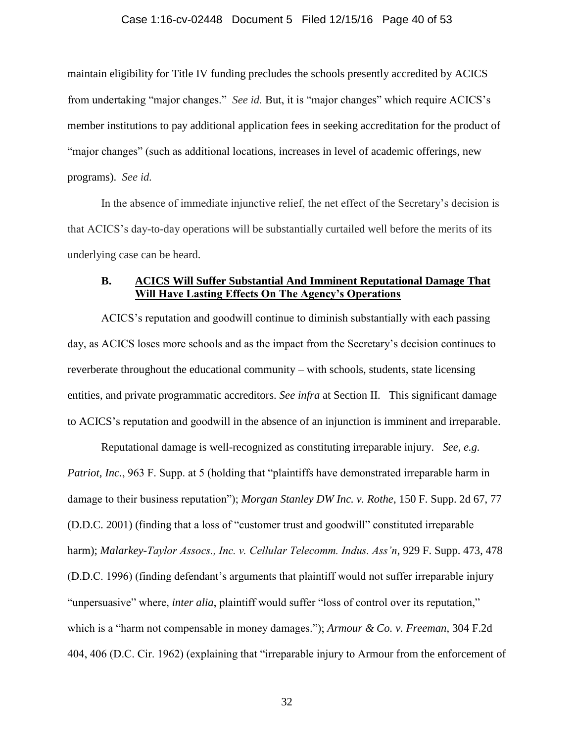maintain eligibility for Title IV funding precludes the schools presently accredited by ACICS from undertaking "major changes." *See id.* But, it is "major changes" which require ACICS's member institutions to pay additional application fees in seeking accreditation for the product of "major changes" (such as additional locations, increases in level of academic offerings, new programs). *See id.*

In the absence of immediate injunctive relief, the net effect of the Secretary's decision is that ACICS's day-to-day operations will be substantially curtailed well before the merits of its underlying case can be heard.

### **B. <u>ACICS Will Suffer Substantial And Imminent Reputational Damage That Will Have Lasting Effects On The Agency's Operations</u>**

ACICS's reputation and goodwill continue to diminish substantially with each passing day, as ACICS loses more schools and as the impact from the Secretary's decision continues to reverberate throughout the educational community – with schools, students, state licensing entities, and private programmatic accreditors. *See infra* at Section II. This significant damage to ACICS's reputation and goodwill in the absence of an injunction is imminent and irreparable.

Reputational damage is well-recognized as constituting irreparable injury. *See, e.g. Patriot, Inc.*, 963 F. Supp. at 5 (holding that "plaintiffs have demonstrated irreparable harm in damage to their business reputation"); *Morgan Stanley DW Inc. v. Rothe*, 150 F. Supp. 2d 67, 77 (D.D.C. 2001) (finding that a loss of "customer trust and goodwill" constituted irreparable harm); *Malarkey-Taylor Assocs., Inc. v. Cellular Telecomm. Indus. Ass'n*, 929 F. Supp. 473, 478 (D.D.C. 1996) (finding defendant's arguments that plaintiff would not suffer irreparable injury "unpersuasive" where, *inter alia*, plaintiff would suffer "loss of control over its reputation," which is a "harm not compensable in money damages."); *Armour & Co. v. Freeman*, 304 F.2d 404, 406 (D.C. Cir. 1962) (explaining that "irreparable injury to Armour from the enforcement of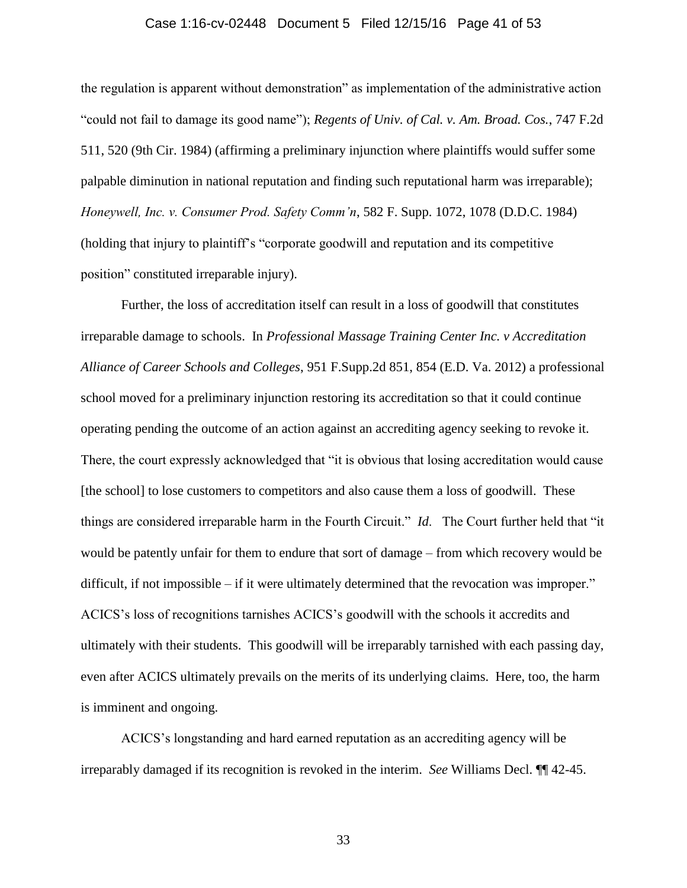the regulation is apparent without demonstration" as implementation of the administrative action "could not fail to damage its good name"); *Regents of Univ. of Cal. v. Am. Broad. Cos.*, 747 F.2d 511, 520 (9th Cir. 1984) (affirming a preliminary injunction where plaintiffs would suffer some palpable diminution in national reputation and finding such reputational harm was irreparable); *Honeywell, Inc. v. Consumer Prod. Safety Comm'n*, 582 F. Supp. 1072, 1078 (D.D.C. 1984) (holding that injury to plaintiff's "corporate goodwill and reputation and its competitive position" constituted irreparable injury).

Further, the loss of accreditation itself can result in a loss of goodwill that constitutes irreparable damage to schools. In *Professional Massage Training Center Inc. v Accreditation Alliance of Career Schools and Colleges*, 951 F.Supp.2d 851, 854 (E.D. Va. 2012) a professional school moved for a preliminary injunction restoring its accreditation so that it could continue operating pending the outcome of an action against an accrediting agency seeking to revoke it. There, the court expressly acknowledged that "it is obvious that losing accreditation would cause [the school] to lose customers to competitors and also cause them a loss of goodwill. These things are considered irreparable harm in the Fourth Circuit." *Id*. The Court further held that "it would be patently unfair for them to endure that sort of damage – from which recovery would be difficult, if not impossible – if it were ultimately determined that the revocation was improper." ACICS's loss of recognitions tarnishes ACICS's goodwill with the schools it accredits and ultimately with their students. This goodwill will be irreparably tarnished with each passing day, even after ACICS ultimately prevails on the merits of its underlying claims. Here, too, the harm is imminent and ongoing.

ACICS's longstanding and hard earned reputation as an accrediting agency will be irreparably damaged if its recognition is revoked in the interim. *See* Williams Decl. ¶¶ 42-45.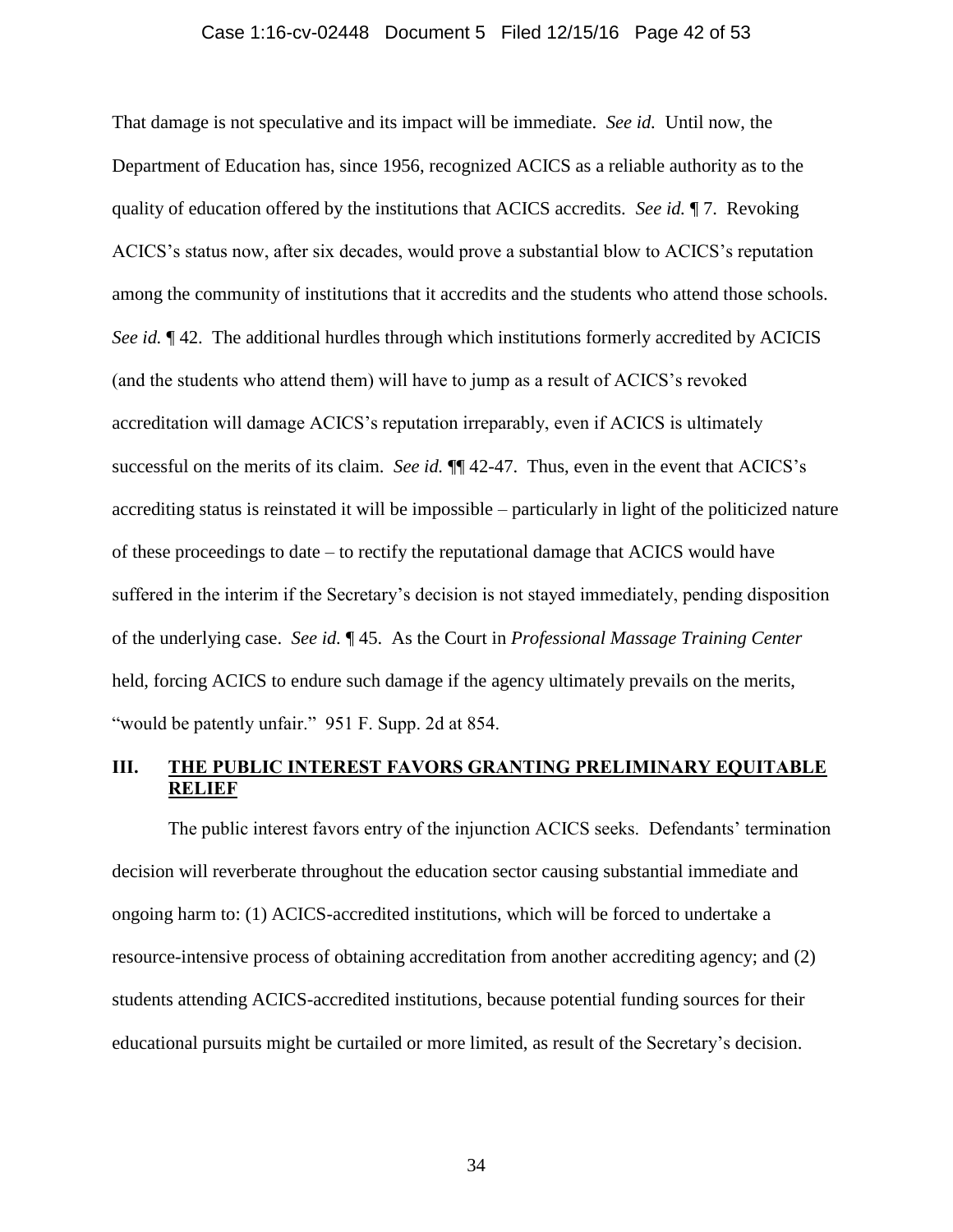That damage is not speculative and its impact will be immediate. *See id.* Until now, the Department of Education has, since 1956, recognized ACICS as a reliable authority as to the quality of education offered by the institutions that ACICS accredits. *See id.* ¶ 7. Revoking ACICS's status now, after six decades, would prove a substantial blow to ACICS's reputation among the community of institutions that it accredits and the students who attend those schools. *See id.* ¶ 42. The additional hurdles through which institutions formerly accredited by ACICIS (and the students who attend them) will have to jump as a result of ACICS's revoked accreditation will damage ACICS's reputation irreparably, even if ACICS is ultimately successful on the merits of its claim. *See id.* ¶¶ 42-47. Thus, even in the event that ACICS's accrediting status is reinstated it will be impossible – particularly in light of the politicized nature of these proceedings to date – to rectify the reputational damage that ACICS would have suffered in the interim if the Secretary's decision is not stayed immediately, pending disposition of the underlying case. *See id.* ¶ 45. As the Court in *Professional Massage Training Center* held, forcing ACICS to endure such damage if the agency ultimately prevails on the merits, "would be patently unfair." 951 F. Supp. 2d at 854.

## III. <u>THE PUBLIC INTEREST FAVORS GRANTING PRELIMINARY EQUITABLE RELIEF</u>

The public interest favors entry of the injunction ACICS seeks. Defendants' termination decision will reverberate throughout the education sector causing substantial immediate and ongoing harm to: (1) ACICS-accredited institutions, which will be forced to undertake a resource-intensive process of obtaining accreditation from another accrediting agency; and (2) students attending ACICS-accredited institutions, because potential funding sources for their educational pursuits might be curtailed or more limited, as result of the Secretary's decision.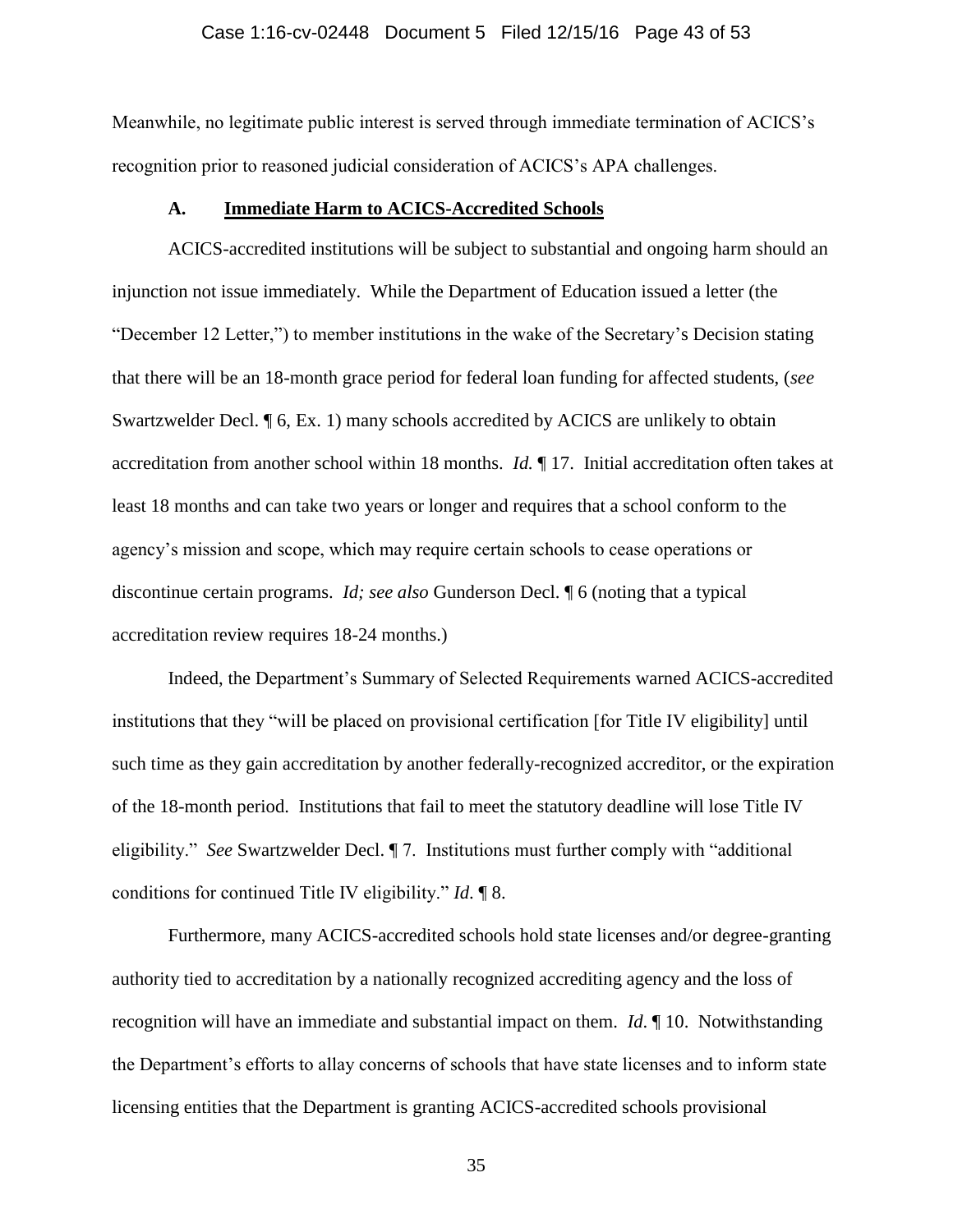Meanwhile, no legitimate public interest is served through immediate termination of ACICS's recognition prior to reasoned judicial consideration of ACICS's APA challenges.

### A. **Immediate Harm to ACICS-Accredited Schools**

ACICS-accredited institutions will be subject to substantial and ongoing harm should an injunction not issue immediately. While the Department of Education issued a letter (the "December 12 Letter,") to member institutions in the wake of the Secretary's Decision stating that there will be an 18-month grace period for federal loan funding for affected students, (*see* Swartzwelder Decl. ¶ 6, Ex. 1) many schools accredited by ACICS are unlikely to obtain accreditation from another school within 18 months. *Id.* ¶ 17. Initial accreditation often takes at least 18 months and can take two years or longer and requires that a school conform to the agency's mission and scope, which may require certain schools to cease operations or discontinue certain programs. *Id; see also* Gunderson Decl. ¶ 6 (noting that a typical accreditation review requires 18-24 months.)

Indeed, the Department's Summary of Selected Requirements warned ACICS-accredited institutions that they "will be placed on provisional certification [for Title IV eligibility] until such time as they gain accreditation by another federally-recognized accreditor, or the expiration of the 18-month period. Institutions that fail to meet the statutory deadline will lose Title IV eligibility." *See* Swartzwelder Decl. ¶ 7. Institutions must further comply with "additional conditions for continued Title IV eligibility." *Id.* ¶ 8.

Furthermore, many ACICS-accredited schools hold state licenses and/or degree-granting authority tied to accreditation by a nationally recognized accrediting agency and the loss of recognition will have an immediate and substantial impact on them. *Id*. ¶ 10. Notwithstanding the Department's efforts to allay concerns of schools that have state licenses and to inform state licensing entities that the Department is granting ACICS-accredited schools provisional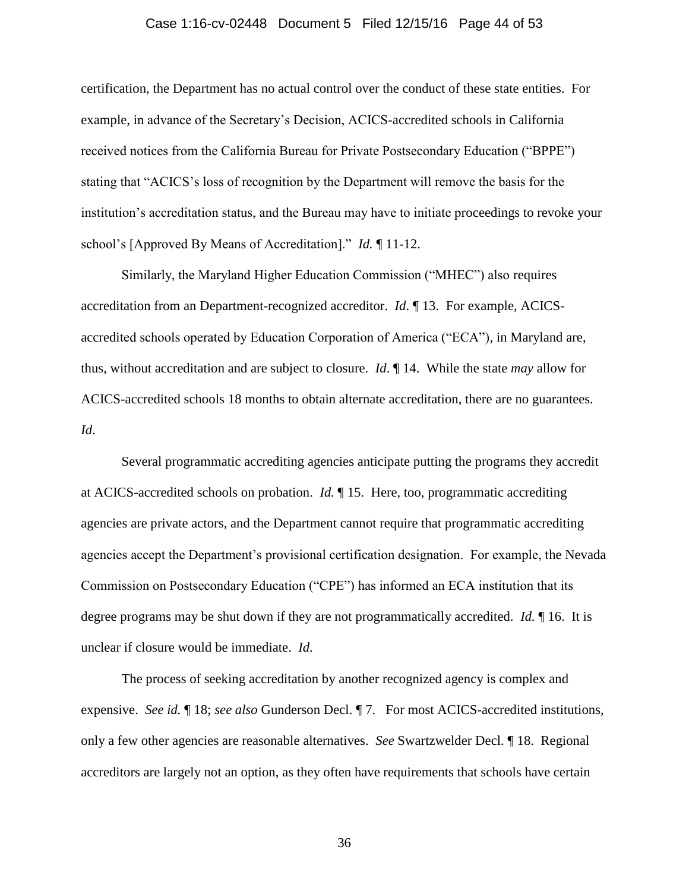certification, the Department has no actual control over the conduct of these state entities. For example, in advance of the Secretary's Decision, ACICS-accredited schools in California received notices from the California Bureau for Private Postsecondary Education ("BPPE") stating that "ACICS's loss of recognition by the Department will remove the basis for the institution's accreditation status, and the Bureau may have to initiate proceedings to revoke your school's [Approved By Means of Accreditation]." *Id.* ¶ 11-12.

Similarly, the Maryland Higher Education Commission ("MHEC") also requires accreditation from an Department-recognized accreditor. *Id*. ¶ 13. For example, ACICS-accredited schools operated by Education Corporation of America ("ECA"), in Maryland are, thus, without accreditation and are subject to closure. *Id*. ¶ 14. While the state *may* allow for ACICS-accredited schools 18 months to obtain alternate accreditation, there are no guarantees. *Id*.

Several programmatic accrediting agencies anticipate putting the programs they accredit at ACICS-accredited schools on probation. *Id.* ¶ 15. Here, too, programmatic accrediting agencies are private actors, and the Department cannot require that programmatic accrediting agencies accept the Department's provisional certification designation. For example, the Nevada Commission on Postsecondary Education ("CPE") has informed an ECA institution that its degree programs may be shut down if they are not programmatically accredited. *Id.* ¶ 16. It is unclear if closure would be immediate. *Id.*

The process of seeking accreditation by another recognized agency is complex and expensive. *See id.* ¶ 18; *see also* Gunderson Decl. ¶ 7. For most ACICS-accredited institutions, only a few other agencies are reasonable alternatives. *See* Swartzwelder Decl. ¶ 18. Regional accreditors are largely not an option, as they often have requirements that schools have certain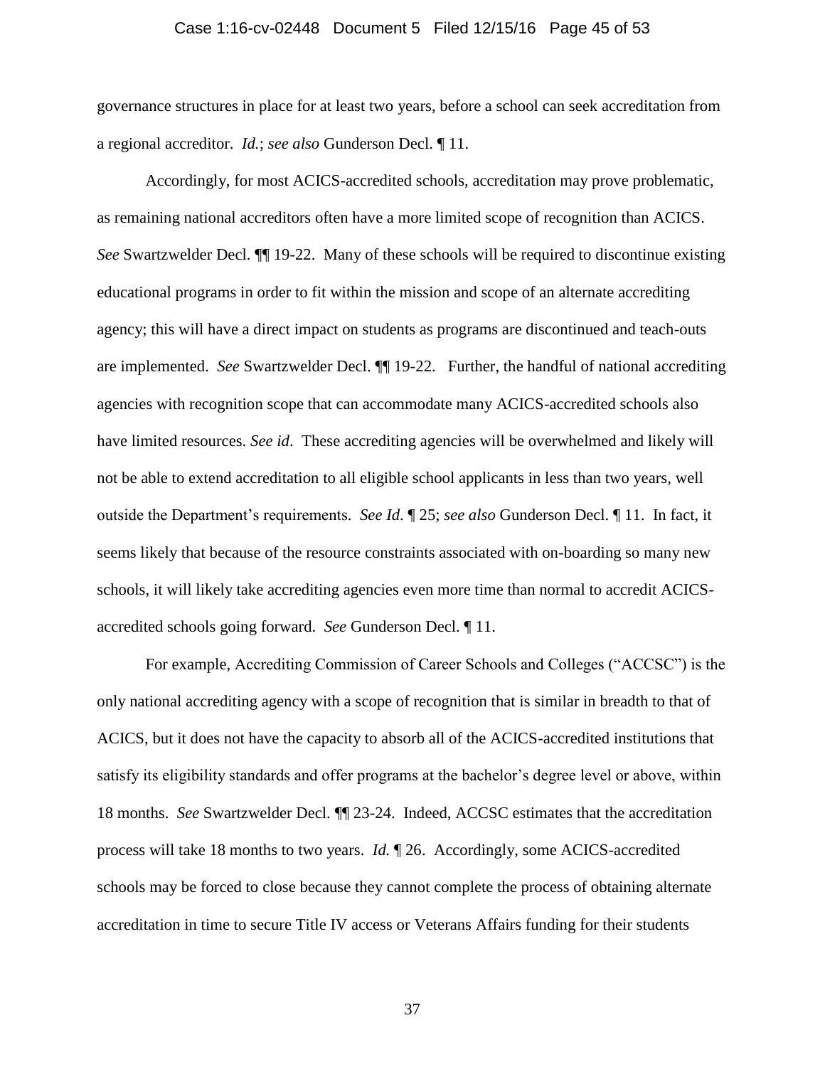governance structures in place for at least two years, before a school can seek accreditation from a regional accreditor. *Id.*; *see also* Gunderson Decl. ¶ 11.

Accordingly, for most ACICS-accredited schools, accreditation may prove problematic, as remaining national accreditors often have a more limited scope of recognition than ACICS. *See* Swartzwelder Decl. ¶¶ 19-22. Many of these schools will be required to discontinue existing educational programs in order to fit within the mission and scope of an alternate accrediting agency; this will have a direct impact on students as programs are discontinued and teach-outs are implemented. *See* Swartzwelder Decl. ¶¶ 19-22. Further, the handful of national accrediting agencies with recognition scope that can accommodate many ACICS-accredited schools also have limited resources. *See id*. These accrediting agencies will be overwhelmed and likely will not be able to extend accreditation to all eligible school applicants in less than two years, well outside the Department's requirements. *See Id*. ¶ 25; *see also* Gunderson Decl. ¶ 11. In fact, it seems likely that because of the resource constraints associated with on-boarding so many new schools, it will likely take accrediting agencies even more time than normal to accredit ACICS-accredited schools going forward. *See* Gunderson Decl. ¶ 11.

For example, Accrediting Commission of Career Schools and Colleges ("ACCSC") is the only national accrediting agency with a scope of recognition that is similar in breadth to that of ACICS, but it does not have the capacity to absorb all of the ACICS-accredited institutions that satisfy its eligibility standards and offer programs at the bachelor's degree level or above, within 18 months. *See* Swartzwelder Decl. ¶¶ 23-24. Indeed, ACCSC estimates that the accreditation process will take 18 months to two years. *Id.* ¶ 26. Accordingly, some ACICS-accredited schools may be forced to close because they cannot complete the process of obtaining alternate accreditation in time to secure Title IV access or Veterans Affairs funding for their students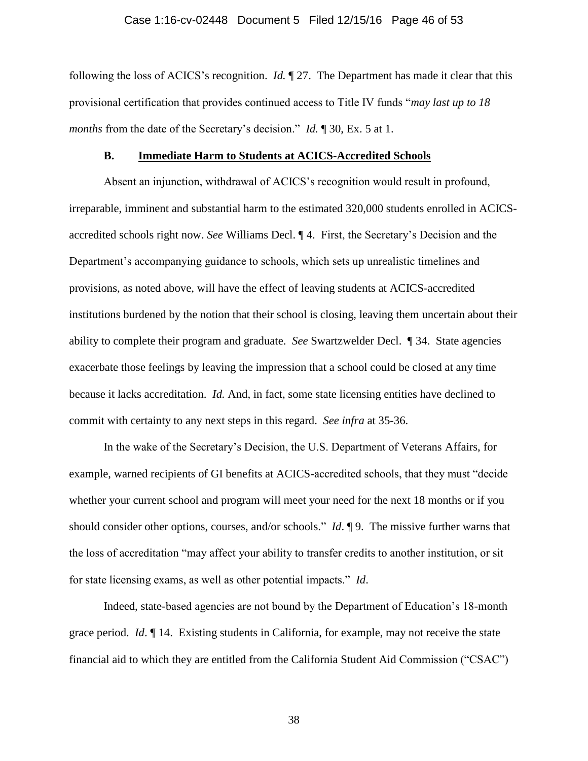following the loss of ACICS's recognition. *Id.* ¶ 27. The Department has made it clear that this provisional certification that provides continued access to Title IV funds "*may last up to 18 months* from the date of the Secretary's decision." *Id.* ¶ 30, Ex. 5 at 1.

### B. Immediate Harm to Students at ACICS-Accredited Schools

Absent an injunction, withdrawal of ACICS's recognition would result in profound, irreparable, imminent and substantial harm to the estimated 320,000 students enrolled in ACICS-accredited schools right now. *See* Williams Decl. ¶ 4. First, the Secretary's Decision and the Department's accompanying guidance to schools, which sets up unrealistic timelines and provisions, as noted above, will have the effect of leaving students at ACICS-accredited institutions burdened by the notion that their school is closing, leaving them uncertain about their ability to complete their program and graduate. *See* Swartzwelder Decl. ¶ 34. State agencies exacerbate those feelings by leaving the impression that a school could be closed at any time because it lacks accreditation. *Id.* And, in fact, some state licensing entities have declined to commit with certainty to any next steps in this regard. *See infra* at 35-36.

In the wake of the Secretary's Decision, the U.S. Department of Veterans Affairs, for example, warned recipients of GI benefits at ACICS-accredited schools, that they must "decide whether your current school and program will meet your need for the next 18 months or if you should consider other options, courses, and/or schools." *Id*. ¶ 9. The missive further warns that the loss of accreditation "may affect your ability to transfer credits to another institution, or sit for state licensing exams, as well as other potential impacts." *Id*.

Indeed, state-based agencies are not bound by the Department of Education's 18-month grace period. *Id*. ¶ 14. Existing students in California, for example, may not receive the state financial aid to which they are entitled from the California Student Aid Commission ("CSAC")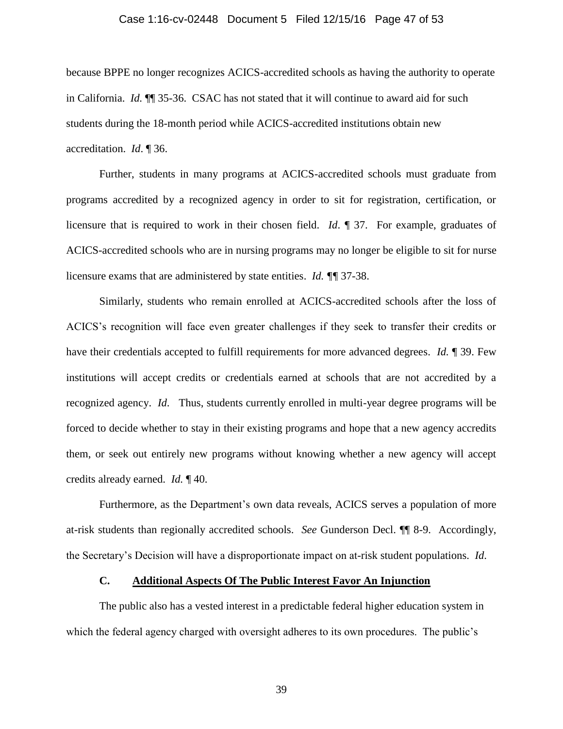because BPPE no longer recognizes ACICS-accredited schools as having the authority to operate in California. *Id.* ¶¶ 35-36. CSAC has not stated that it will continue to award aid for such students during the 18-month period while ACICS-accredited institutions obtain new accreditation. *Id*. ¶ 36.

Further, students in many programs at ACICS-accredited schools must graduate from programs accredited by a recognized agency in order to sit for registration, certification, or licensure that is required to work in their chosen field. *Id*. ¶ 37. For example, graduates of ACICS-accredited schools who are in nursing programs may no longer be eligible to sit for nurse licensure exams that are administered by state entities. *Id.* ¶¶ 37-38.

Similarly, students who remain enrolled at ACICS-accredited schools after the loss of ACICS's recognition will face even greater challenges if they seek to transfer their credits or have their credentials accepted to fulfill requirements for more advanced degrees. *Id.* ¶ 39. Few institutions will accept credits or credentials earned at schools that are not accredited by a recognized agency. *Id*. Thus, students currently enrolled in multi-year degree programs will be forced to decide whether to stay in their existing programs and hope that a new agency accredits them, or seek out entirely new programs without knowing whether a new agency will accept credits already earned. *Id.* ¶ 40.

Furthermore, as the Department's own data reveals, ACICS serves a population of more at-risk students than regionally accredited schools. *See* Gunderson Decl. ¶¶ 8-9. Accordingly, the Secretary's Decision will have a disproportionate impact on at-risk student populations. *Id.*

### C. Additional Aspects Of The Public Interest Favor An Injunction

The public also has a vested interest in a predictable federal higher education system in which the federal agency charged with oversight adheres to its own procedures. The public's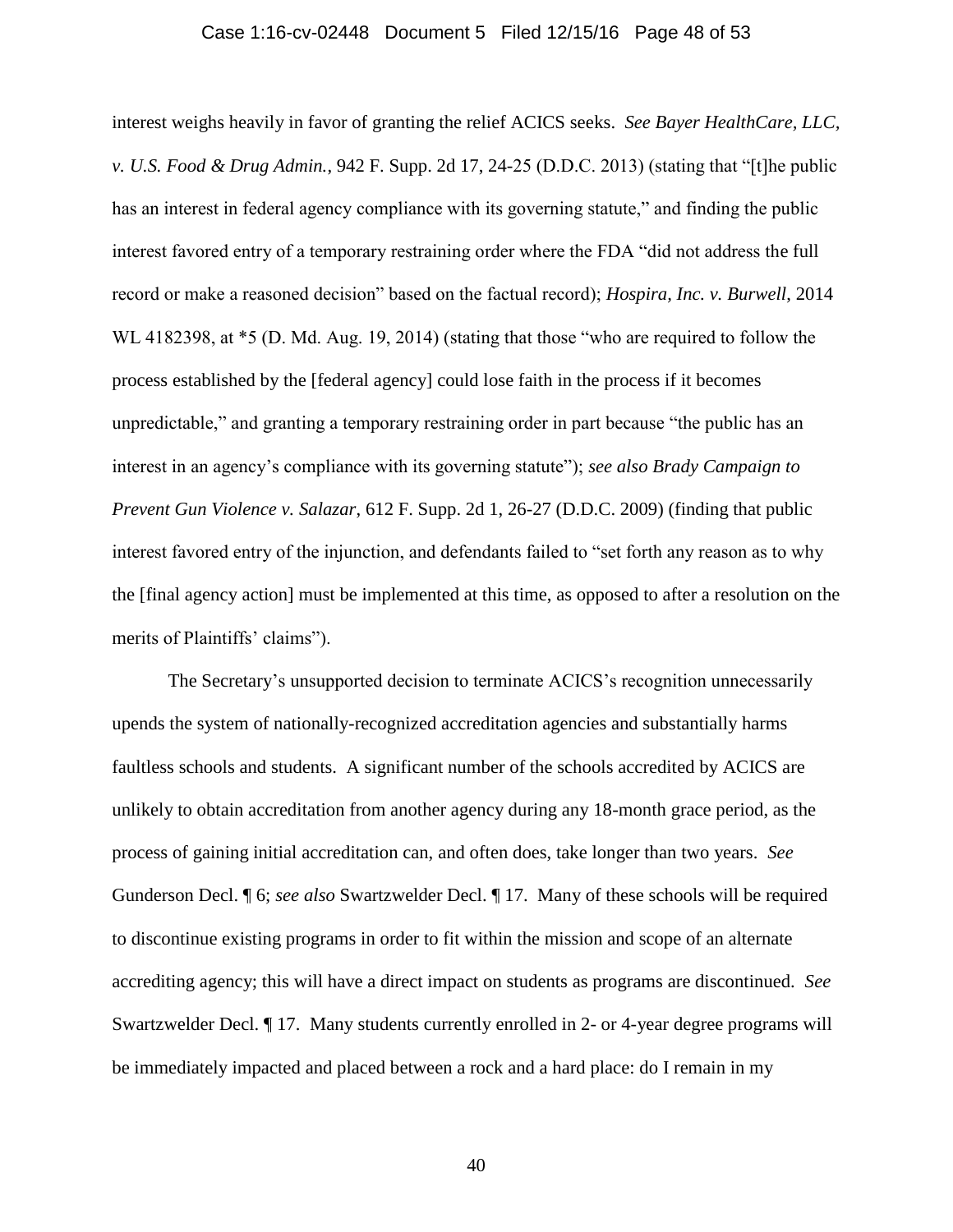interest weighs heavily in favor of granting the relief ACICS seeks. *See Bayer HealthCare, LLC, v. U.S. Food & Drug Admin.*, 942 F. Supp. 2d 17, 24-25 (D.D.C. 2013) (stating that "[t]he public has an interest in federal agency compliance with its governing statute," and finding the public interest favored entry of a temporary restraining order where the FDA "did not address the full record or make a reasoned decision" based on the factual record); *Hospira, Inc. v. Burwell*, 2014 WL 4182398, at *5 (D. Md. Aug. 19, 2014) (stating that those "who are required to follow the process established by the [federal agency] could lose faith in the process if it becomes unpredictable," and granting a temporary restraining order in part because "the public has an interest in an agency's compliance with its governing statute"); *see also Brady Campaign to Prevent Gun Violence v. Salazar*, 612 F. Supp. 2d 1, 26-27 (D.D.C. 2009) (finding that public interest favored entry of the injunction, and defendants failed to "set forth any reason as to why the [final agency action] must be implemented at this time, as opposed to after a resolution on the merits of Plaintiffs' claims").

The Secretary's unsupported decision to terminate ACICS's recognition unnecessarily upends the system of nationally-recognized accreditation agencies and substantially harms faultless schools and students. A significant number of the schools accredited by ACICS are unlikely to obtain accreditation from another agency during any 18-month grace period, as the process of gaining initial accreditation can, and often does, take longer than two years. *See* Gunderson Decl. ¶ 6; *see also* Swartzwelder Decl. ¶ 17. Many of these schools will be required to discontinue existing programs in order to fit within the mission and scope of an alternate accrediting agency; this will have a direct impact on students as programs are discontinued. *See* Swartzwelder Decl. ¶ 17. Many students currently enrolled in 2- or 4-year degree programs will be immediately impacted and placed between a rock and a hard place: do I remain in my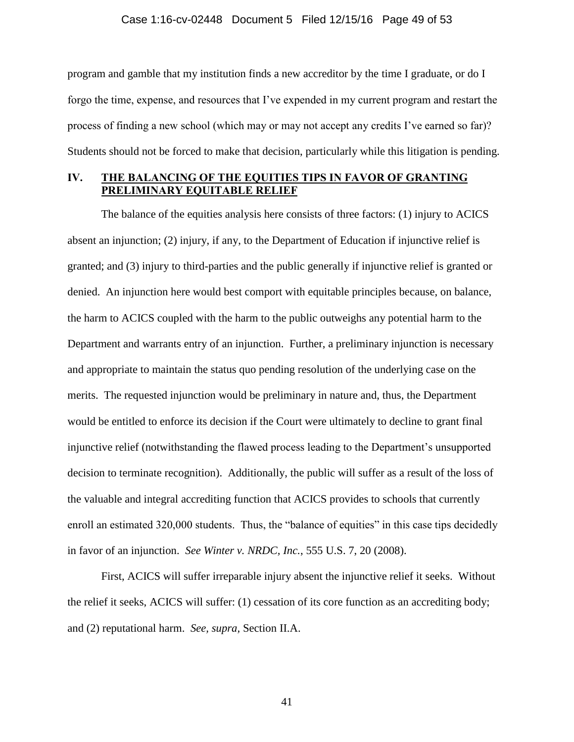program and gamble that my institution finds a new accreditor by the time I graduate, or do I forgo the time, expense, and resources that I've expended in my current program and restart the process of finding a new school (which may or may not accept any credits I've earned so far)? Students should not be forced to make that decision, particularly while this litigation is pending.

## IV. THE BALANCING OF THE EQUITIES TIPS IN FAVOR OF GRANTING PRELIMINARY EQUITABLE RELIEF

The balance of the equities analysis here consists of three factors: (1) injury to ACICS absent an injunction; (2) injury, if any, to the Department of Education if injunctive relief is granted; and (3) injury to third-parties and the public generally if injunctive relief is granted or denied. An injunction here would best comport with equitable principles because, on balance, the harm to ACICS coupled with the harm to the public outweighs any potential harm to the Department and warrants entry of an injunction. Further, a preliminary injunction is necessary and appropriate to maintain the status quo pending resolution of the underlying case on the merits. The requested injunction would be preliminary in nature and, thus, the Department would be entitled to enforce its decision if the Court were ultimately to decline to grant final injunctive relief (notwithstanding the flawed process leading to the Department's unsupported decision to terminate recognition). Additionally, the public will suffer as a result of the loss of the valuable and integral accrediting function that ACICS provides to schools that currently enroll an estimated 320,000 students. Thus, the "balance of equities" in this case tips decidedly in favor of an injunction. *See Winter v. NRDC, Inc.*, 555 U.S. 7, 20 (2008).

First, ACICS will suffer irreparable injury absent the injunctive relief it seeks. Without the relief it seeks, ACICS will suffer: (1) cessation of its core function as an accrediting body; and (2) reputational harm. *See, supra*, Section II.A.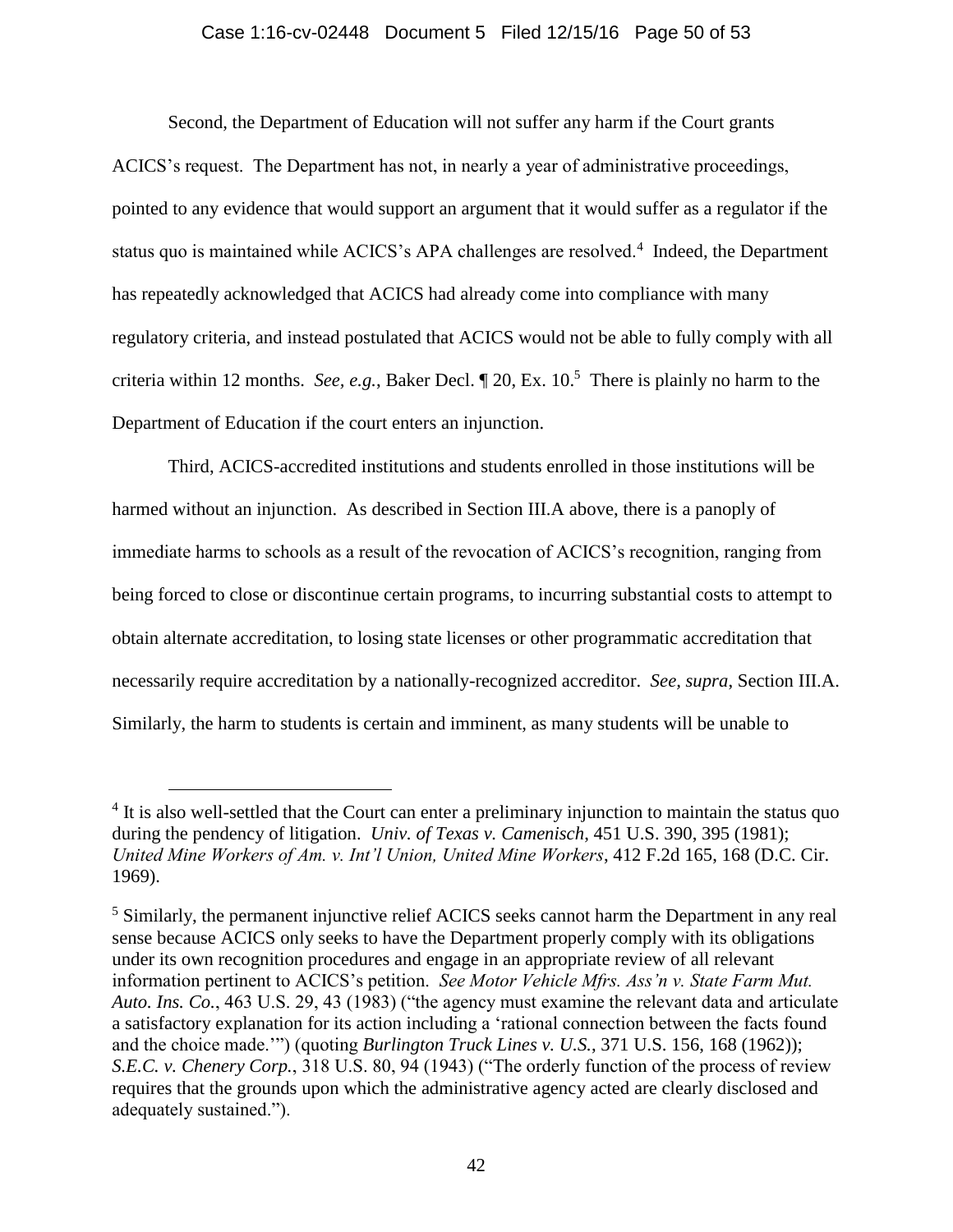Second, the Department of Education will not suffer any harm if the Court grants ACICS's request. The Department has not, in nearly a year of administrative proceedings, pointed to any evidence that would support an argument that it would suffer as a regulator if the status quo is maintained while ACICS's APA challenges are resolved.[4] Indeed, the Department has repeatedly acknowledged that ACICS had already come into compliance with many regulatory criteria, and instead postulated that ACICS would not be able to fully comply with all criteria within 12 months. *See, e.g.*, Baker Decl. ¶ 20, Ex. 10.[5] There is plainly no harm to the Department of Education if the court enters an injunction.

Third, ACICS-accredited institutions and students enrolled in those institutions will be harmed without an injunction. As described in Section III.A above, there is a panoply of immediate harms to schools as a result of the revocation of ACICS's recognition, ranging from being forced to close or discontinue certain programs, to incurring substantial costs to attempt to obtain alternate accreditation, to losing state licenses or other programmatic accreditation that necessarily require accreditation by a nationally-recognized accreditor. *See, supra*, Section III.A. Similarly, the harm to students is certain and imminent, as many students will be unable to

---

[4] It is also well-settled that the Court can enter a preliminary injunction to maintain the status quo during the pendency of litigation. *Univ. of Texas v. Camenisch*, 451 U.S. 390, 395 (1981); *United Mine Workers of Am. v. Int'l Union, United Mine Workers*, 412 F.2d 165, 168 (D.C. Cir. 1969).

[5] Similarly, the permanent injunctive relief ACICS seeks cannot harm the Department in any real sense because ACICS only seeks to have the Department properly comply with its obligations under its own recognition procedures and engage in an appropriate review of all relevant information pertinent to ACICS's petition. *See Motor Vehicle Mfrs. Ass'n v. State Farm Mut. Auto. Ins. Co.*, 463 U.S. 29, 43 (1983) ("the agency must examine the relevant data and articulate a satisfactory explanation for its action including a 'rational connection between the facts found and the choice made.'") (quoting *Burlington Truck Lines v. U.S.*, 371 U.S. 156, 168 (1962)); *S.E.C. v. Chenery Corp.*, 318 U.S. 80, 94 (1943) ("The orderly function of the process of review requires that the grounds upon which the administrative agency acted are clearly disclosed and adequately sustained.").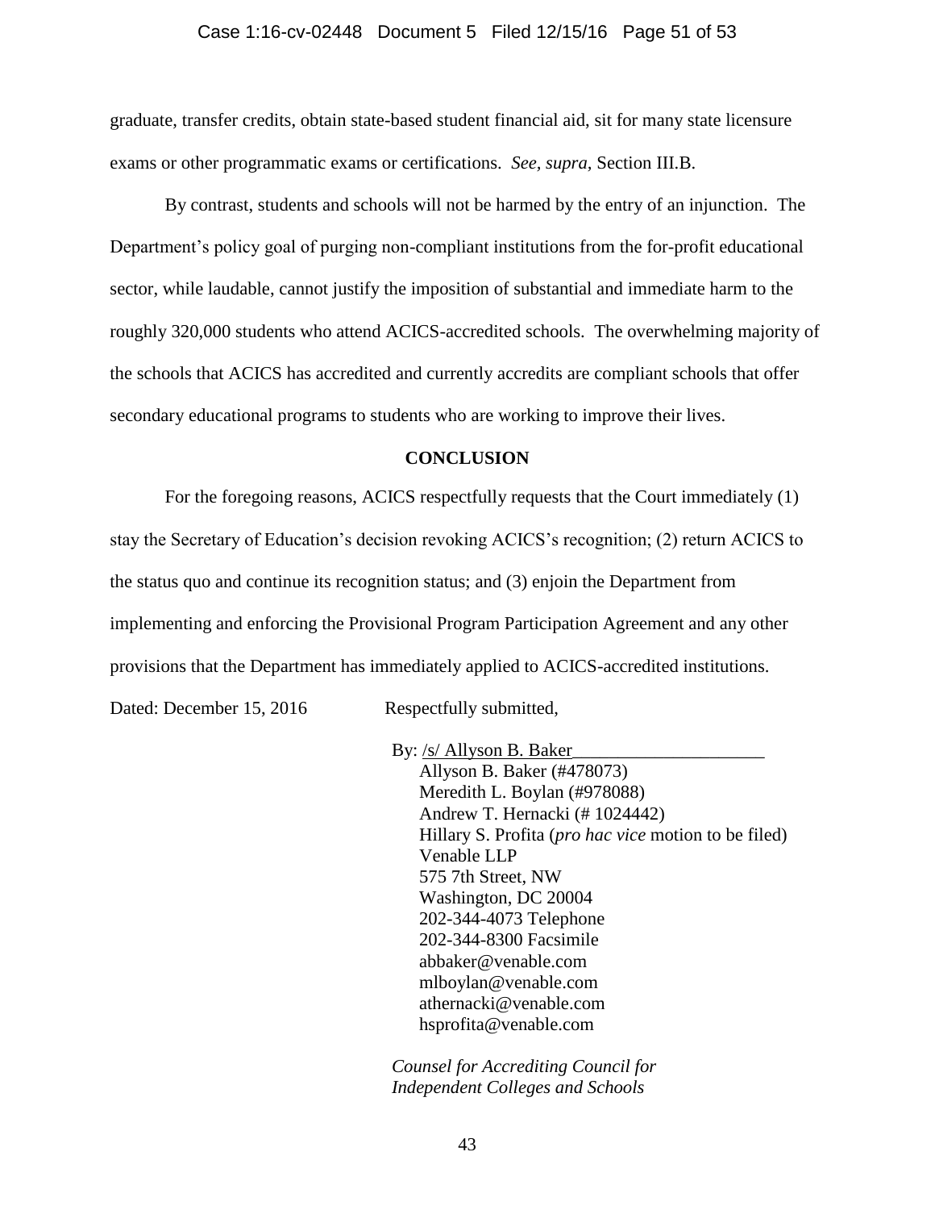graduate, transfer credits, obtain state-based student financial aid, sit for many state licensure exams or other programmatic exams or certifications. *See, supra*, Section III.B.

By contrast, students and schools will not be harmed by the entry of an injunction. The Department's policy goal of purging non-compliant institutions from the for-profit educational sector, while laudable, cannot justify the imposition of substantial and immediate harm to the roughly 320,000 students who attend ACICS-accredited schools. The overwhelming majority of the schools that ACICS has accredited and currently accredits are compliant schools that offer secondary educational programs to students who are working to improve their lives.

## CONCLUSION

For the foregoing reasons, ACICS respectfully requests that the Court immediately (1) stay the Secretary of Education's decision revoking ACICS's recognition; (2) return ACICS to the status quo and continue its recognition status; and (3) enjoin the Department from implementing and enforcing the Provisional Program Participation Agreement and any other provisions that the Department has immediately applied to ACICS-accredited institutions.

Dated: December 15, 2016

Respectfully submitted,

By: /s/ Allyson B. Baker
Allyson B. Baker (#478073)
Meredith L. Boylan (#978088)
Andrew T. Hernacki (# 1024442)
Hillary S. Profita (*pro hac vice* motion to be filed)
Venable LLP
575 7th Street, NW
Washington, DC 20004
202-344-4073 Telephone
202-344-8300 Facsimile
abbaker@venable.com
mlboylan@venable.com
athernacki@venable.com
hsprofita@venable.com

*Counsel for Accrediting Council for Independent Colleges and Schools*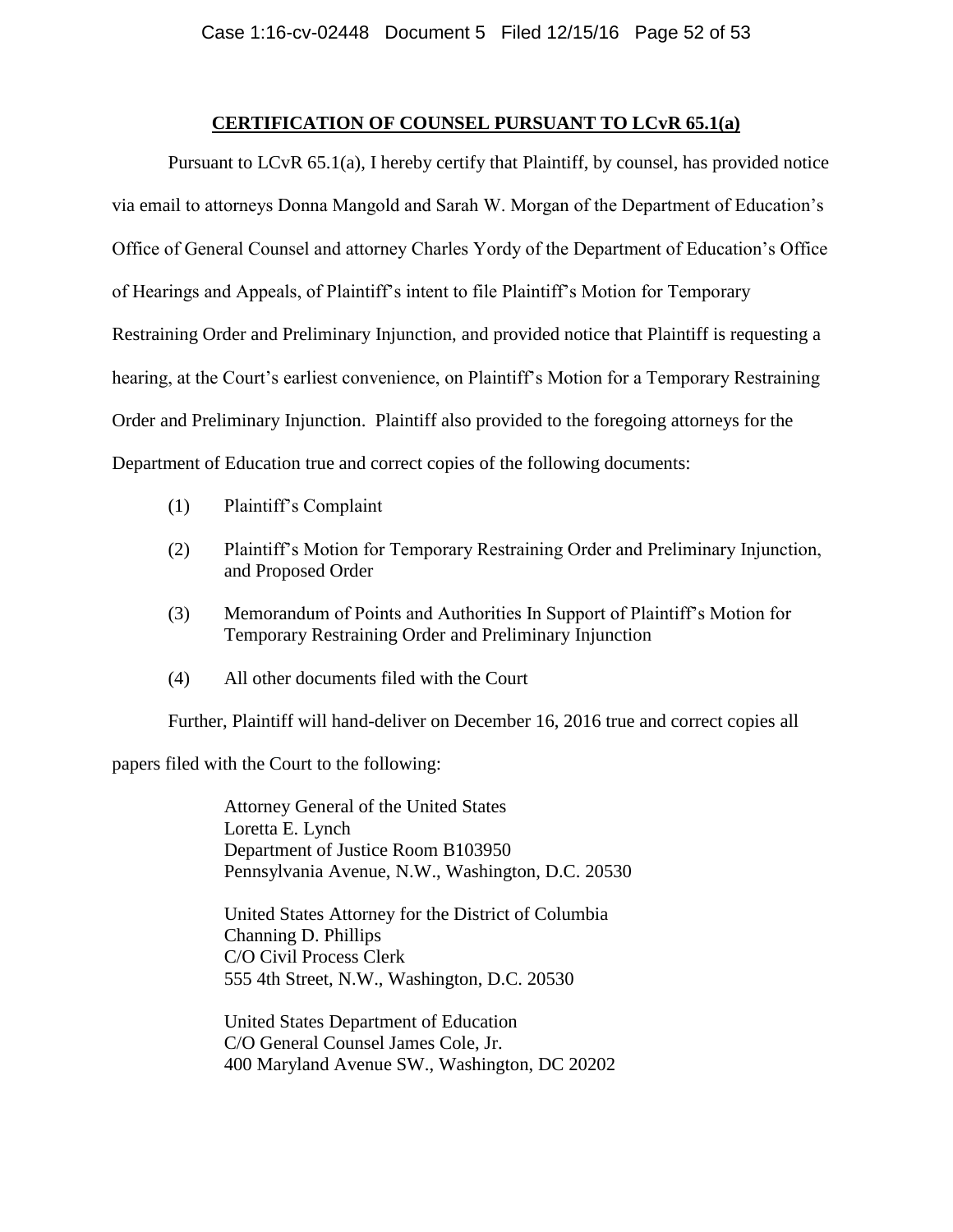**CERTIFICATION OF COUNSEL PURSUANT TO LCvR 65.1(a)**

Pursuant to LCvR 65.1(a), I hereby certify that Plaintiff, by counsel, has provided notice via email to attorneys Donna Mangold and Sarah W. Morgan of the Department of Education's Office of General Counsel and attorney Charles Yordy of the Department of Education's Office of Hearings and Appeals, of Plaintiff's intent to file Plaintiff's Motion for Temporary Restraining Order and Preliminary Injunction, and provided notice that Plaintiff is requesting a hearing, at the Court's earliest convenience, on Plaintiff's Motion for a Temporary Restraining Order and Preliminary Injunction. Plaintiff also provided to the foregoing attorneys for the Department of Education true and correct copies of the following documents:

(1) Plaintiff's Complaint

(2) Plaintiff's Motion for Temporary Restraining Order and Preliminary Injunction, and Proposed Order

(3) Memorandum of Points and Authorities In Support of Plaintiff's Motion for Temporary Restraining Order and Preliminary Injunction

(4) All other documents filed with the Court

Further, Plaintiff will hand-deliver on December 16, 2016 true and correct copies all papers filed with the Court to the following:

Attorney General of the United States
Loretta E. Lynch
Department of Justice Room B103950
Pennsylvania Avenue, N.W., Washington, D.C. 20530

United States Attorney for the District of Columbia
Channing D. Phillips
C/O Civil Process Clerk
555 4th Street, N.W., Washington, D.C. 20530

United States Department of Education
C/O General Counsel James Cole, Jr.
400 Maryland Avenue SW., Washington, DC 20202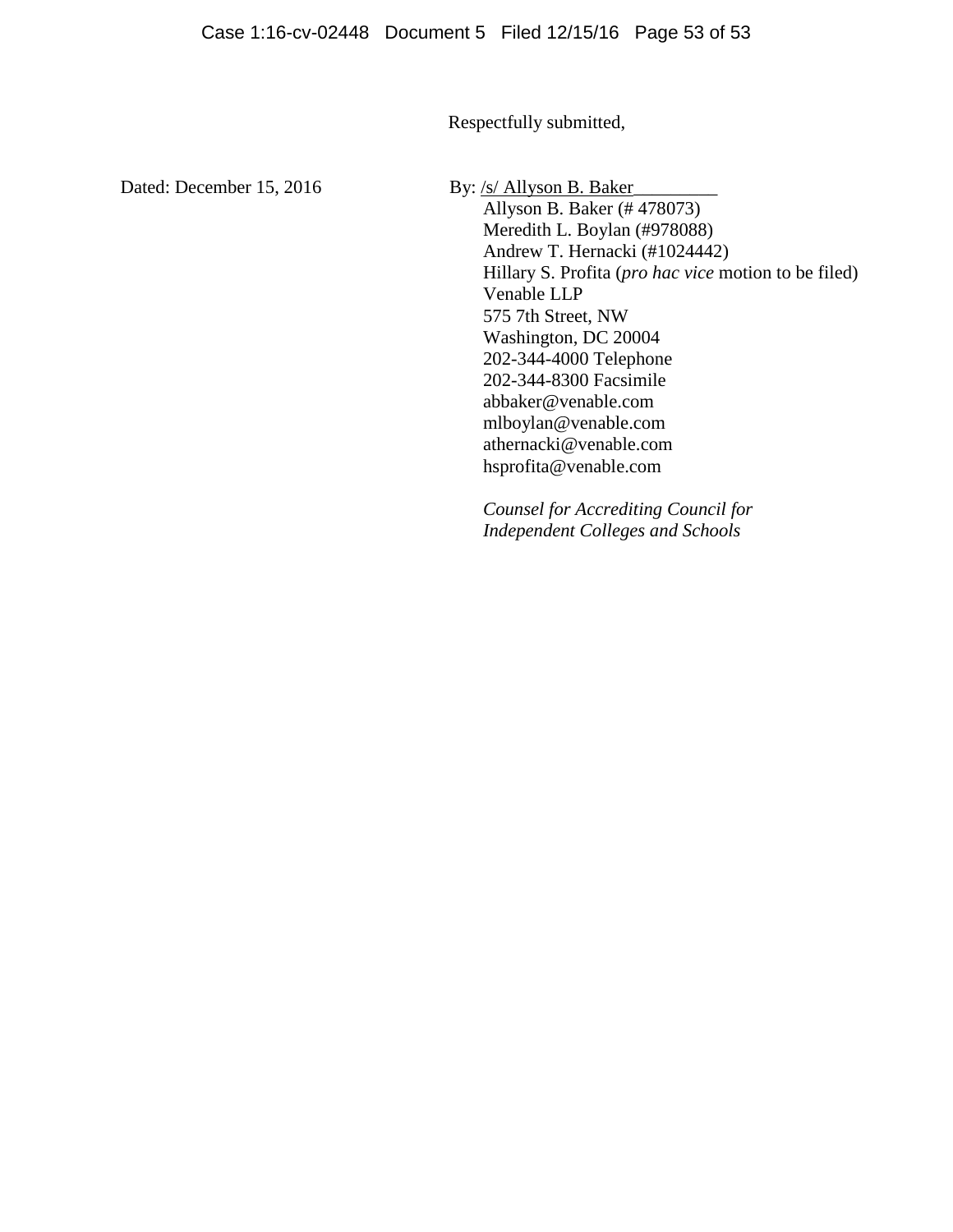Respectfully submitted,

Dated: December 15, 2016

By: /s/ Allyson B. Baker_________

Allyson B. Baker (# 478073)
Meredith L. Boylan (#978088)
Andrew T. Hernacki (#1024442)
Hillary S. Profita (*pro hac vice* motion to be filed)
Venable LLP
575 7th Street, NW
Washington, DC 20004
202-344-4000 Telephone
202-344-8300 Facsimile
abbaker@venable.com
mlboylan@venable.com
athernacki@venable.com
hsprofita@venable.com

*Counsel for Accrediting Council for Independent Colleges and Schools*